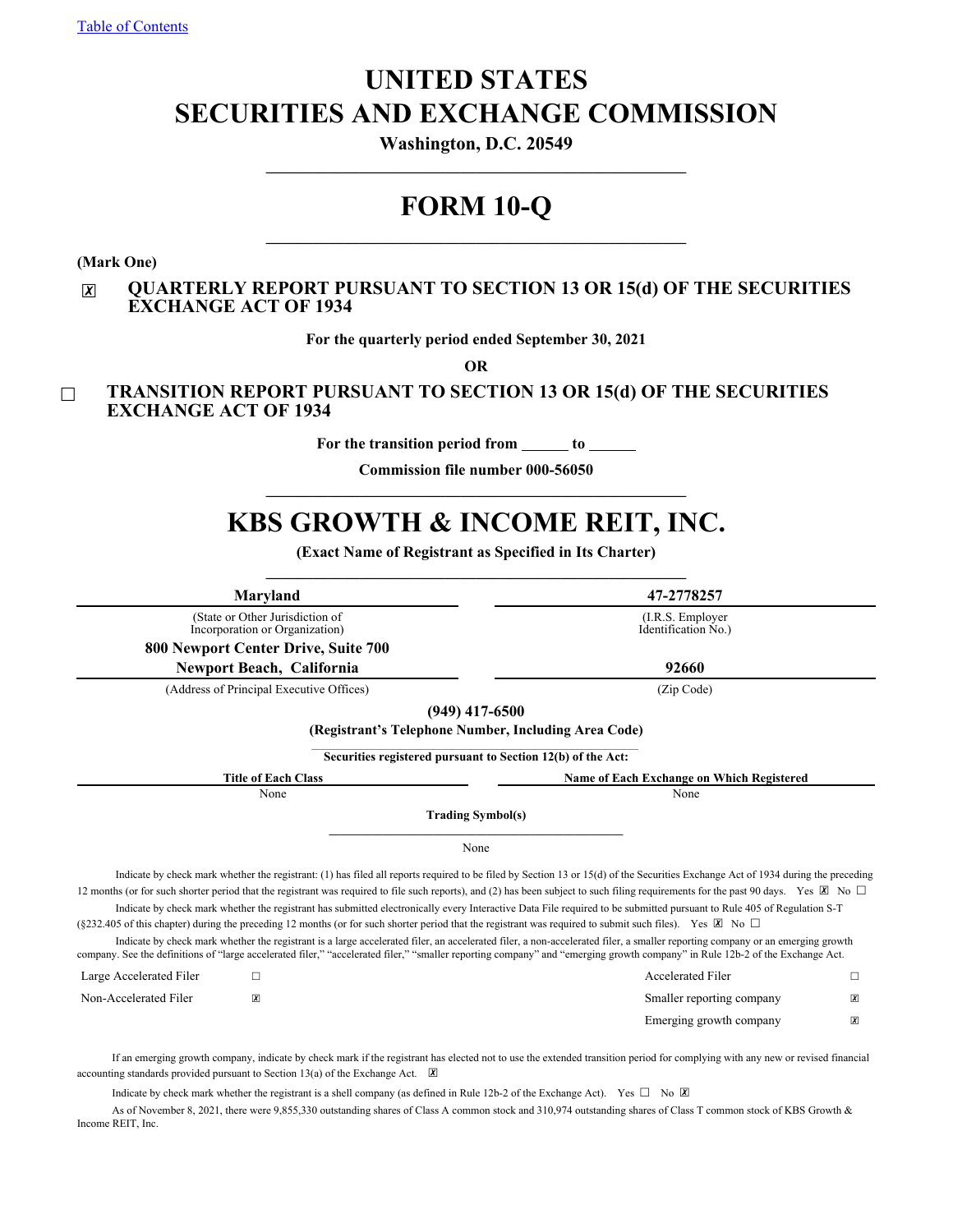Table of Contents

# UNITED STATES
# SECURITIES AND EXCHANGE COMMISSION

**Washington, D.C. 20549**

# FORM 10-Q

**(Mark One)**

☒ **QUARTERLY REPORT PURSUANT TO SECTION 13 OR 15(d) OF THE SECURITIES EXCHANGE ACT OF 1934**

**For the quarterly period ended September 30, 2021**

**OR**

☐ **TRANSITION REPORT PURSUANT TO SECTION 13 OR 15(d) OF THE SECURITIES EXCHANGE ACT OF 1934**

**For the transition period from ______ to ______**

**Commission file number 000-56050**

# KBS GROWTH & INCOME REIT, INC.

**(Exact Name of Registrant as Specified in Its Charter)**

| | |
|---|---|
| **Maryland** | **47-2778257** |
| (State or Other Jurisdiction of Incorporation or Organization) | (I.R.S. Employer Identification No.) |
| **800 Newport Center Drive, Suite 700 Newport Beach, California** | **92660** |
| (Address of Principal Executive Offices) | (Zip Code) |

**(949) 417-6500**

**(Registrant's Telephone Number, Including Area Code)**

**Securities registered pursuant to Section 12(b) of the Act:**

| Title of Each Class | Name of Each Exchange on Which Registered |
|---|---|
| None | None |

**Trading Symbol(s)**

None

Indicate by check mark whether the registrant: (1) has filed all reports required to be filed by Section 13 or 15(d) of the Securities Exchange Act of 1934 during the preceding 12 months (or for such shorter period that the registrant was required to file such reports), and (2) has been subject to such filing requirements for the past 90 days. Yes ☒ No ☐

Indicate by check mark whether the registrant has submitted electronically every Interactive Data File required to be submitted pursuant to Rule 405 of Regulation S-T (§232.405 of this chapter) during the preceding 12 months (or for such shorter period that the registrant was required to submit such files). Yes ☒ No ☐

Indicate by check mark whether the registrant is a large accelerated filer, an accelerated filer, a non-accelerated filer, a smaller reporting company or an emerging growth company. See the definitions of "large accelerated filer," "accelerated filer," "smaller reporting company" and "emerging growth company" in Rule 12b-2 of the Exchange Act.

| | | | |
|---|---|---|---|
| Large Accelerated Filer | ☐ | Accelerated Filer | ☐ |
| Non-Accelerated Filer | ☒ | Smaller reporting company | ☒ |
| | | Emerging growth company | ☒ |

If an emerging growth company, indicate by check mark if the registrant has elected not to use the extended transition period for complying with any new or revised financial accounting standards provided pursuant to Section 13(a) of the Exchange Act. ☒

Indicate by check mark whether the registrant is a shell company (as defined in Rule 12b-2 of the Exchange Act). Yes ☐ No ☒

As of November 8, 2021, there were 9,855,330 outstanding shares of Class A common stock and 310,974 outstanding shares of Class T common stock of KBS Growth & Income REIT, Inc.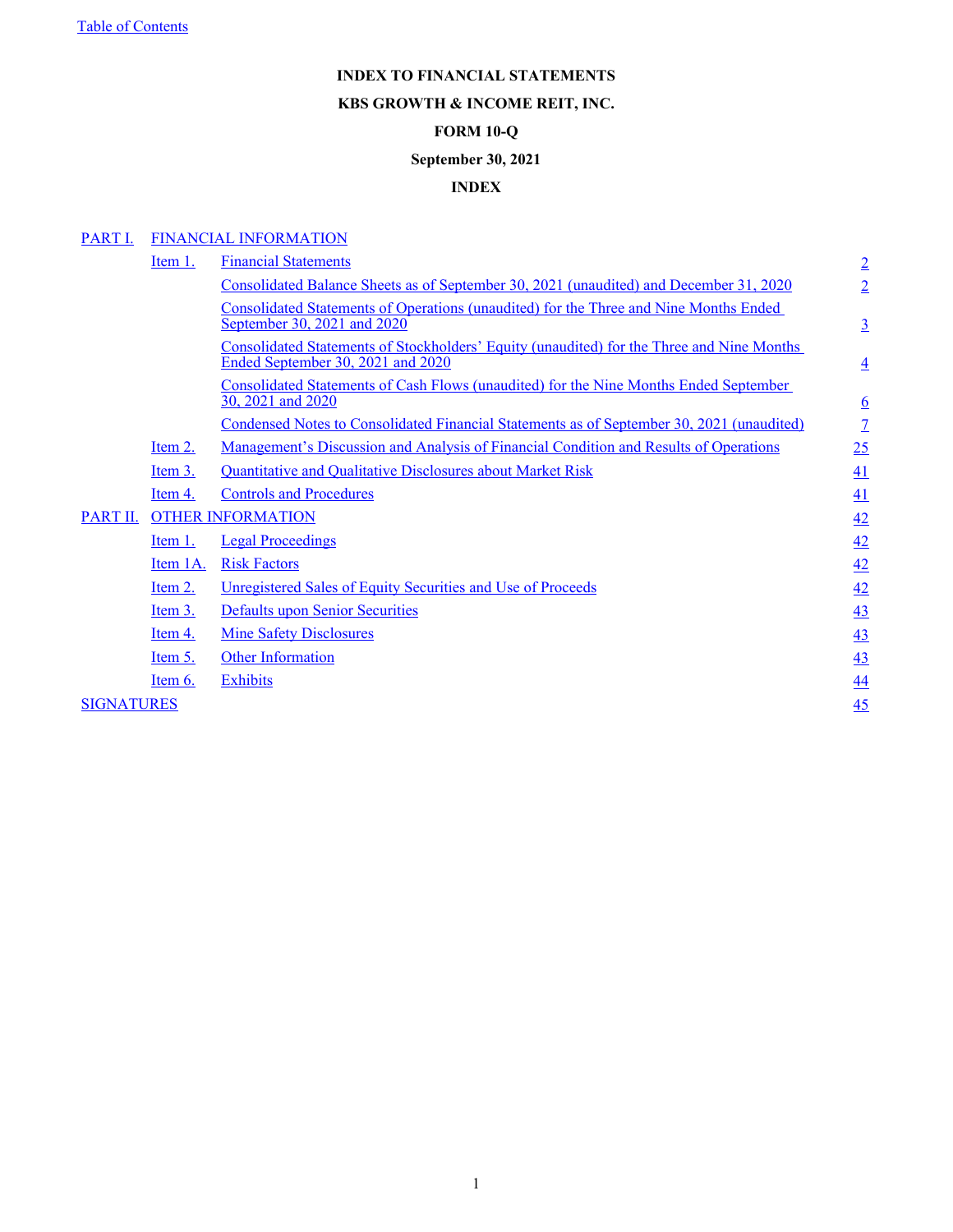Table of Contents

# INDEX TO FINANCIAL STATEMENTS

## KBS GROWTH & INCOME REIT, INC.

## FORM 10-Q

## September 30, 2021

## INDEX

| | | | |
|---|---|---|---|
| PART I. | FINANCIAL INFORMATION | | |
| | Item 1. | Financial Statements | 2 |
| | | Consolidated Balance Sheets as of September 30, 2021 (unaudited) and December 31, 2020 | 2 |
| | | Consolidated Statements of Operations (unaudited) for the Three and Nine Months Ended September 30, 2021 and 2020 | 3 |
| | | Consolidated Statements of Stockholders' Equity (unaudited) for the Three and Nine Months Ended September 30, 2021 and 2020 | 4 |
| | | Consolidated Statements of Cash Flows (unaudited) for the Nine Months Ended September 30, 2021 and 2020 | 6 |
| | | Condensed Notes to Consolidated Financial Statements as of September 30, 2021 (unaudited) | 7 |
| | Item 2. | Management's Discussion and Analysis of Financial Condition and Results of Operations | 25 |
| | Item 3. | Quantitative and Qualitative Disclosures about Market Risk | 41 |
| | Item 4. | Controls and Procedures | 41 |
| PART II. | OTHER INFORMATION | | 42 |
| | Item 1. | Legal Proceedings | 42 |
| | Item 1A. | Risk Factors | 42 |
| | Item 2. | Unregistered Sales of Equity Securities and Use of Proceeds | 42 |
| | Item 3. | Defaults upon Senior Securities | 43 |
| | Item 4. | Mine Safety Disclosures | 43 |
| | Item 5. | Other Information | 43 |
| | Item 6. | Exhibits | 44 |
| SIGNATURES | | | 45 |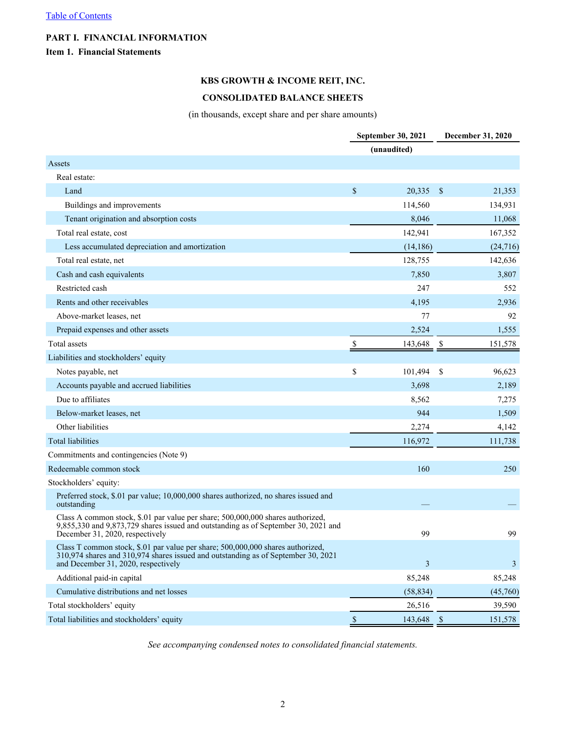[Table of Contents](#)

**PART I. FINANCIAL INFORMATION**

**Item 1. Financial Statements**

## KBS GROWTH & INCOME REIT, INC.

## CONSOLIDATED BALANCE SHEETS

(in thousands, except share and per share amounts)

| | September 30, 2021 | December 31, 2020 |
|---|---|---|
| | (unaudited) | |
| **Assets** | | |
| Real estate: | | |
| Land | $ 20,335 | $ 21,353 |
| Buildings and improvements | 114,560 | 134,931 |
| Tenant origination and absorption costs | 8,046 | 11,068 |
| Total real estate, cost | 142,941 | 167,352 |
| Less accumulated depreciation and amortization | (14,186) | (24,716) |
| Total real estate, net | 128,755 | 142,636 |
| Cash and cash equivalents | 7,850 | 3,807 |
| Restricted cash | 247 | 552 |
| Rents and other receivables | 4,195 | 2,936 |
| Above-market leases, net | 77 | 92 |
| Prepaid expenses and other assets | 2,524 | 1,555 |
| Total assets | $ 143,648 | $ 151,578 |
| **Liabilities and stockholders' equity** | | |
| Notes payable, net | $ 101,494 | $ 96,623 |
| Accounts payable and accrued liabilities | 3,698 | 2,189 |
| Due to affiliates | 8,562 | 7,275 |
| Below-market leases, net | 944 | 1,509 |
| Other liabilities | 2,274 | 4,142 |
| Total liabilities | 116,972 | 111,738 |
| Commitments and contingencies (Note 9) | | |
| Redeemable common stock | 160 | 250 |
| Stockholders' equity: | | |
| Preferred stock, $.01 par value; 10,000,000 shares authorized, no shares issued and outstanding | — | — |
| Class A common stock, $.01 par value per share; 500,000,000 shares authorized, 9,855,330 and 9,873,729 shares issued and outstanding as of September 30, 2021 and December 31, 2020, respectively | 99 | 99 |
| Class T common stock, $.01 par value per share; 500,000,000 shares authorized, 310,974 shares and 310,974 shares issued and outstanding as of September 30, 2021 and December 31, 2020, respectively | 3 | 3 |
| Additional paid-in capital | 85,248 | 85,248 |
| Cumulative distributions and net losses | (58,834) | (45,760) |
| Total stockholders' equity | 26,516 | 39,590 |
| Total liabilities and stockholders' equity | $ 143,648 | $ 151,578 |

*See accompanying condensed notes to consolidated financial statements.*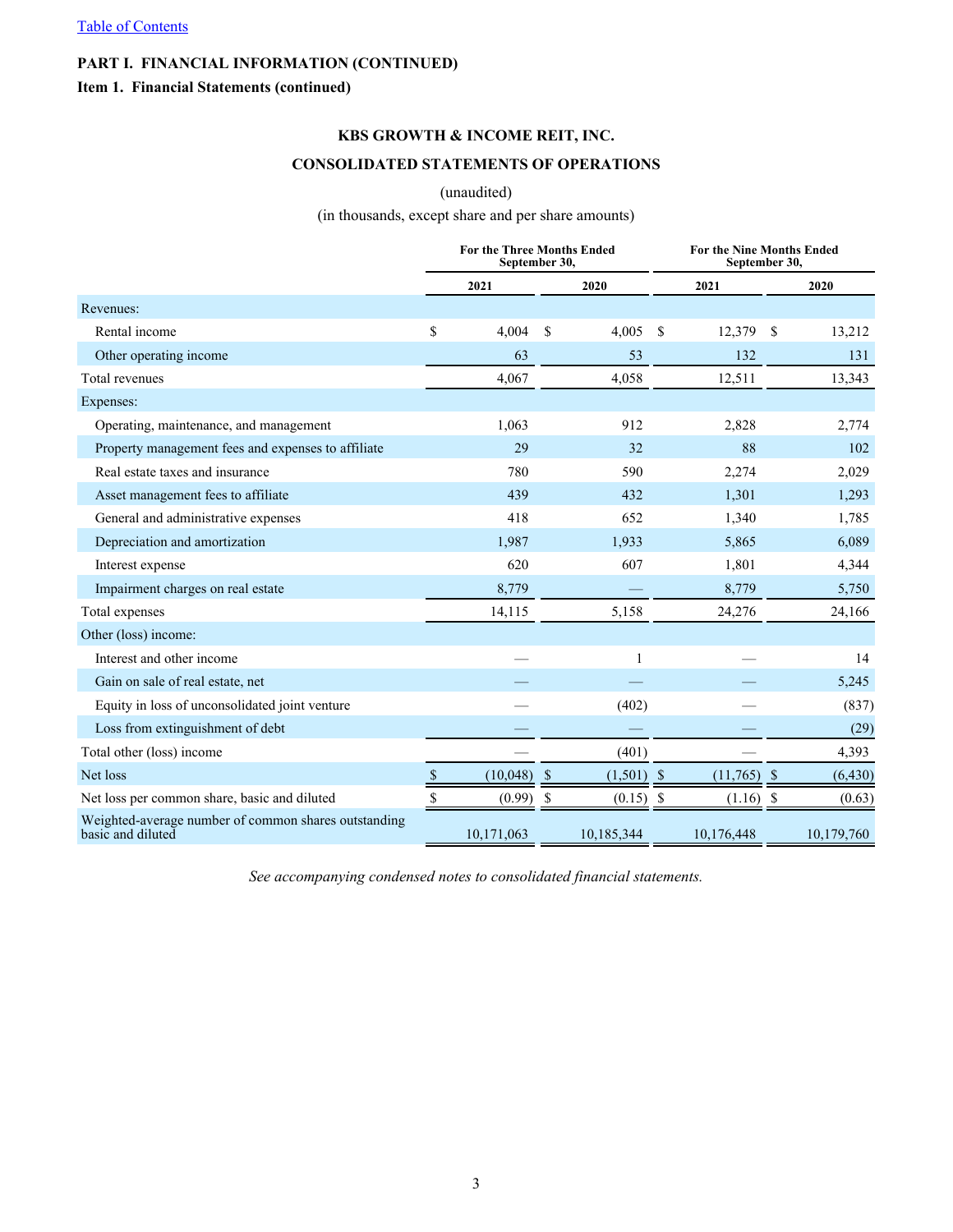[Table of Contents](#)

**PART I. FINANCIAL INFORMATION (CONTINUED)**

**Item 1. Financial Statements (continued)**

**KBS GROWTH & INCOME REIT, INC.**

**CONSOLIDATED STATEMENTS OF OPERATIONS**

(unaudited)

(in thousands, except share and per share amounts)

| | For the Three Months Ended September 30, | | For the Nine Months Ended September 30, | |
|---|---|---|---|---|
| | 2021 | 2020 | 2021 | 2020 |
| Revenues: | | | | |
| Rental income | $ 4,004 | $ 4,005 | $ 12,379 | $ 13,212 |
| Other operating income | 63 | 53 | 132 | 131 |
| Total revenues | 4,067 | 4,058 | 12,511 | 13,343 |
| Expenses: | | | | |
| Operating, maintenance, and management | 1,063 | 912 | 2,828 | 2,774 |
| Property management fees and expenses to affiliate | 29 | 32 | 88 | 102 |
| Real estate taxes and insurance | 780 | 590 | 2,274 | 2,029 |
| Asset management fees to affiliate | 439 | 432 | 1,301 | 1,293 |
| General and administrative expenses | 418 | 652 | 1,340 | 1,785 |
| Depreciation and amortization | 1,987 | 1,933 | 5,865 | 6,089 |
| Interest expense | 620 | 607 | 1,801 | 4,344 |
| Impairment charges on real estate | 8,779 | — | 8,779 | 5,750 |
| Total expenses | 14,115 | 5,158 | 24,276 | 24,166 |
| Other (loss) income: | | | | |
| Interest and other income | — | 1 | — | 14 |
| Gain on sale of real estate, net | — | — | — | 5,245 |
| Equity in loss of unconsolidated joint venture | — | (402) | — | (837) |
| Loss from extinguishment of debt | — | — | — | (29) |
| Total other (loss) income | — | (401) | — | 4,393 |
| Net loss | $ (10,048) | $ (1,501) | $ (11,765) | $ (6,430) |
| Net loss per common share, basic and diluted | $ (0.99) | $ (0.15) | $ (1.16) | $ (0.63) |
| Weighted-average number of common shares outstanding basic and diluted | 10,171,063 | 10,185,344 | 10,176,448 | 10,179,760 |

*See accompanying condensed notes to consolidated financial statements.*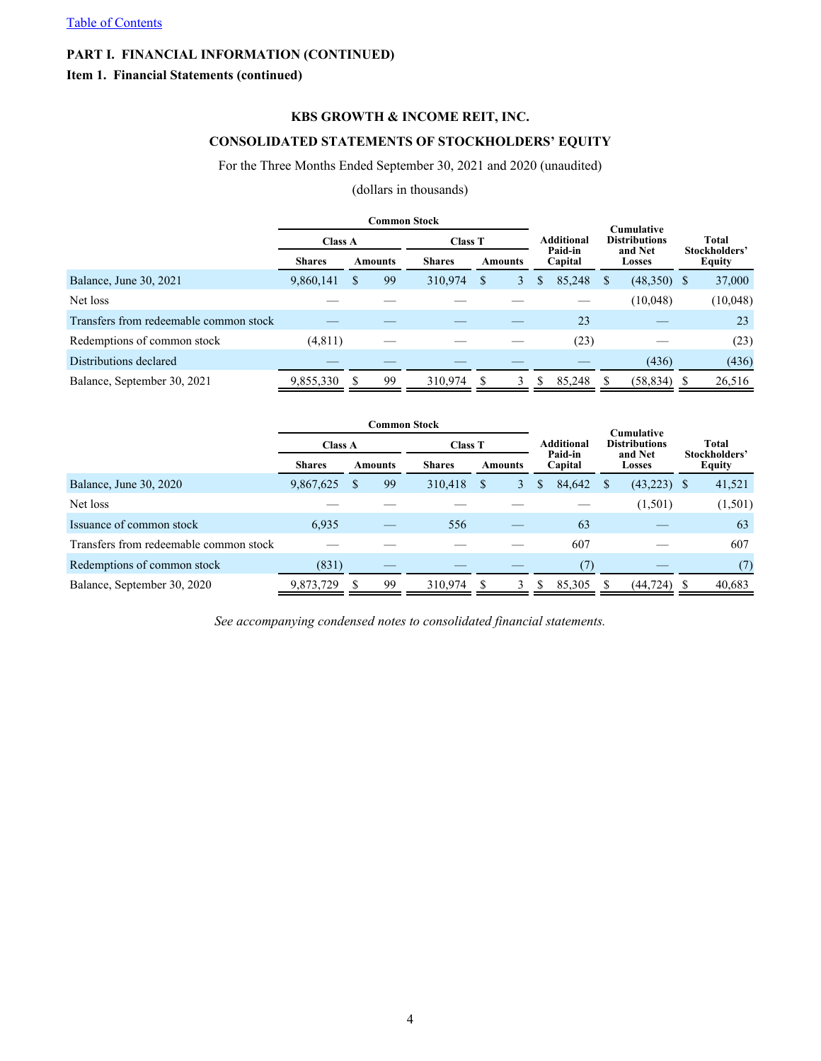[Table of Contents](#)

**PART I. FINANCIAL INFORMATION (CONTINUED)**

**Item 1. Financial Statements (continued)**

**KBS GROWTH & INCOME REIT, INC.**

**CONSOLIDATED STATEMENTS OF STOCKHOLDERS' EQUITY**

For the Three Months Ended September 30, 2021 and 2020 (unaudited)

(dollars in thousands)

| | Common Stock | | | | Additional Paid-in Capital | Cumulative Distributions and Net Losses | Total Stockholders' Equity |
|---|---|---|---|---|---|---|---|
| | Class A | | Class T | | | | |
| | Shares | Amounts | Shares | Amounts | | | |
| Balance, June 30, 2021 | 9,860,141 | $ 99 | 310,974 | $ 3 | $ 85,248 | $ (48,350) | $ 37,000 |
| Net loss | — | — | — | — | — | (10,048) | (10,048) |
| Transfers from redeemable common stock | — | — | — | — | 23 | — | 23 |
| Redemptions of common stock | (4,811) | — | — | — | (23) | — | (23) |
| Distributions declared | — | — | — | — | — | (436) | (436) |
| Balance, September 30, 2021 | 9,855,330 | $ 99 | 310,974 | $ 3 | $ 85,248 | $ (58,834) | $ 26,516 |

| | Common Stock | | | | Additional Paid-in Capital | Cumulative Distributions and Net Losses | Total Stockholders' Equity |
|---|---|---|---|---|---|---|---|
| | Class A | | Class T | | | | |
| | Shares | Amounts | Shares | Amounts | | | |
| Balance, June 30, 2020 | 9,867,625 | $ 99 | 310,418 | $ 3 | $ 84,642 | $ (43,223) | $ 41,521 |
| Net loss | — | — | — | — | — | (1,501) | (1,501) |
| Issuance of common stock | 6,935 | — | 556 | — | 63 | — | 63 |
| Transfers from redeemable common stock | — | — | — | — | 607 | — | 607 |
| Redemptions of common stock | (831) | — | — | — | (7) | — | (7) |
| Balance, September 30, 2020 | 9,873,729 | $ 99 | 310,974 | $ 3 | $ 85,305 | $ (44,724) | $ 40,683 |

*See accompanying condensed notes to consolidated financial statements.*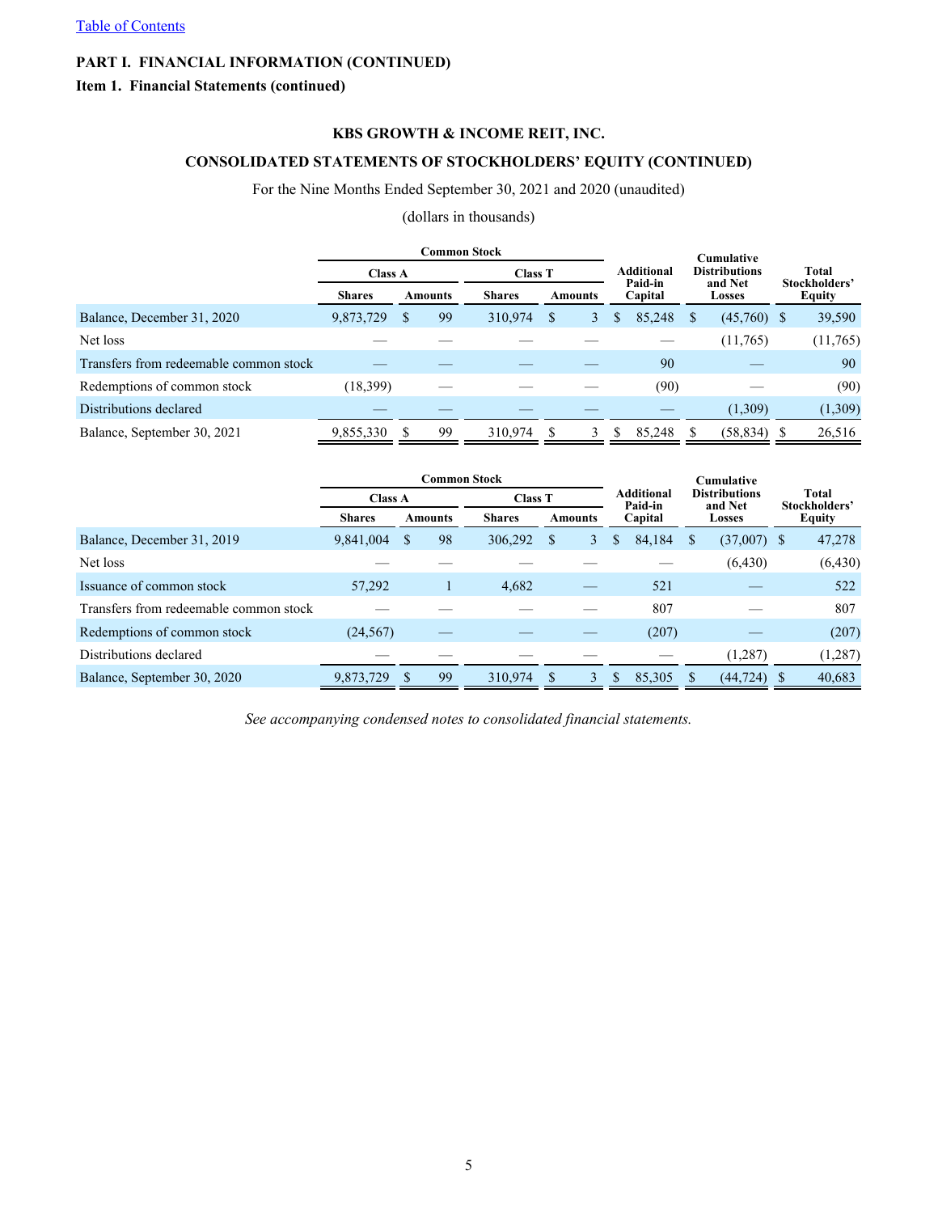[Table of Contents](#)

**PART I. FINANCIAL INFORMATION (CONTINUED)**

**Item 1. Financial Statements (continued)**

**KBS GROWTH & INCOME REIT, INC.**

**CONSOLIDATED STATEMENTS OF STOCKHOLDERS' EQUITY (CONTINUED)**

For the Nine Months Ended September 30, 2021 and 2020 (unaudited)

(dollars in thousands)

| | Common Stock | | | | Additional Paid-in Capital | Cumulative Distributions and Net Losses | Total Stockholders' Equity |
|---|---|---|---|---|---|---|---|
| | Class A | | Class T | | | | |
| | Shares | Amounts | Shares | Amounts | | | |
| Balance, December 31, 2020 | 9,873,729 | $ 99 | 310,974 | $ 3 | $ 85,248 | $ (45,760) | $ 39,590 |
| Net loss | — | — | — | — | — | (11,765) | (11,765) |
| Transfers from redeemable common stock | — | — | — | — | 90 | — | 90 |
| Redemptions of common stock | (18,399) | — | — | — | (90) | — | (90) |
| Distributions declared | — | — | — | — | — | (1,309) | (1,309) |
| Balance, September 30, 2021 | 9,855,330 | $ 99 | 310,974 | $ 3 | $ 85,248 | $ (58,834) | $ 26,516 |

| | Common Stock | | | | Additional Paid-in Capital | Cumulative Distributions and Net Losses | Total Stockholders' Equity |
|---|---|---|---|---|---|---|---|
| | Class A | | Class T | | | | |
| | Shares | Amounts | Shares | Amounts | | | |
| Balance, December 31, 2019 | 9,841,004 | $ 98 | 306,292 | $ 3 | $ 84,184 | $ (37,007) | $ 47,278 |
| Net loss | — | — | — | — | — | (6,430) | (6,430) |
| Issuance of common stock | 57,292 | 1 | 4,682 | — | 521 | — | 522 |
| Transfers from redeemable common stock | — | — | — | — | 807 | — | 807 |
| Redemptions of common stock | (24,567) | — | — | — | (207) | — | (207) |
| Distributions declared | — | — | — | — | — | (1,287) | (1,287) |
| Balance, September 30, 2020 | 9,873,729 | $ 99 | 310,974 | $ 3 | $ 85,305 | $ (44,724) | $ 40,683 |

*See accompanying condensed notes to consolidated financial statements.*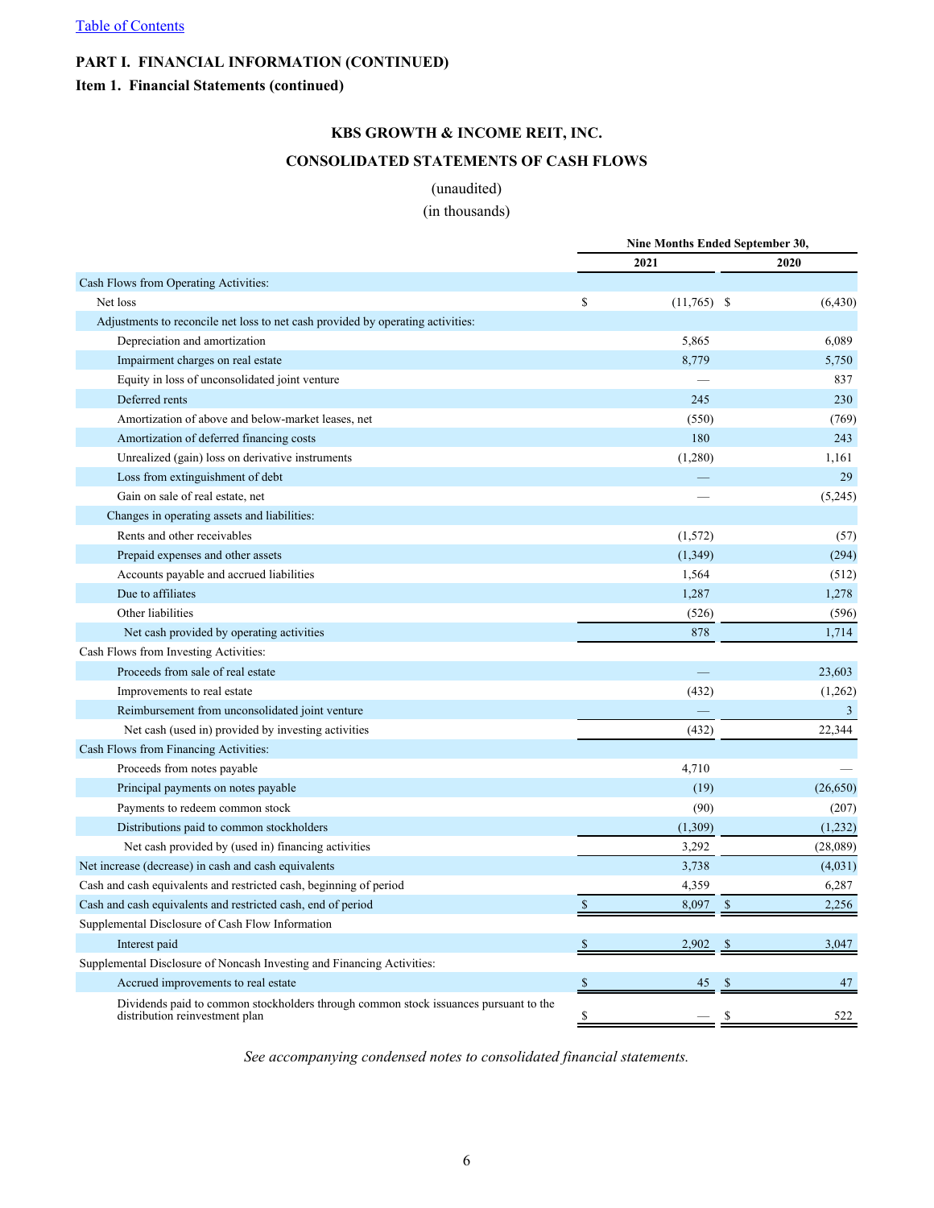[Table of Contents](#)

**PART I. FINANCIAL INFORMATION (CONTINUED)**

**Item 1. Financial Statements (continued)**

**KBS GROWTH & INCOME REIT, INC.**

**CONSOLIDATED STATEMENTS OF CASH FLOWS**

(unaudited)

(in thousands)

| | Nine Months Ended September 30, | |
|---|---|---|
| | 2021 | 2020 |
| Cash Flows from Operating Activities: | | |
| Net loss | $ (11,765) | $ (6,430) |
| Adjustments to reconcile net loss to net cash provided by operating activities: | | |
| Depreciation and amortization | 5,865 | 6,089 |
| Impairment charges on real estate | 8,779 | 5,750 |
| Equity in loss of unconsolidated joint venture | — | 837 |
| Deferred rents | 245 | 230 |
| Amortization of above and below-market leases, net | (550) | (769) |
| Amortization of deferred financing costs | 180 | 243 |
| Unrealized (gain) loss on derivative instruments | (1,280) | 1,161 |
| Loss from extinguishment of debt | — | 29 |
| Gain on sale of real estate, net | — | (5,245) |
| Changes in operating assets and liabilities: | | |
| Rents and other receivables | (1,572) | (57) |
| Prepaid expenses and other assets | (1,349) | (294) |
| Accounts payable and accrued liabilities | 1,564 | (512) |
| Due to affiliates | 1,287 | 1,278 |
| Other liabilities | (526) | (596) |
| Net cash provided by operating activities | 878 | 1,714 |
| Cash Flows from Investing Activities: | | |
| Proceeds from sale of real estate | — | 23,603 |
| Improvements to real estate | (432) | (1,262) |
| Reimbursement from unconsolidated joint venture | — | 3 |
| Net cash (used in) provided by investing activities | (432) | 22,344 |
| Cash Flows from Financing Activities: | | |
| Proceeds from notes payable | 4,710 | — |
| Principal payments on notes payable | (19) | (26,650) |
| Payments to redeem common stock | (90) | (207) |
| Distributions paid to common stockholders | (1,309) | (1,232) |
| Net cash provided by (used in) financing activities | 3,292 | (28,089) |
| Net increase (decrease) in cash and cash equivalents | 3,738 | (4,031) |
| Cash and cash equivalents and restricted cash, beginning of period | 4,359 | 6,287 |
| Cash and cash equivalents and restricted cash, end of period | $ 8,097 | $ 2,256 |
| Supplemental Disclosure of Cash Flow Information | | |
| Interest paid | $ 2,902 | $ 3,047 |
| Supplemental Disclosure of Noncash Investing and Financing Activities: | | |
| Accrued improvements to real estate | $ 45 | $ 47 |
| Dividends paid to common stockholders through common stock issuances pursuant to the distribution reinvestment plan | $ — | $ 522 |

*See accompanying condensed notes to consolidated financial statements.*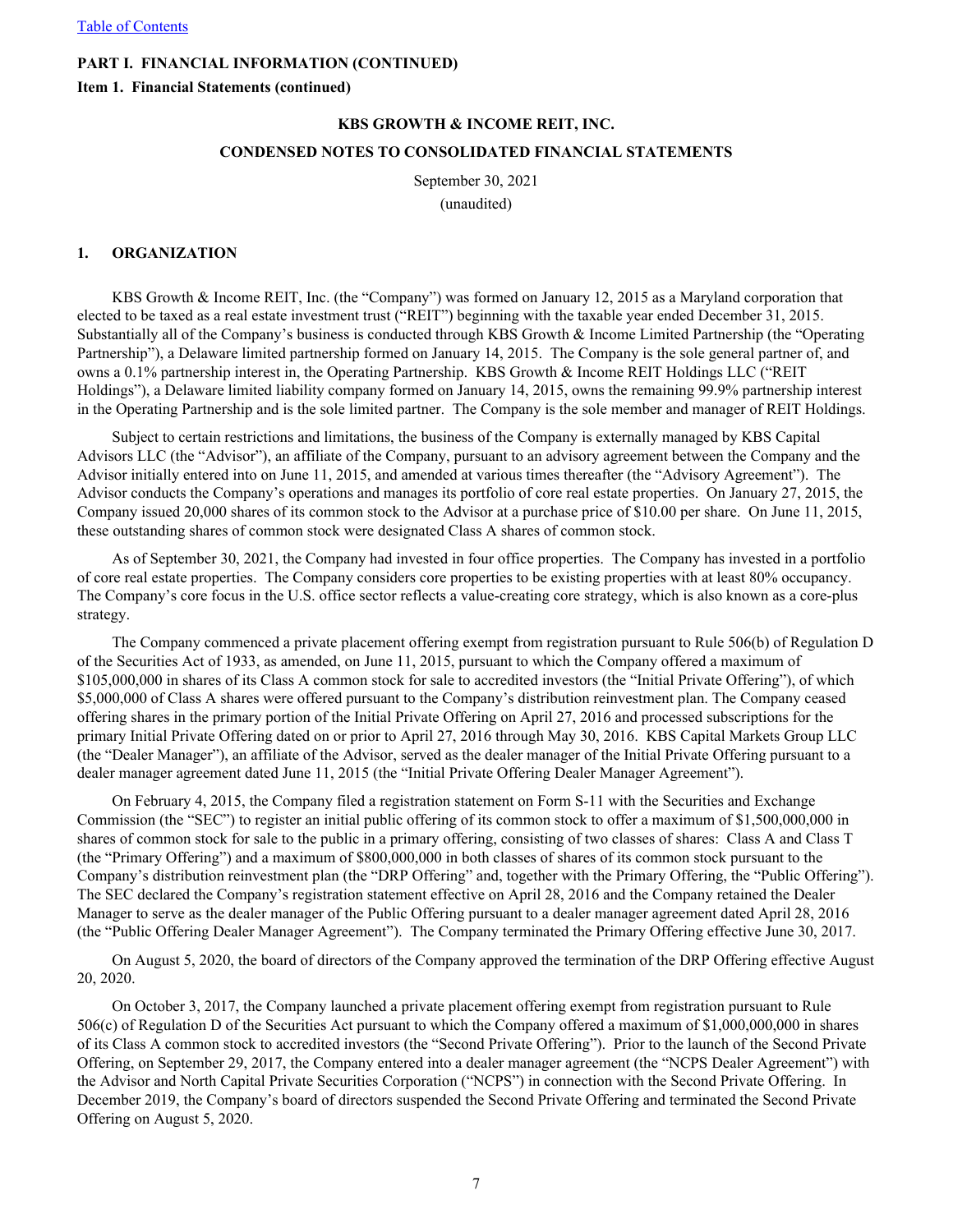**PART I. FINANCIAL INFORMATION (CONTINUED)**

**Item 1. Financial Statements (continued)**

**KBS GROWTH & INCOME REIT, INC.**

**CONDENSED NOTES TO CONSOLIDATED FINANCIAL STATEMENTS**

September 30, 2021

(unaudited)

## 1. ORGANIZATION

KBS Growth & Income REIT, Inc. (the "Company") was formed on January 12, 2015 as a Maryland corporation that elected to be taxed as a real estate investment trust ("REIT") beginning with the taxable year ended December 31, 2015. Substantially all of the Company's business is conducted through KBS Growth & Income Limited Partnership (the "Operating Partnership"), a Delaware limited partnership formed on January 14, 2015. The Company is the sole general partner of, and owns a 0.1% partnership interest in, the Operating Partnership. KBS Growth & Income REIT Holdings LLC ("REIT Holdings"), a Delaware limited liability company formed on January 14, 2015, owns the remaining 99.9% partnership interest in the Operating Partnership and is the sole limited partner. The Company is the sole member and manager of REIT Holdings.

Subject to certain restrictions and limitations, the business of the Company is externally managed by KBS Capital Advisors LLC (the "Advisor"), an affiliate of the Company, pursuant to an advisory agreement between the Company and the Advisor initially entered into on June 11, 2015, and amended at various times thereafter (the "Advisory Agreement"). The Advisor conducts the Company's operations and manages its portfolio of core real estate properties. On January 27, 2015, the Company issued 20,000 shares of its common stock to the Advisor at a purchase price of $10.00 per share. On June 11, 2015, these outstanding shares of common stock were designated Class A shares of common stock.

As of September 30, 2021, the Company had invested in four office properties. The Company has invested in a portfolio of core real estate properties. The Company considers core properties to be existing properties with at least 80% occupancy. The Company's core focus in the U.S. office sector reflects a value-creating core strategy, which is also known as a core-plus strategy.

The Company commenced a private placement offering exempt from registration pursuant to Rule 506(b) of Regulation D of the Securities Act of 1933, as amended, on June 11, 2015, pursuant to which the Company offered a maximum of $105,000,000 in shares of its Class A common stock for sale to accredited investors (the "Initial Private Offering"), of which $5,000,000 of Class A shares were offered pursuant to the Company's distribution reinvestment plan. The Company ceased offering shares in the primary portion of the Initial Private Offering on April 27, 2016 and processed subscriptions for the primary Initial Private Offering dated on or prior to April 27, 2016 through May 30, 2016. KBS Capital Markets Group LLC (the "Dealer Manager"), an affiliate of the Advisor, served as the dealer manager of the Initial Private Offering pursuant to a dealer manager agreement dated June 11, 2015 (the "Initial Private Offering Dealer Manager Agreement").

On February 4, 2015, the Company filed a registration statement on Form S-11 with the Securities and Exchange Commission (the "SEC") to register an initial public offering of its common stock to offer a maximum of $1,500,000,000 in shares of common stock for sale to the public in a primary offering, consisting of two classes of shares: Class A and Class T (the "Primary Offering") and a maximum of $800,000,000 in both classes of shares of its common stock pursuant to the Company's distribution reinvestment plan (the "DRP Offering" and, together with the Primary Offering, the "Public Offering"). The SEC declared the Company's registration statement effective on April 28, 2016 and the Company retained the Dealer Manager to serve as the dealer manager of the Public Offering pursuant to a dealer manager agreement dated April 28, 2016 (the "Public Offering Dealer Manager Agreement"). The Company terminated the Primary Offering effective June 30, 2017.

On August 5, 2020, the board of directors of the Company approved the termination of the DRP Offering effective August 20, 2020.

On October 3, 2017, the Company launched a private placement offering exempt from registration pursuant to Rule 506(c) of Regulation D of the Securities Act pursuant to which the Company offered a maximum of $1,000,000,000 in shares of its Class A common stock to accredited investors (the "Second Private Offering"). Prior to the launch of the Second Private Offering, on September 29, 2017, the Company entered into a dealer manager agreement (the "NCPS Dealer Agreement") with the Advisor and North Capital Private Securities Corporation ("NCPS") in connection with the Second Private Offering. In December 2019, the Company's board of directors suspended the Second Private Offering and terminated the Second Private Offering on August 5, 2020.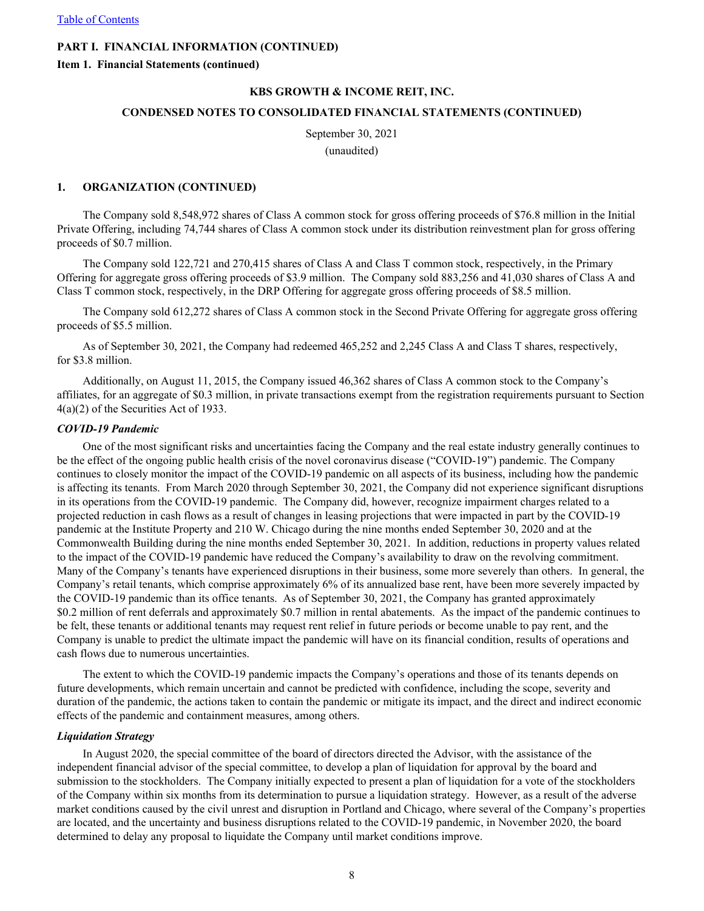PART I. FINANCIAL INFORMATION (CONTINUED)

Item 1. Financial Statements (continued)

KBS GROWTH & INCOME REIT, INC.

CONDENSED NOTES TO CONSOLIDATED FINANCIAL STATEMENTS (CONTINUED)

September 30, 2021
(unaudited)

## 1. ORGANIZATION (CONTINUED)

The Company sold 8,548,972 shares of Class A common stock for gross offering proceeds of $76.8 million in the Initial Private Offering, including 74,744 shares of Class A common stock under its distribution reinvestment plan for gross offering proceeds of $0.7 million.

The Company sold 122,721 and 270,415 shares of Class A and Class T common stock, respectively, in the Primary Offering for aggregate gross offering proceeds of $3.9 million. The Company sold 883,256 and 41,030 shares of Class A and Class T common stock, respectively, in the DRP Offering for aggregate gross offering proceeds of $8.5 million.

The Company sold 612,272 shares of Class A common stock in the Second Private Offering for aggregate gross offering proceeds of $5.5 million.

As of September 30, 2021, the Company had redeemed 465,252 and 2,245 Class A and Class T shares, respectively, for $3.8 million.

Additionally, on August 11, 2015, the Company issued 46,362 shares of Class A common stock to the Company's affiliates, for an aggregate of $0.3 million, in private transactions exempt from the registration requirements pursuant to Section 4(a)(2) of the Securities Act of 1933.

### *COVID-19 Pandemic*

One of the most significant risks and uncertainties facing the Company and the real estate industry generally continues to be the effect of the ongoing public health crisis of the novel coronavirus disease ("COVID-19") pandemic. The Company continues to closely monitor the impact of the COVID-19 pandemic on all aspects of its business, including how the pandemic is affecting its tenants. From March 2020 through September 30, 2021, the Company did not experience significant disruptions in its operations from the COVID-19 pandemic. The Company did, however, recognize impairment charges related to a projected reduction in cash flows as a result of changes in leasing projections that were impacted in part by the COVID-19 pandemic at the Institute Property and 210 W. Chicago during the nine months ended September 30, 2020 and at the Commonwealth Building during the nine months ended September 30, 2021. In addition, reductions in property values related to the impact of the COVID-19 pandemic have reduced the Company's availability to draw on the revolving commitment. Many of the Company's tenants have experienced disruptions in their business, some more severely than others. In general, the Company's retail tenants, which comprise approximately 6% of its annualized base rent, have been more severely impacted by the COVID-19 pandemic than its office tenants. As of September 30, 2021, the Company has granted approximately $0.2 million of rent deferrals and approximately $0.7 million in rental abatements. As the impact of the pandemic continues to be felt, these tenants or additional tenants may request rent relief in future periods or become unable to pay rent, and the Company is unable to predict the ultimate impact the pandemic will have on its financial condition, results of operations and cash flows due to numerous uncertainties.

The extent to which the COVID-19 pandemic impacts the Company's operations and those of its tenants depends on future developments, which remain uncertain and cannot be predicted with confidence, including the scope, severity and duration of the pandemic, the actions taken to contain the pandemic or mitigate its impact, and the direct and indirect economic effects of the pandemic and containment measures, among others.

### *Liquidation Strategy*

In August 2020, the special committee of the board of directors directed the Advisor, with the assistance of the independent financial advisor of the special committee, to develop a plan of liquidation for approval by the board and submission to the stockholders. The Company initially expected to present a plan of liquidation for a vote of the stockholders of the Company within six months from its determination to pursue a liquidation strategy. However, as a result of the adverse market conditions caused by the civil unrest and disruption in Portland and Chicago, where several of the Company's properties are located, and the uncertainty and business disruptions related to the COVID-19 pandemic, in November 2020, the board determined to delay any proposal to liquidate the Company until market conditions improve.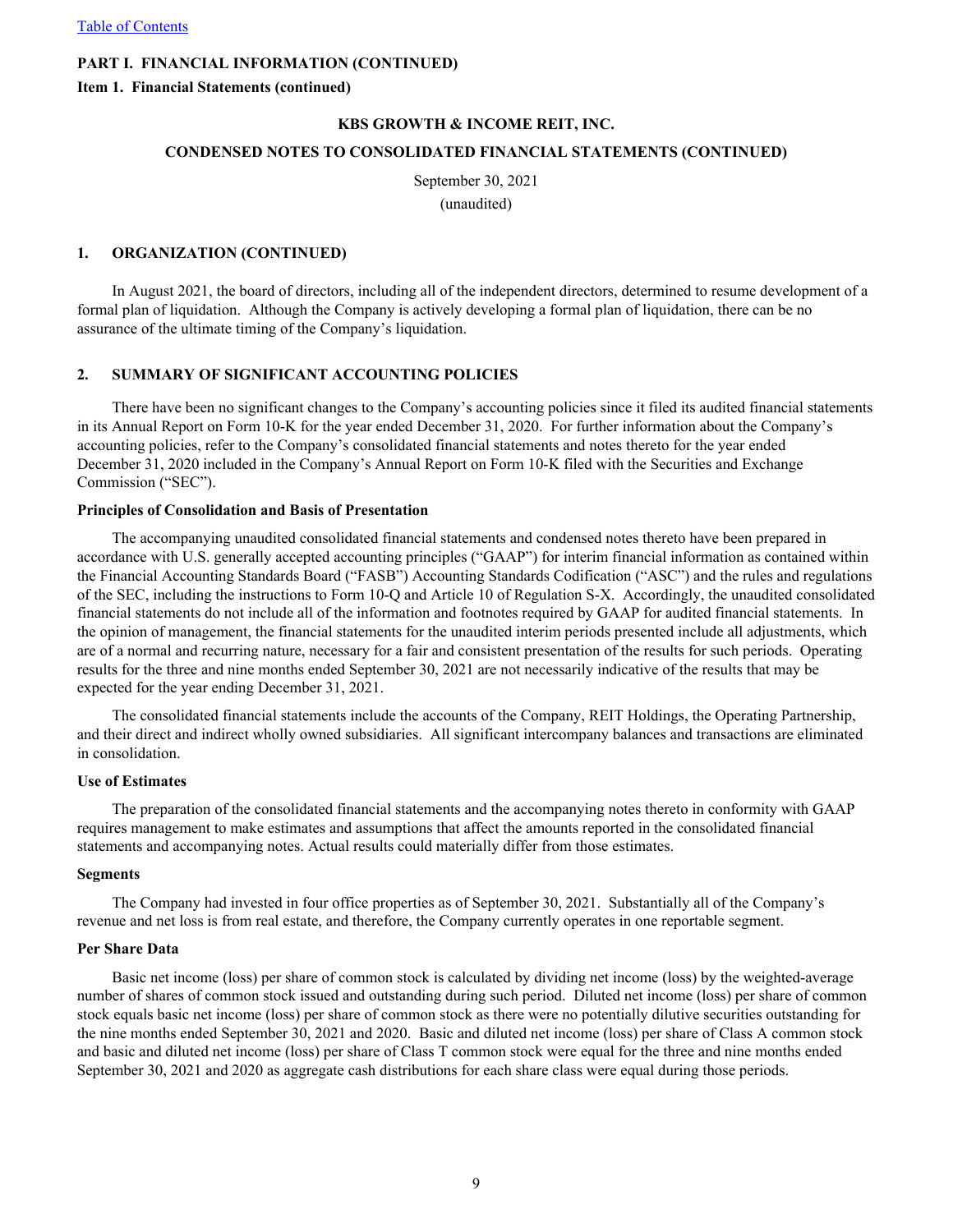PART I. FINANCIAL INFORMATION (CONTINUED)

Item 1. Financial Statements (continued)

KBS GROWTH & INCOME REIT, INC.

CONDENSED NOTES TO CONSOLIDATED FINANCIAL STATEMENTS (CONTINUED)

September 30, 2021
(unaudited)

## 1. ORGANIZATION (CONTINUED)

In August 2021, the board of directors, including all of the independent directors, determined to resume development of a formal plan of liquidation. Although the Company is actively developing a formal plan of liquidation, there can be no assurance of the ultimate timing of the Company's liquidation.

## 2. SUMMARY OF SIGNIFICANT ACCOUNTING POLICIES

There have been no significant changes to the Company's accounting policies since it filed its audited financial statements in its Annual Report on Form 10-K for the year ended December 31, 2020. For further information about the Company's accounting policies, refer to the Company's consolidated financial statements and notes thereto for the year ended December 31, 2020 included in the Company's Annual Report on Form 10-K filed with the Securities and Exchange Commission ("SEC").

### Principles of Consolidation and Basis of Presentation

The accompanying unaudited consolidated financial statements and condensed notes thereto have been prepared in accordance with U.S. generally accepted accounting principles ("GAAP") for interim financial information as contained within the Financial Accounting Standards Board ("FASB") Accounting Standards Codification ("ASC") and the rules and regulations of the SEC, including the instructions to Form 10-Q and Article 10 of Regulation S-X. Accordingly, the unaudited consolidated financial statements do not include all of the information and footnotes required by GAAP for audited financial statements. In the opinion of management, the financial statements for the unaudited interim periods presented include all adjustments, which are of a normal and recurring nature, necessary for a fair and consistent presentation of the results for such periods. Operating results for the three and nine months ended September 30, 2021 are not necessarily indicative of the results that may be expected for the year ending December 31, 2021.

The consolidated financial statements include the accounts of the Company, REIT Holdings, the Operating Partnership, and their direct and indirect wholly owned subsidiaries. All significant intercompany balances and transactions are eliminated in consolidation.

### Use of Estimates

The preparation of the consolidated financial statements and the accompanying notes thereto in conformity with GAAP requires management to make estimates and assumptions that affect the amounts reported in the consolidated financial statements and accompanying notes. Actual results could materially differ from those estimates.

### Segments

The Company had invested in four office properties as of September 30, 2021. Substantially all of the Company's revenue and net loss is from real estate, and therefore, the Company currently operates in one reportable segment.

### Per Share Data

Basic net income (loss) per share of common stock is calculated by dividing net income (loss) by the weighted-average number of shares of common stock issued and outstanding during such period. Diluted net income (loss) per share of common stock equals basic net income (loss) per share of common stock as there were no potentially dilutive securities outstanding for the nine months ended September 30, 2021 and 2020. Basic and diluted net income (loss) per share of Class A common stock and basic and diluted net income (loss) per share of Class T common stock were equal for the three and nine months ended September 30, 2021 and 2020 as aggregate cash distributions for each share class were equal during those periods.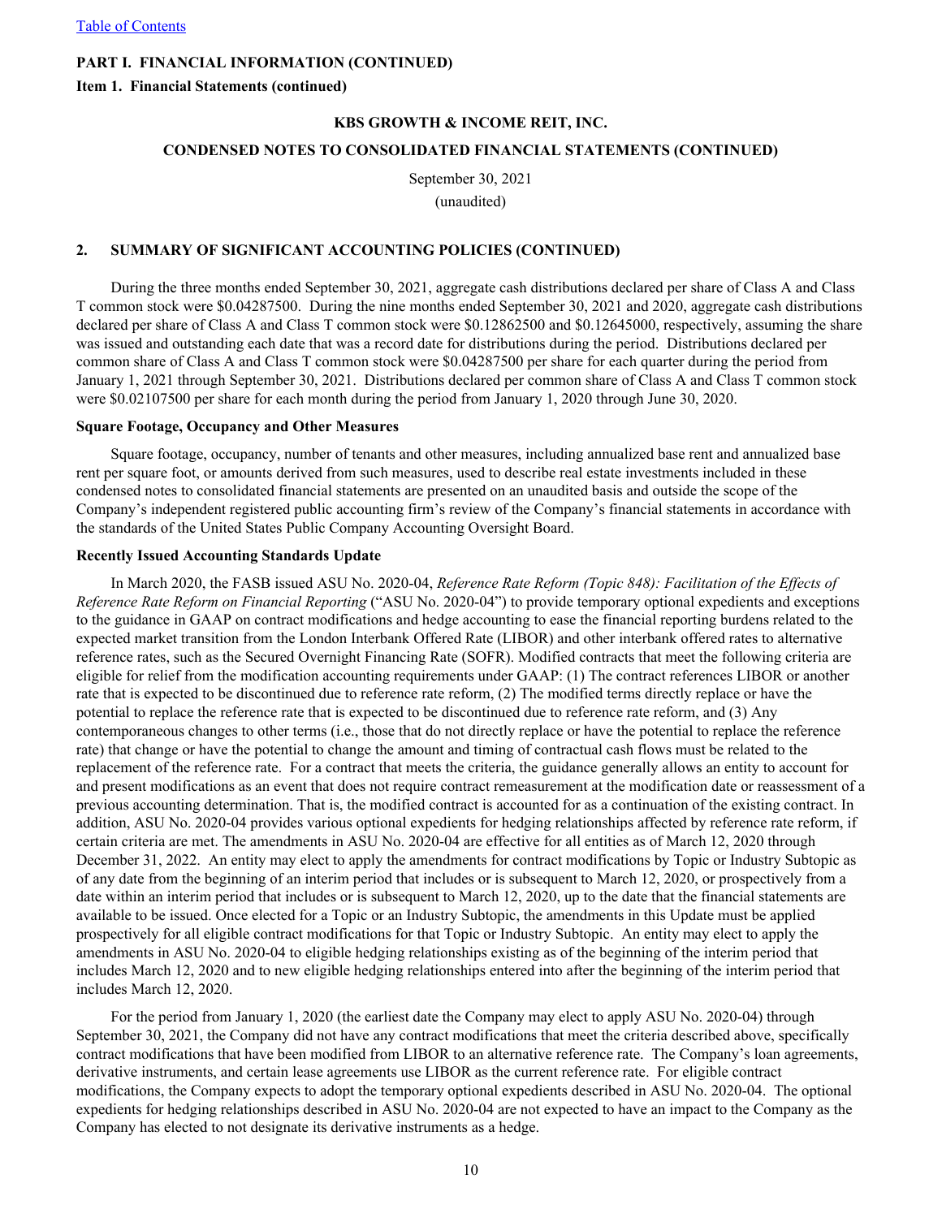**PART I. FINANCIAL INFORMATION (CONTINUED)**

**Item 1. Financial Statements (continued)**

**KBS GROWTH & INCOME REIT, INC.**

**CONDENSED NOTES TO CONSOLIDATED FINANCIAL STATEMENTS (CONTINUED)**

September 30, 2021

(unaudited)

## 2. SUMMARY OF SIGNIFICANT ACCOUNTING POLICIES (CONTINUED)

During the three months ended September 30, 2021, aggregate cash distributions declared per share of Class A and Class T common stock were $0.04287500. During the nine months ended September 30, 2021 and 2020, aggregate cash distributions declared per share of Class A and Class T common stock were $0.12862500 and $0.12645000, respectively, assuming the share was issued and outstanding each date that was a record date for distributions during the period. Distributions declared per common share of Class A and Class T common stock were $0.04287500 per share for each quarter during the period from January 1, 2021 through September 30, 2021. Distributions declared per common share of Class A and Class T common stock were $0.02107500 per share for each month during the period from January 1, 2020 through June 30, 2020.

**Square Footage, Occupancy and Other Measures**

Square footage, occupancy, number of tenants and other measures, including annualized base rent and annualized base rent per square foot, or amounts derived from such measures, used to describe real estate investments included in these condensed notes to consolidated financial statements are presented on an unaudited basis and outside the scope of the Company's independent registered public accounting firm's review of the Company's financial statements in accordance with the standards of the United States Public Company Accounting Oversight Board.

**Recently Issued Accounting Standards Update**

In March 2020, the FASB issued ASU No. 2020-04, *Reference Rate Reform (Topic 848): Facilitation of the Effects of Reference Rate Reform on Financial Reporting* ("ASU No. 2020-04") to provide temporary optional expedients and exceptions to the guidance in GAAP on contract modifications and hedge accounting to ease the financial reporting burdens related to the expected market transition from the London Interbank Offered Rate (LIBOR) and other interbank offered rates to alternative reference rates, such as the Secured Overnight Financing Rate (SOFR). Modified contracts that meet the following criteria are eligible for relief from the modification accounting requirements under GAAP: (1) The contract references LIBOR or another rate that is expected to be discontinued due to reference rate reform, (2) The modified terms directly replace or have the potential to replace the reference rate that is expected to be discontinued due to reference rate reform, and (3) Any contemporaneous changes to other terms (i.e., those that do not directly replace or have the potential to replace the reference rate) that change or have the potential to change the amount and timing of contractual cash flows must be related to the replacement of the reference rate. For a contract that meets the criteria, the guidance generally allows an entity to account for and present modifications as an event that does not require contract remeasurement at the modification date or reassessment of a previous accounting determination. That is, the modified contract is accounted for as a continuation of the existing contract. In addition, ASU No. 2020-04 provides various optional expedients for hedging relationships affected by reference rate reform, if certain criteria are met. The amendments in ASU No. 2020-04 are effective for all entities as of March 12, 2020 through December 31, 2022. An entity may elect to apply the amendments for contract modifications by Topic or Industry Subtopic as of any date from the beginning of an interim period that includes or is subsequent to March 12, 2020, or prospectively from a date within an interim period that includes or is subsequent to March 12, 2020, up to the date that the financial statements are available to be issued. Once elected for a Topic or an Industry Subtopic, the amendments in this Update must be applied prospectively for all eligible contract modifications for that Topic or Industry Subtopic. An entity may elect to apply the amendments in ASU No. 2020-04 to eligible hedging relationships existing as of the beginning of the interim period that includes March 12, 2020 and to new eligible hedging relationships entered into after the beginning of the interim period that includes March 12, 2020.

For the period from January 1, 2020 (the earliest date the Company may elect to apply ASU No. 2020-04) through September 30, 2021, the Company did not have any contract modifications that meet the criteria described above, specifically contract modifications that have been modified from LIBOR to an alternative reference rate. The Company's loan agreements, derivative instruments, and certain lease agreements use LIBOR as the current reference rate. For eligible contract modifications, the Company expects to adopt the temporary optional expedients described in ASU No. 2020-04. The optional expedients for hedging relationships described in ASU No. 2020-04 are not expected to have an impact to the Company as the Company has elected to not designate its derivative instruments as a hedge.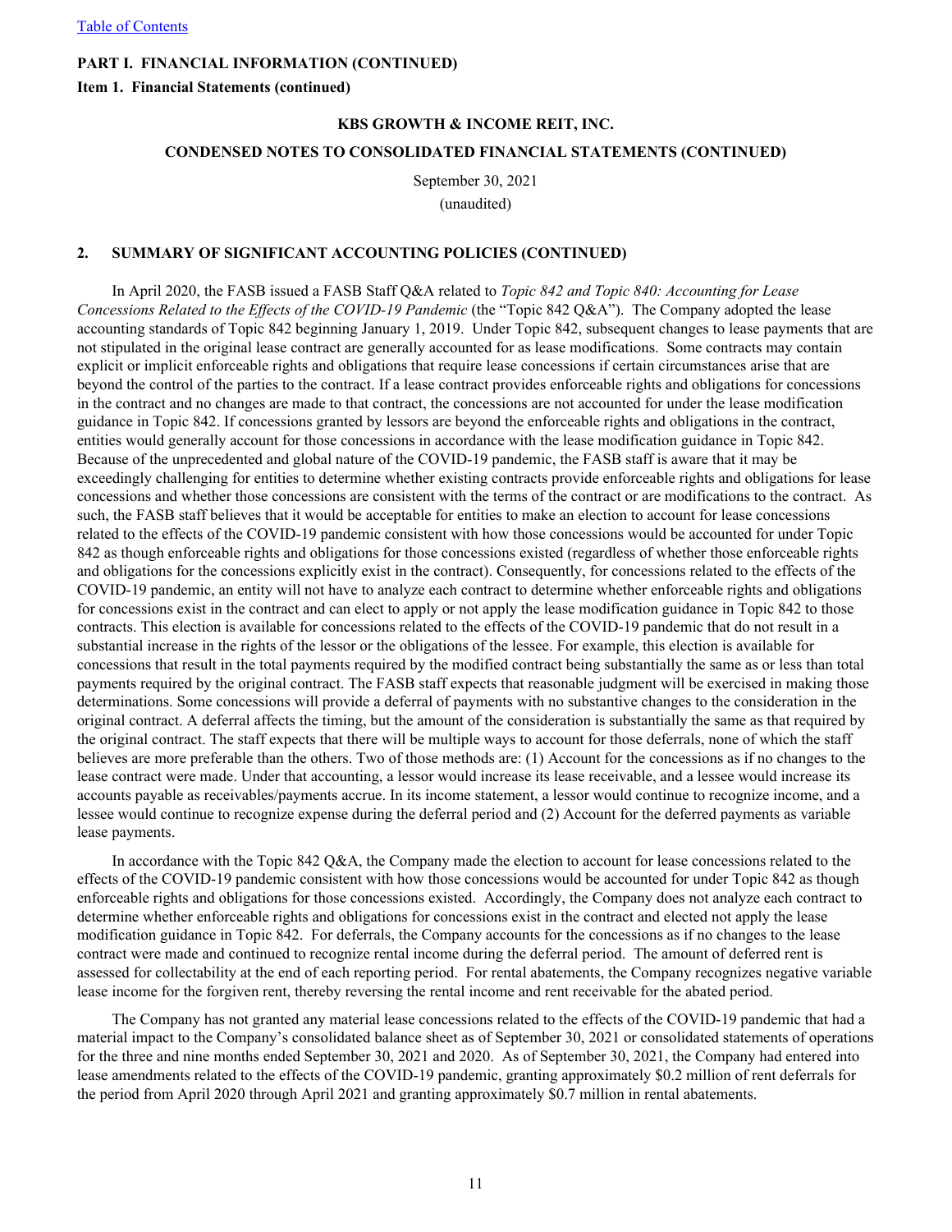Table of Contents

**PART I. FINANCIAL INFORMATION (CONTINUED)**

**Item 1. Financial Statements (continued)**

**KBS GROWTH & INCOME REIT, INC.**

**CONDENSED NOTES TO CONSOLIDATED FINANCIAL STATEMENTS (CONTINUED)**

September 30, 2021

(unaudited)

**2. SUMMARY OF SIGNIFICANT ACCOUNTING POLICIES (CONTINUED)**

In April 2020, the FASB issued a FASB Staff Q&A related to *Topic 842 and Topic 840: Accounting for Lease Concessions Related to the Effects of the COVID-19 Pandemic* (the "Topic 842 Q&A"). The Company adopted the lease accounting standards of Topic 842 beginning January 1, 2019. Under Topic 842, subsequent changes to lease payments that are not stipulated in the original lease contract are generally accounted for as lease modifications. Some contracts may contain explicit or implicit enforceable rights and obligations that require lease concessions if certain circumstances arise that are beyond the control of the parties to the contract. If a lease contract provides enforceable rights and obligations for concessions in the contract and no changes are made to that contract, the concessions are not accounted for under the lease modification guidance in Topic 842. If concessions granted by lessors are beyond the enforceable rights and obligations in the contract, entities would generally account for those concessions in accordance with the lease modification guidance in Topic 842. Because of the unprecedented and global nature of the COVID-19 pandemic, the FASB staff is aware that it may be exceedingly challenging for entities to determine whether existing contracts provide enforceable rights and obligations for lease concessions and whether those concessions are consistent with the terms of the contract or are modifications to the contract. As such, the FASB staff believes that it would be acceptable for entities to make an election to account for lease concessions related to the effects of the COVID-19 pandemic consistent with how those concessions would be accounted for under Topic 842 as though enforceable rights and obligations for those concessions existed (regardless of whether those enforceable rights and obligations for the concessions explicitly exist in the contract). Consequently, for concessions related to the effects of the COVID-19 pandemic, an entity will not have to analyze each contract to determine whether enforceable rights and obligations for concessions exist in the contract and can elect to apply or not apply the lease modification guidance in Topic 842 to those contracts. This election is available for concessions related to the effects of the COVID-19 pandemic that do not result in a substantial increase in the rights of the lessor or the obligations of the lessee. For example, this election is available for concessions that result in the total payments required by the modified contract being substantially the same as or less than total payments required by the original contract. The FASB staff expects that reasonable judgment will be exercised in making those determinations. Some concessions will provide a deferral of payments with no substantive changes to the consideration in the original contract. A deferral affects the timing, but the amount of the consideration is substantially the same as that required by the original contract. The staff expects that there will be multiple ways to account for those deferrals, none of which the staff believes are more preferable than the others. Two of those methods are: (1) Account for the concessions as if no changes to the lease contract were made. Under that accounting, a lessor would increase its lease receivable, and a lessee would increase its accounts payable as receivables/payments accrue. In its income statement, a lessor would continue to recognize income, and a lessee would continue to recognize expense during the deferral period and (2) Account for the deferred payments as variable lease payments.

In accordance with the Topic 842 Q&A, the Company made the election to account for lease concessions related to the effects of the COVID-19 pandemic consistent with how those concessions would be accounted for under Topic 842 as though enforceable rights and obligations for those concessions existed. Accordingly, the Company does not analyze each contract to determine whether enforceable rights and obligations for concessions exist in the contract and elected not apply the lease modification guidance in Topic 842. For deferrals, the Company accounts for the concessions as if no changes to the lease contract were made and continued to recognize rental income during the deferral period. The amount of deferred rent is assessed for collectability at the end of each reporting period. For rental abatements, the Company recognizes negative variable lease income for the forgiven rent, thereby reversing the rental income and rent receivable for the abated period.

The Company has not granted any material lease concessions related to the effects of the COVID-19 pandemic that had a material impact to the Company's consolidated balance sheet as of September 30, 2021 or consolidated statements of operations for the three and nine months ended September 30, 2021 and 2020. As of September 30, 2021, the Company had entered into lease amendments related to the effects of the COVID-19 pandemic, granting approximately $0.2 million of rent deferrals for the period from April 2020 through April 2021 and granting approximately $0.7 million in rental abatements.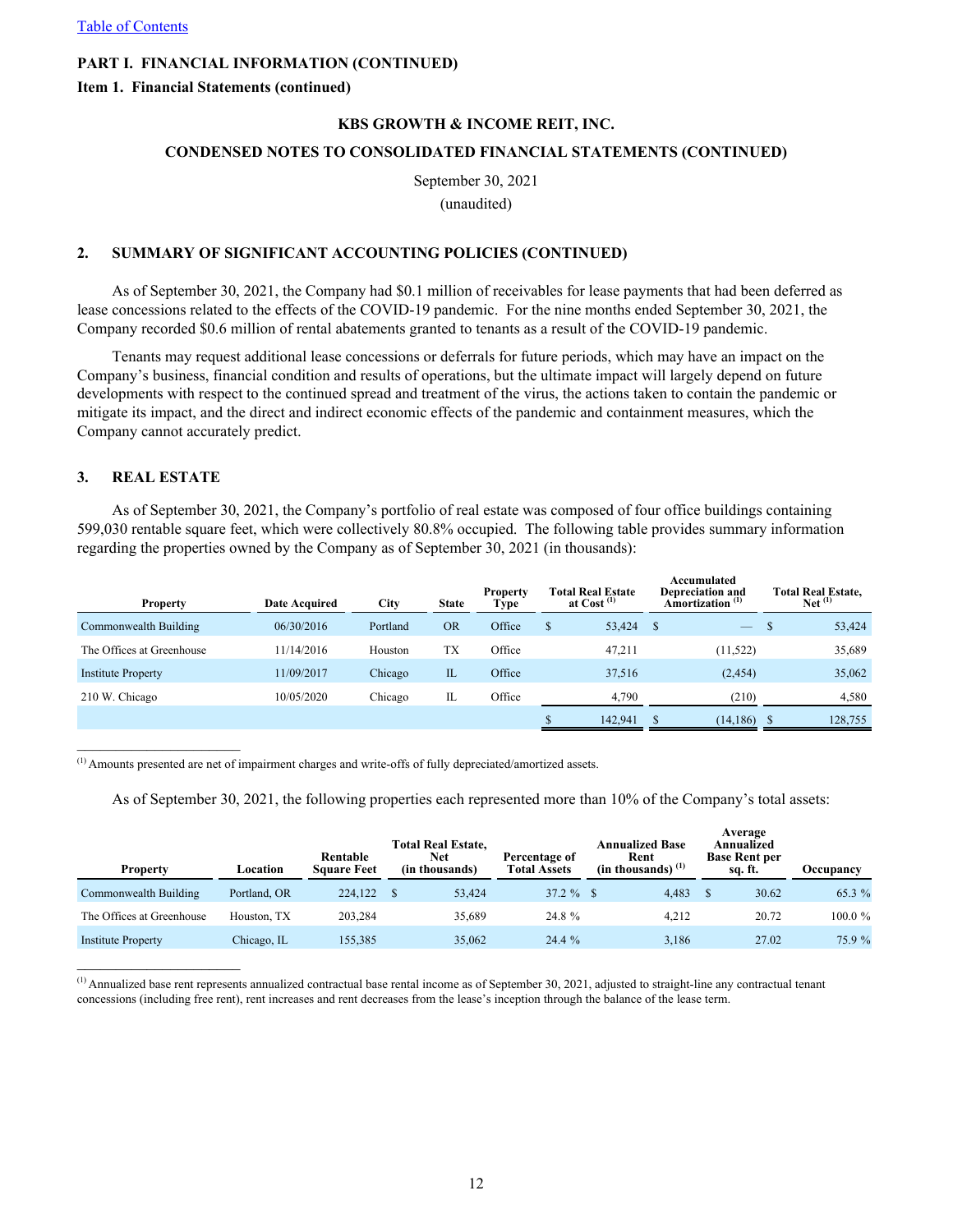PART I. FINANCIAL INFORMATION (CONTINUED)

Item 1. Financial Statements (continued)

KBS GROWTH & INCOME REIT, INC.

CONDENSED NOTES TO CONSOLIDATED FINANCIAL STATEMENTS (CONTINUED)

September 30, 2021

(unaudited)

## 2. SUMMARY OF SIGNIFICANT ACCOUNTING POLICIES (CONTINUED)

As of September 30, 2021, the Company had $0.1 million of receivables for lease payments that had been deferred as lease concessions related to the effects of the COVID-19 pandemic. For the nine months ended September 30, 2021, the Company recorded $0.6 million of rental abatements granted to tenants as a result of the COVID-19 pandemic.

Tenants may request additional lease concessions or deferrals for future periods, which may have an impact on the Company's business, financial condition and results of operations, but the ultimate impact will largely depend on future developments with respect to the continued spread and treatment of the virus, the actions taken to contain the pandemic or mitigate its impact, and the direct and indirect economic effects of the pandemic and containment measures, which the Company cannot accurately predict.

## 3. REAL ESTATE

As of September 30, 2021, the Company's portfolio of real estate was composed of four office buildings containing 599,030 rentable square feet, which were collectively 80.8% occupied. The following table provides summary information regarding the properties owned by the Company as of September 30, 2021 (in thousands):

| Property | Date Acquired | City | State | Property Type | Total Real Estate at Cost [1] | Accumulated Depreciation and Amortization [1] | Total Real Estate, Net [1] |
|---|---|---|---|---|---|---|---|
| Commonwealth Building | 06/30/2016 | Portland | OR | Office | $ 53,424 | $ — | $ 53,424 |
| The Offices at Greenhouse | 11/14/2016 | Houston | TX | Office | 47,211 | (11,522) | 35,689 |
| Institute Property | 11/09/2017 | Chicago | IL | Office | 37,516 | (2,454) | 35,062 |
| 210 W. Chicago | 10/05/2020 | Chicago | IL | Office | 4,790 | (210) | 4,580 |
| | | | | | $ 142,941 | $ (14,186) | $ 128,755 |

[1] Amounts presented are net of impairment charges and write-offs of fully depreciated/amortized assets.

As of September 30, 2021, the following properties each represented more than 10% of the Company's total assets:

| Property | Location | Rentable Square Feet | Total Real Estate, Net (in thousands) | Percentage of Total Assets | Annualized Base Rent (in thousands) [1] | Average Annualized Base Rent per sq. ft. | Occupancy |
|---|---|---|---|---|---|---|---|
| Commonwealth Building | Portland, OR | 224,122 | $ 53,424 | 37.2 % | $ 4,483 | $ 30.62 | 65.3 % |
| The Offices at Greenhouse | Houston, TX | 203,284 | 35,689 | 24.8 % | 4,212 | 20.72 | 100.0 % |
| Institute Property | Chicago, IL | 155,385 | 35,062 | 24.4 % | 3,186 | 27.02 | 75.9 % |

[1] Annualized base rent represents annualized contractual base rental income as of September 30, 2021, adjusted to straight-line any contractual tenant concessions (including free rent), rent increases and rent decreases from the lease's inception through the balance of the lease term.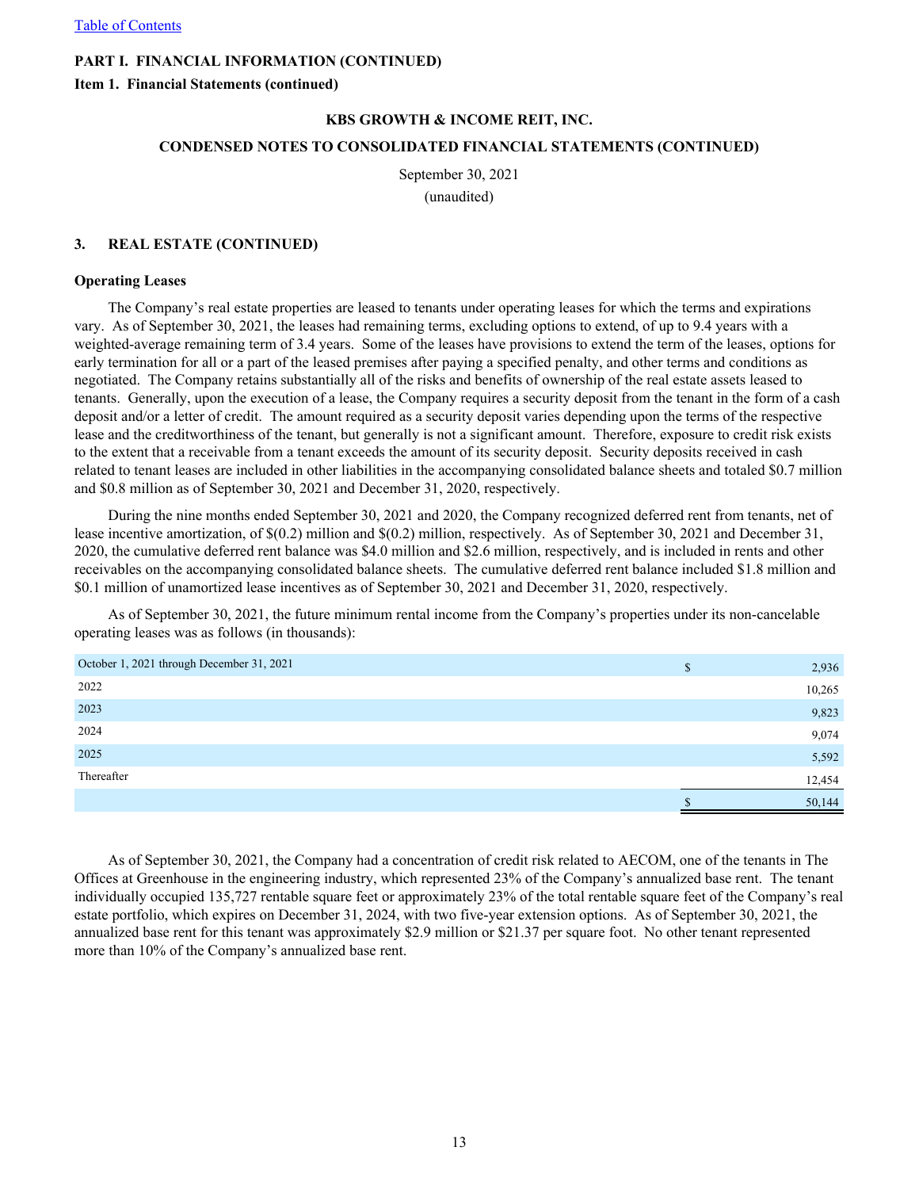[Table of Contents](#)

**PART I. FINANCIAL INFORMATION (CONTINUED)**

**Item 1. Financial Statements (continued)**

**KBS GROWTH & INCOME REIT, INC.**

**CONDENSED NOTES TO CONSOLIDATED FINANCIAL STATEMENTS (CONTINUED)**

September 30, 2021

(unaudited)

## 3. REAL ESTATE (CONTINUED)

### Operating Leases

The Company's real estate properties are leased to tenants under operating leases for which the terms and expirations vary. As of September 30, 2021, the leases had remaining terms, excluding options to extend, of up to 9.4 years with a weighted-average remaining term of 3.4 years. Some of the leases have provisions to extend the term of the leases, options for early termination for all or a part of the leased premises after paying a specified penalty, and other terms and conditions as negotiated. The Company retains substantially all of the risks and benefits of ownership of the real estate assets leased to tenants. Generally, upon the execution of a lease, the Company requires a security deposit from the tenant in the form of a cash deposit and/or a letter of credit. The amount required as a security deposit varies depending upon the terms of the respective lease and the creditworthiness of the tenant, but generally is not a significant amount. Therefore, exposure to credit risk exists to the extent that a receivable from a tenant exceeds the amount of its security deposit. Security deposits received in cash related to tenant leases are included in other liabilities in the accompanying consolidated balance sheets and totaled $0.7 million and $0.8 million as of September 30, 2021 and December 31, 2020, respectively.

During the nine months ended September 30, 2021 and 2020, the Company recognized deferred rent from tenants, net of lease incentive amortization, of $(0.2) million and $(0.2) million, respectively. As of September 30, 2021 and December 31, 2020, the cumulative deferred rent balance was $4.0 million and $2.6 million, respectively, and is included in rents and other receivables on the accompanying consolidated balance sheets. The cumulative deferred rent balance included $1.8 million and $0.1 million of unamortized lease incentives as of September 30, 2021 and December 31, 2020, respectively.

As of September 30, 2021, the future minimum rental income from the Company's properties under its non-cancelable operating leases was as follows (in thousands):

| | |
|---|---|
| October 1, 2021 through December 31, 2021 | $ 2,936 |
| 2022 | 10,265 |
| 2023 | 9,823 |
| 2024 | 9,074 |
| 2025 | 5,592 |
| Thereafter | 12,454 |
| | $ 50,144 |

As of September 30, 2021, the Company had a concentration of credit risk related to AECOM, one of the tenants in The Offices at Greenhouse in the engineering industry, which represented 23% of the Company's annualized base rent. The tenant individually occupied 135,727 rentable square feet or approximately 23% of the total rentable square feet of the Company's real estate portfolio, which expires on December 31, 2024, with two five-year extension options. As of September 30, 2021, the annualized base rent for this tenant was approximately $2.9 million or $21.37 per square foot. No other tenant represented more than 10% of the Company's annualized base rent.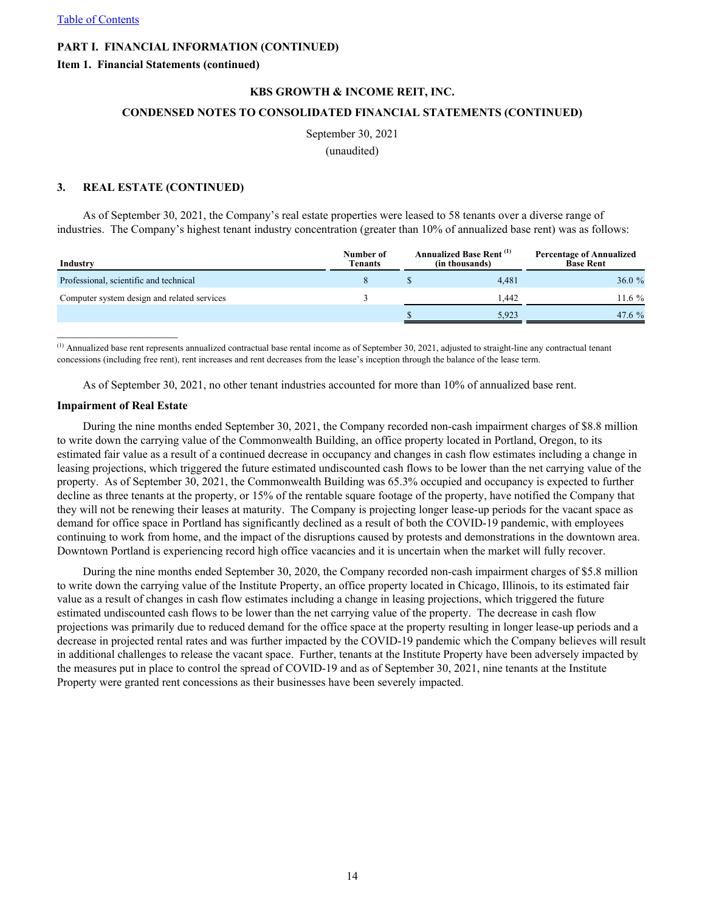[Table of Contents](#)

**PART I. FINANCIAL INFORMATION (CONTINUED)**

**Item 1. Financial Statements (continued)**

**KBS GROWTH & INCOME REIT, INC.**

**CONDENSED NOTES TO CONSOLIDATED FINANCIAL STATEMENTS (CONTINUED)**

September 30, 2021

(unaudited)

## 3. REAL ESTATE (CONTINUED)

As of September 30, 2021, the Company's real estate properties were leased to 58 tenants over a diverse range of industries. The Company's highest tenant industry concentration (greater than 10% of annualized base rent) was as follows:

| Industry | Number of Tenants | Annualized Base Rent [(1)] (in thousands) | Percentage of Annualized Base Rent |
|---|---|---|---|
| Professional, scientific and technical | 8 | $ 4,481 | 36.0 % |
| Computer system design and related services | 3 | 1,442 | 11.6 % |
| | | $ 5,923 | 47.6 % |

[(1)] Annualized base rent represents annualized contractual base rental income as of September 30, 2021, adjusted to straight-line any contractual tenant concessions (including free rent), rent increases and rent decreases from the lease's inception through the balance of the lease term.

As of September 30, 2021, no other tenant industries accounted for more than 10% of annualized base rent.

**Impairment of Real Estate**

During the nine months ended September 30, 2021, the Company recorded non-cash impairment charges of $8.8 million to write down the carrying value of the Commonwealth Building, an office property located in Portland, Oregon, to its estimated fair value as a result of a continued decrease in occupancy and changes in cash flow estimates including a change in leasing projections, which triggered the future estimated undiscounted cash flows to be lower than the net carrying value of the property. As of September 30, 2021, the Commonwealth Building was 65.3% occupied and occupancy is expected to further decline as three tenants at the property, or 15% of the rentable square footage of the property, have notified the Company that they will not be renewing their leases at maturity. The Company is projecting longer lease-up periods for the vacant space as demand for office space in Portland has significantly declined as a result of both the COVID-19 pandemic, with employees continuing to work from home, and the impact of the disruptions caused by protests and demonstrations in the downtown area. Downtown Portland is experiencing record high office vacancies and it is uncertain when the market will fully recover.

During the nine months ended September 30, 2020, the Company recorded non-cash impairment charges of $5.8 million to write down the carrying value of the Institute Property, an office property located in Chicago, Illinois, to its estimated fair value as a result of changes in cash flow estimates including a change in leasing projections, which triggered the future estimated undiscounted cash flows to be lower than the net carrying value of the property. The decrease in cash flow projections was primarily due to reduced demand for the office space at the property resulting in longer lease-up periods and a decrease in projected rental rates and was further impacted by the COVID-19 pandemic which the Company believes will result in additional challenges to release the vacant space. Further, tenants at the Institute Property have been adversely impacted by the measures put in place to control the spread of COVID-19 and as of September 30, 2021, nine tenants at the Institute Property were granted rent concessions as their businesses have been severely impacted.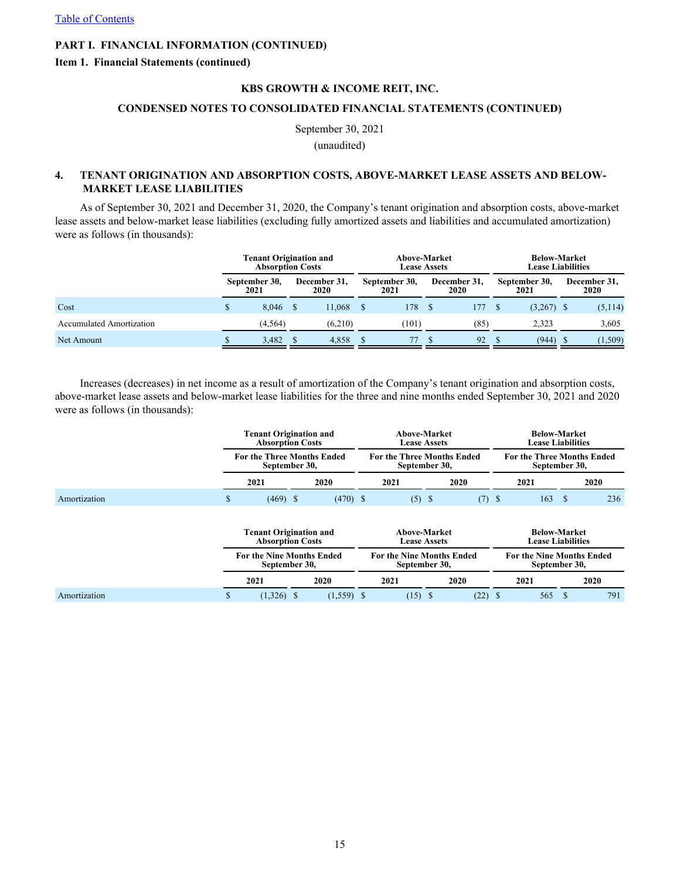[Table of Contents](#)

**PART I. FINANCIAL INFORMATION (CONTINUED)**

**Item 1. Financial Statements (continued)**

**KBS GROWTH & INCOME REIT, INC.**

**CONDENSED NOTES TO CONSOLIDATED FINANCIAL STATEMENTS (CONTINUED)**

September 30, 2021

(unaudited)

## 4. TENANT ORIGINATION AND ABSORPTION COSTS, ABOVE-MARKET LEASE ASSETS AND BELOW-MARKET LEASE LIABILITIES

As of September 30, 2021 and December 31, 2020, the Company's tenant origination and absorption costs, above-market lease assets and below-market lease liabilities (excluding fully amortized assets and liabilities and accumulated amortization) were as follows (in thousands):

| | Tenant Origination and Absorption Costs | | Above-Market Lease Assets | | Below-Market Lease Liabilities | |
|---|---|---|---|---|---|---|
| | September 30, 2021 | December 31, 2020 | September 30, 2021 | December 31, 2020 | September 30, 2021 | December 31, 2020 |
| Cost | $ 8,046 | $ 11,068 | $ 178 | $ 177 | $ (3,267) | $ (5,114) |
| Accumulated Amortization | (4,564) | (6,210) | (101) | (85) | 2,323 | 3,605 |
| Net Amount | $ 3,482 | $ 4,858 | $ 77 | $ 92 | $ (944) | $ (1,509) |

Increases (decreases) in net income as a result of amortization of the Company's tenant origination and absorption costs, above-market lease assets and below-market lease liabilities for the three and nine months ended September 30, 2021 and 2020 were as follows (in thousands):

| | Tenant Origination and Absorption Costs | | Above-Market Lease Assets | | Below-Market Lease Liabilities | |
|---|---|---|---|---|---|---|
| | For the Three Months Ended September 30, | | For the Three Months Ended September 30, | | For the Three Months Ended September 30, | |
| | 2021 | 2020 | 2021 | 2020 | 2021 | 2020 |
| Amortization | $ (469) | $ (470) | $ (5) | $ (7) | $ 163 | $ 236 |

| | Tenant Origination and Absorption Costs | | Above-Market Lease Assets | | Below-Market Lease Liabilities | |
|---|---|---|---|---|---|---|
| | For the Nine Months Ended September 30, | | For the Nine Months Ended September 30, | | For the Nine Months Ended September 30, | |
| | 2021 | 2020 | 2021 | 2020 | 2021 | 2020 |
| Amortization | $ (1,326) | $ (1,559) | $ (15) | $ (22) | $ 565 | $ 791 |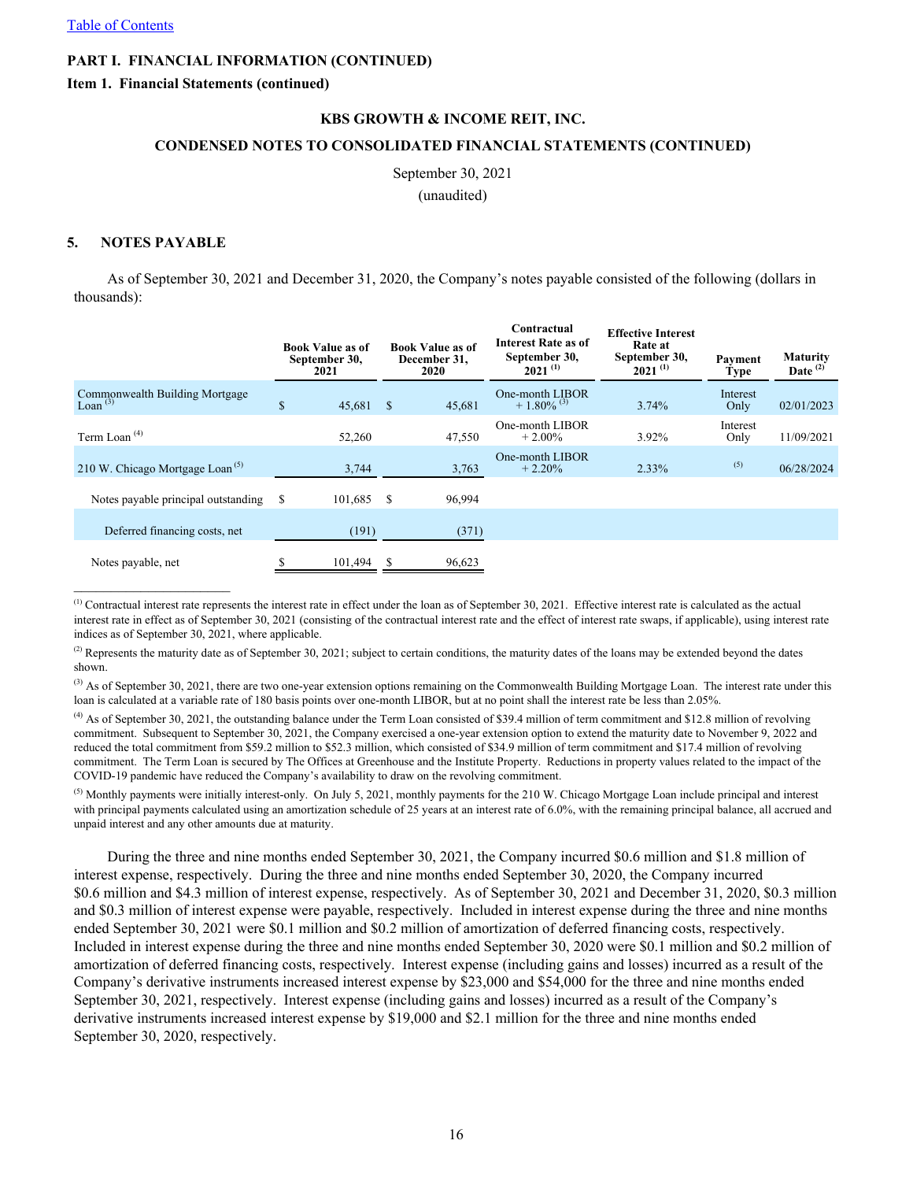PART I. FINANCIAL INFORMATION (CONTINUED)

Item 1. Financial Statements (continued)

KBS GROWTH & INCOME REIT, INC.

CONDENSED NOTES TO CONSOLIDATED FINANCIAL STATEMENTS (CONTINUED)

September 30, 2021

(unaudited)

## 5. NOTES PAYABLE

As of September 30, 2021 and December 31, 2020, the Company's notes payable consisted of the following (dollars in thousands):

| | Book Value as of September 30, 2021 | Book Value as of December 31, 2020 | Contractual Interest Rate as of September 30, 2021 [(1)] | Effective Interest Rate at September 30, 2021 [(1)] | Payment Type | Maturity Date [(2)] |
|---|---|---|---|---|---|---|
| Commonwealth Building Mortgage Loan [(3)] | $ 45,681 | $ 45,681 | One-month LIBOR + 1.80% [(3)] | 3.74% | Interest Only | 02/01/2023 |
| Term Loan [(4)] | 52,260 | 47,550 | One-month LIBOR + 2.00% | 3.92% | Interest Only | 11/09/2021 |
| 210 W. Chicago Mortgage Loan [(5)] | 3,744 | 3,763 | One-month LIBOR + 2.20% | 2.33% | [(5)] | 06/28/2024 |
| Notes payable principal outstanding | $ 101,685 | $ 96,994 | | | | |
| Deferred financing costs, net | (191) | (371) | | | | |
| Notes payable, net | $ 101,494 | $ 96,623 | | | | |

[(1)] Contractual interest rate represents the interest rate in effect under the loan as of September 30, 2021. Effective interest rate is calculated as the actual interest rate in effect as of September 30, 2021 (consisting of the contractual interest rate and the effect of interest rate swaps, if applicable), using interest rate indices as of September 30, 2021, where applicable.

[(2)] Represents the maturity date as of September 30, 2021; subject to certain conditions, the maturity dates of the loans may be extended beyond the dates shown.

[(3)] As of September 30, 2021, there are two one-year extension options remaining on the Commonwealth Building Mortgage Loan. The interest rate under this loan is calculated at a variable rate of 180 basis points over one-month LIBOR, but at no point shall the interest rate be less than 2.05%.

[(4)] As of September 30, 2021, the outstanding balance under the Term Loan consisted of $39.4 million of term commitment and $12.8 million of revolving commitment. Subsequent to September 30, 2021, the Company exercised a one-year extension option to extend the maturity date to November 9, 2022 and reduced the total commitment from $59.2 million to $52.3 million, which consisted of $34.9 million of term commitment and $17.4 million of revolving commitment. The Term Loan is secured by The Offices at Greenhouse and the Institute Property. Reductions in property values related to the impact of the COVID-19 pandemic have reduced the Company's availability to draw on the revolving commitment.

[(5)] Monthly payments were initially interest-only. On July 5, 2021, monthly payments for the 210 W. Chicago Mortgage Loan include principal and interest with principal payments calculated using an amortization schedule of 25 years at an interest rate of 6.0%, with the remaining principal balance, all accrued and unpaid interest and any other amounts due at maturity.

During the three and nine months ended September 30, 2021, the Company incurred $0.6 million and $1.8 million of interest expense, respectively. During the three and nine months ended September 30, 2020, the Company incurred $0.6 million and $4.3 million of interest expense, respectively. As of September 30, 2021 and December 31, 2020, $0.3 million and $0.3 million of interest expense were payable, respectively. Included in interest expense during the three and nine months ended September 30, 2021 were $0.1 million and $0.2 million of amortization of deferred financing costs, respectively. Included in interest expense during the three and nine months ended September 30, 2020 were $0.1 million and $0.2 million of amortization of deferred financing costs, respectively. Interest expense (including gains and losses) incurred as a result of the Company's derivative instruments increased interest expense by $23,000 and $54,000 for the three and nine months ended September 30, 2021, respectively. Interest expense (including gains and losses) incurred as a result of the Company's derivative instruments increased interest expense by $19,000 and $2.1 million for the three and nine months ended September 30, 2020, respectively.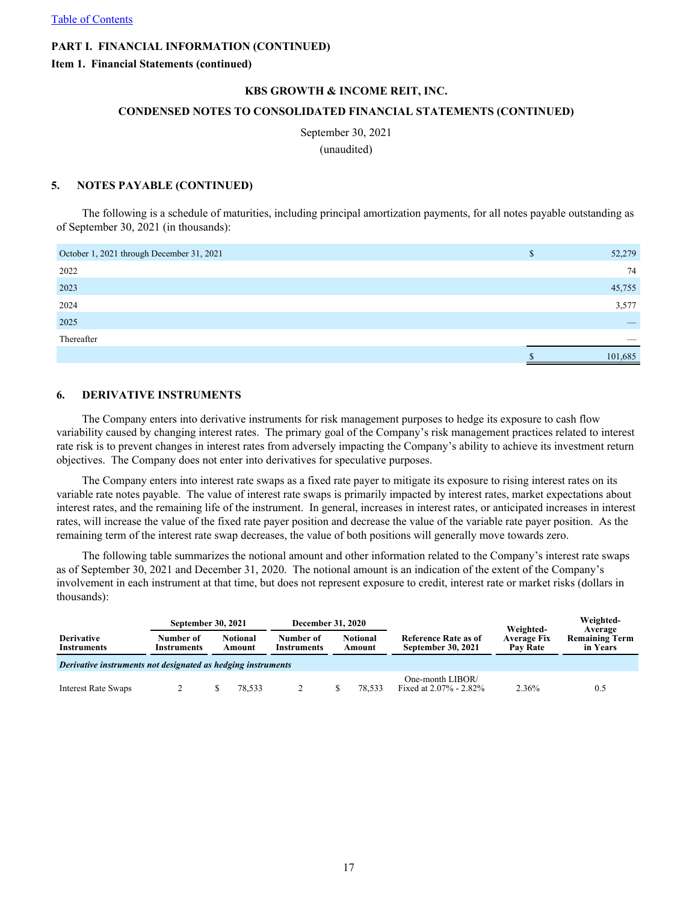[Table of Contents](#)

**PART I. FINANCIAL INFORMATION (CONTINUED)**

**Item 1. Financial Statements (continued)**

**KBS GROWTH & INCOME REIT, INC.**

**CONDENSED NOTES TO CONSOLIDATED FINANCIAL STATEMENTS (CONTINUED)**

September 30, 2021

(unaudited)

## 5. NOTES PAYABLE (CONTINUED)

The following is a schedule of maturities, including principal amortization payments, for all notes payable outstanding as of September 30, 2021 (in thousands):

| | |
|---|---|
| October 1, 2021 through December 31, 2021 | $ 52,279 |
| 2022 | 74 |
| 2023 | 45,755 |
| 2024 | 3,577 |
| 2025 | — |
| Thereafter | — |
| | $ 101,685 |

## 6. DERIVATIVE INSTRUMENTS

The Company enters into derivative instruments for risk management purposes to hedge its exposure to cash flow variability caused by changing interest rates. The primary goal of the Company's risk management practices related to interest rate risk is to prevent changes in interest rates from adversely impacting the Company's ability to achieve its investment return objectives. The Company does not enter into derivatives for speculative purposes.

The Company enters into interest rate swaps as a fixed rate payer to mitigate its exposure to rising interest rates on its variable rate notes payable. The value of interest rate swaps is primarily impacted by interest rates, market expectations about interest rates, and the remaining life of the instrument. In general, increases in interest rates, or anticipated increases in interest rates, will increase the value of the fixed rate payer position and decrease the value of the variable rate payer position. As the remaining term of the interest rate swap decreases, the value of both positions will generally move towards zero.

The following table summarizes the notional amount and other information related to the Company's interest rate swaps as of September 30, 2021 and December 31, 2020. The notional amount is an indication of the extent of the Company's involvement in each instrument at that time, but does not represent exposure to credit, interest rate or market risks (dollars in thousands):

| | September 30, 2021 | | December 31, 2020 | | | | |
|---|---|---|---|---|---|---|---|
| Derivative Instruments | Number of Instruments | Notional Amount | Number of Instruments | Notional Amount | Reference Rate as of September 30, 2021 | Weighted-Average Fix Pay Rate | Weighted-Average Remaining Term in Years |
| *Derivative instruments not designated as hedging instruments* | | | | | | | |
| Interest Rate Swaps | 2 | $ 78,533 | 2 | $ 78,533 | One-month LIBOR/ Fixed at 2.07% - 2.82% | 2.36% | 0.5 |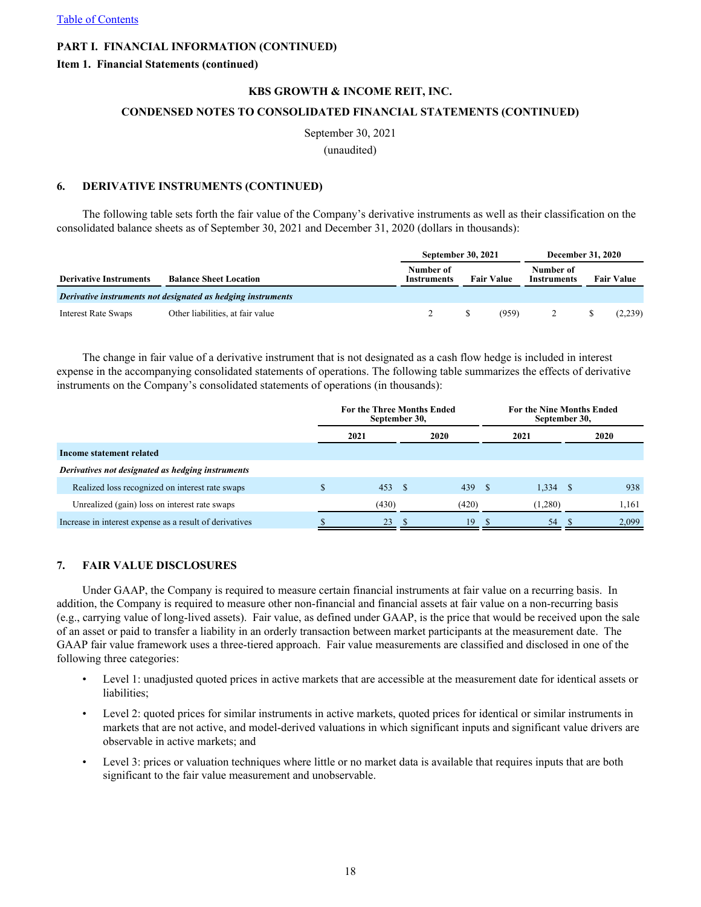[Table of Contents]

**PART I. FINANCIAL INFORMATION (CONTINUED)**

**Item 1. Financial Statements (continued)**

**KBS GROWTH & INCOME REIT, INC.**

**CONDENSED NOTES TO CONSOLIDATED FINANCIAL STATEMENTS (CONTINUED)**

September 30, 2021

(unaudited)

## 6. DERIVATIVE INSTRUMENTS (CONTINUED)

The following table sets forth the fair value of the Company's derivative instruments as well as their classification on the consolidated balance sheets as of September 30, 2021 and December 31, 2020 (dollars in thousands):

| | | September 30, 2021 | | December 31, 2020 | |
|---|---|---|---|---|---|
| **Derivative Instruments** | **Balance Sheet Location** | **Number of Instruments** | **Fair Value** | **Number of Instruments** | **Fair Value** |
| ***Derivative instruments not designated as hedging instruments*** | | | | | |
| Interest Rate Swaps | Other liabilities, at fair value | 2 | $ (959) | 2 | $ (2,239) |

The change in fair value of a derivative instrument that is not designated as a cash flow hedge is included in interest expense in the accompanying consolidated statements of operations. The following table summarizes the effects of derivative instruments on the Company's consolidated statements of operations (in thousands):

| | For the Three Months Ended September 30, | | For the Nine Months Ended September 30, | |
|---|---|---|---|---|
| | **2021** | **2020** | **2021** | **2020** |
| **Income statement related** | | | | |
| ***Derivatives not designated as hedging instruments*** | | | | |
| Realized loss recognized on interest rate swaps | $ 453 | $ 439 | $ 1,334 | $ 938 |
| Unrealized (gain) loss on interest rate swaps | (430) | (420) | (1,280) | 1,161 |
| Increase in interest expense as a result of derivatives | $ 23 | $ 19 | $ 54 | $ 2,099 |

## 7. FAIR VALUE DISCLOSURES

Under GAAP, the Company is required to measure certain financial instruments at fair value on a recurring basis. In addition, the Company is required to measure other non-financial and financial assets at fair value on a non-recurring basis (e.g., carrying value of long-lived assets). Fair value, as defined under GAAP, is the price that would be received upon the sale of an asset or paid to transfer a liability in an orderly transaction between market participants at the measurement date. The GAAP fair value framework uses a three-tiered approach. Fair value measurements are classified and disclosed in one of the following three categories:

- Level 1: unadjusted quoted prices in active markets that are accessible at the measurement date for identical assets or liabilities;
- Level 2: quoted prices for similar instruments in active markets, quoted prices for identical or similar instruments in markets that are not active, and model-derived valuations in which significant inputs and significant value drivers are observable in active markets; and
- Level 3: prices or valuation techniques where little or no market data is available that requires inputs that are both significant to the fair value measurement and unobservable.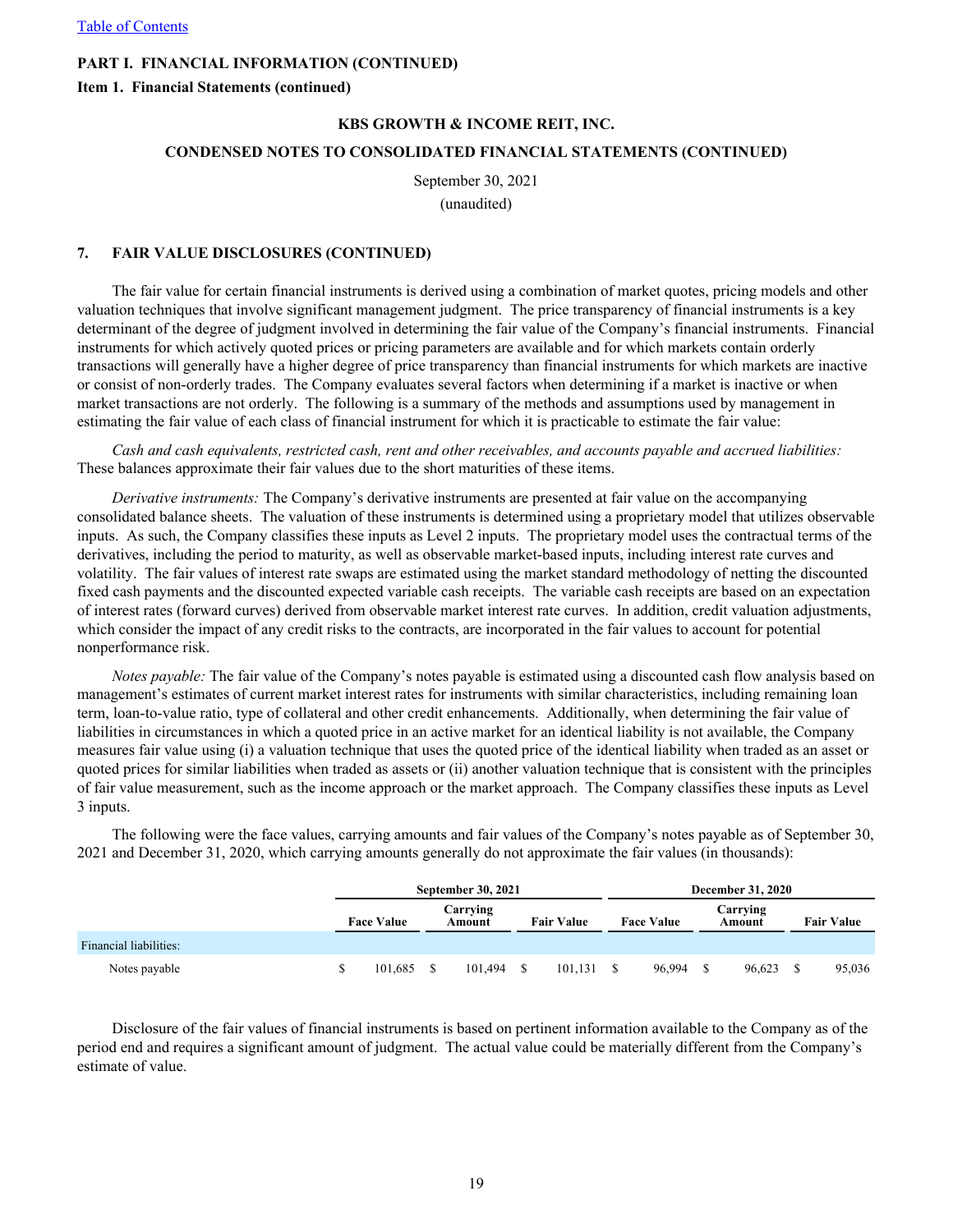[Table of Contents](#)

**PART I. FINANCIAL INFORMATION (CONTINUED)**

**Item 1. Financial Statements (continued)**

**KBS GROWTH & INCOME REIT, INC.**

**CONDENSED NOTES TO CONSOLIDATED FINANCIAL STATEMENTS (CONTINUED)**

September 30, 2021

(unaudited)

## 7. FAIR VALUE DISCLOSURES (CONTINUED)

The fair value for certain financial instruments is derived using a combination of market quotes, pricing models and other valuation techniques that involve significant management judgment. The price transparency of financial instruments is a key determinant of the degree of judgment involved in determining the fair value of the Company's financial instruments. Financial instruments for which actively quoted prices or pricing parameters are available and for which markets contain orderly transactions will generally have a higher degree of price transparency than financial instruments for which markets are inactive or consist of non-orderly trades. The Company evaluates several factors when determining if a market is inactive or when market transactions are not orderly. The following is a summary of the methods and assumptions used by management in estimating the fair value of each class of financial instrument for which it is practicable to estimate the fair value:

*Cash and cash equivalents, restricted cash, rent and other receivables, and accounts payable and accrued liabilities:* These balances approximate their fair values due to the short maturities of these items.

*Derivative instruments:* The Company's derivative instruments are presented at fair value on the accompanying consolidated balance sheets. The valuation of these instruments is determined using a proprietary model that utilizes observable inputs. As such, the Company classifies these inputs as Level 2 inputs. The proprietary model uses the contractual terms of the derivatives, including the period to maturity, as well as observable market-based inputs, including interest rate curves and volatility. The fair values of interest rate swaps are estimated using the market standard methodology of netting the discounted fixed cash payments and the discounted expected variable cash receipts. The variable cash receipts are based on an expectation of interest rates (forward curves) derived from observable market interest rate curves. In addition, credit valuation adjustments, which consider the impact of any credit risks to the contracts, are incorporated in the fair values to account for potential nonperformance risk.

*Notes payable:* The fair value of the Company's notes payable is estimated using a discounted cash flow analysis based on management's estimates of current market interest rates for instruments with similar characteristics, including remaining loan term, loan-to-value ratio, type of collateral and other credit enhancements. Additionally, when determining the fair value of liabilities in circumstances in which a quoted price in an active market for an identical liability is not available, the Company measures fair value using (i) a valuation technique that uses the quoted price of the identical liability when traded as an asset or quoted prices for similar liabilities when traded as assets or (ii) another valuation technique that is consistent with the principles of fair value measurement, such as the income approach or the market approach. The Company classifies these inputs as Level 3 inputs.

The following were the face values, carrying amounts and fair values of the Company's notes payable as of September 30, 2021 and December 31, 2020, which carrying amounts generally do not approximate the fair values (in thousands):

| | September 30, 2021 | | | December 31, 2020 | | |
|---|---|---|---|---|---|---|
| | Face Value | Carrying Amount | Fair Value | Face Value | Carrying Amount | Fair Value |
| Financial liabilities: | | | | | | |
| Notes payable | $ 101,685 | $ 101,494 | $ 101,131 | $ 96,994 | $ 96,623 | $ 95,036 |

Disclosure of the fair values of financial instruments is based on pertinent information available to the Company as of the period end and requires a significant amount of judgment. The actual value could be materially different from the Company's estimate of value.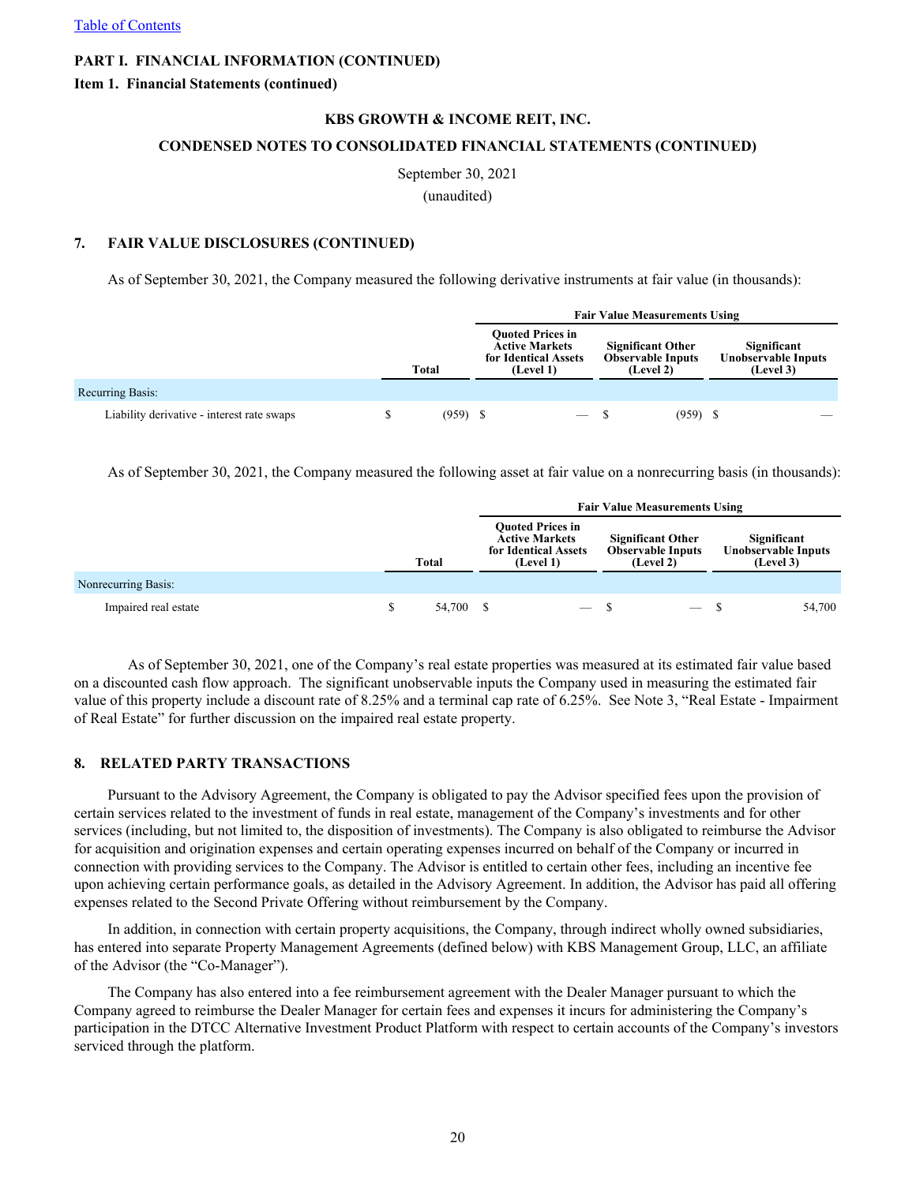**PART I. FINANCIAL INFORMATION (CONTINUED)**

**Item 1. Financial Statements (continued)**

**KBS GROWTH & INCOME REIT, INC.**

**CONDENSED NOTES TO CONSOLIDATED FINANCIAL STATEMENTS (CONTINUED)**

September 30, 2021

(unaudited)

## 7. FAIR VALUE DISCLOSURES (CONTINUED)

As of September 30, 2021, the Company measured the following derivative instruments at fair value (in thousands):

| | | Fair Value Measurements Using | | |
|---|---|---|---|---|
| | Total | Quoted Prices in Active Markets for Identical Assets (Level 1) | Significant Other Observable Inputs (Level 2) | Significant Unobservable Inputs (Level 3) |
| Recurring Basis: | | | | |
| Liability derivative - interest rate swaps | $ (959) | $ — | $ (959) | $ — |

As of September 30, 2021, the Company measured the following asset at fair value on a nonrecurring basis (in thousands):

| | | Fair Value Measurements Using | | |
|---|---|---|---|---|
| | Total | Quoted Prices in Active Markets for Identical Assets (Level 1) | Significant Other Observable Inputs (Level 2) | Significant Unobservable Inputs (Level 3) |
| Nonrecurring Basis: | | | | |
| Impaired real estate | $ 54,700 | $ — | $ — | $ 54,700 |

As of September 30, 2021, one of the Company's real estate properties was measured at its estimated fair value based on a discounted cash flow approach. The significant unobservable inputs the Company used in measuring the estimated fair value of this property include a discount rate of 8.25% and a terminal cap rate of 6.25%. See Note 3, "Real Estate - Impairment of Real Estate" for further discussion on the impaired real estate property.

## 8. RELATED PARTY TRANSACTIONS

Pursuant to the Advisory Agreement, the Company is obligated to pay the Advisor specified fees upon the provision of certain services related to the investment of funds in real estate, management of the Company's investments and for other services (including, but not limited to, the disposition of investments). The Company is also obligated to reimburse the Advisor for acquisition and origination expenses and certain operating expenses incurred on behalf of the Company or incurred in connection with providing services to the Company. The Advisor is entitled to certain other fees, including an incentive fee upon achieving certain performance goals, as detailed in the Advisory Agreement. In addition, the Advisor has paid all offering expenses related to the Second Private Offering without reimbursement by the Company.

In addition, in connection with certain property acquisitions, the Company, through indirect wholly owned subsidiaries, has entered into separate Property Management Agreements (defined below) with KBS Management Group, LLC, an affiliate of the Advisor (the "Co-Manager").

The Company has also entered into a fee reimbursement agreement with the Dealer Manager pursuant to which the Company agreed to reimburse the Dealer Manager for certain fees and expenses it incurs for administering the Company's participation in the DTCC Alternative Investment Product Platform with respect to certain accounts of the Company's investors serviced through the platform.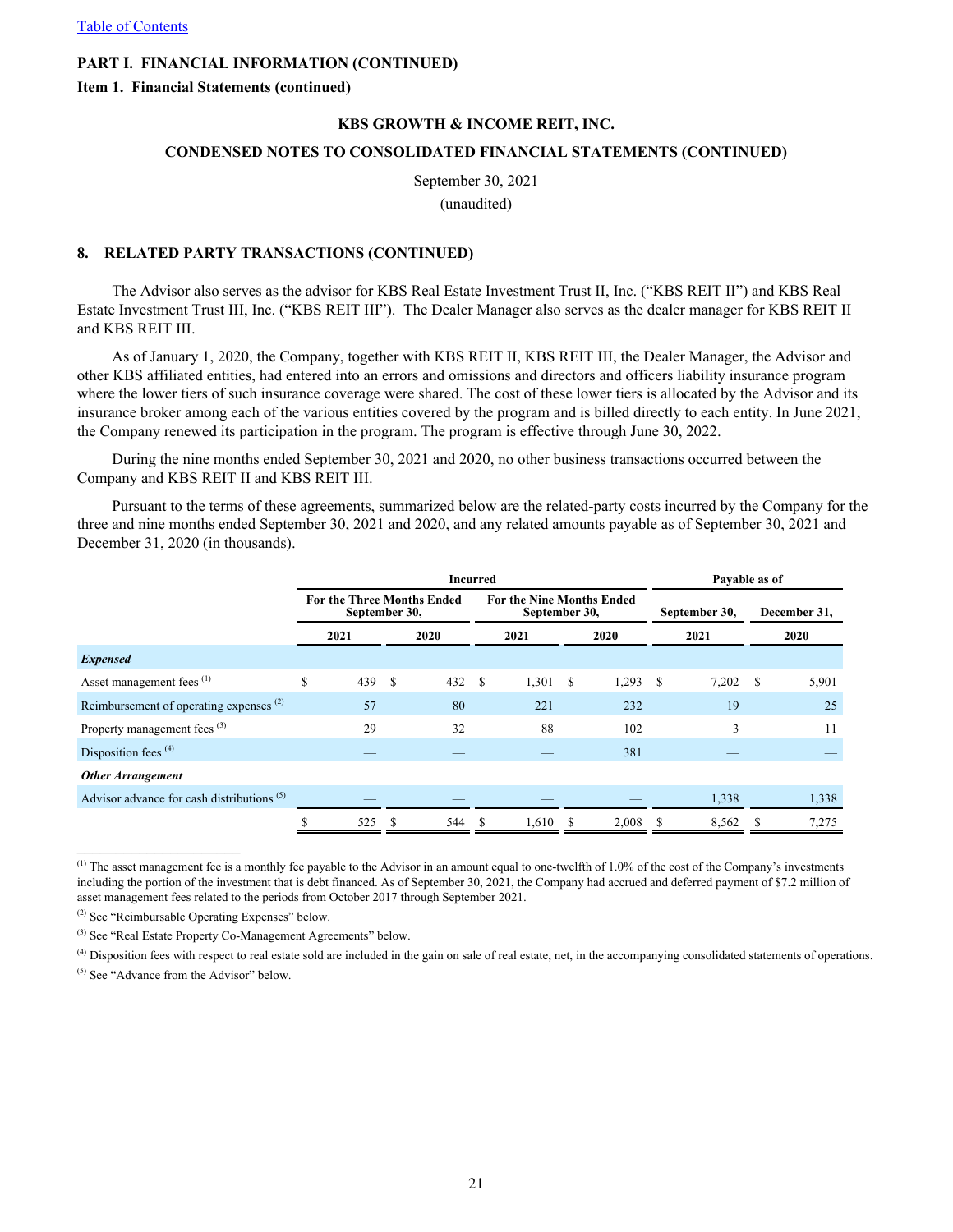PART I. FINANCIAL INFORMATION (CONTINUED)

Item 1. Financial Statements (continued)

## KBS GROWTH & INCOME REIT, INC.

## CONDENSED NOTES TO CONSOLIDATED FINANCIAL STATEMENTS (CONTINUED)

September 30, 2021
(unaudited)

### 8. RELATED PARTY TRANSACTIONS (CONTINUED)

The Advisor also serves as the advisor for KBS Real Estate Investment Trust II, Inc. ("KBS REIT II") and KBS Real Estate Investment Trust III, Inc. ("KBS REIT III"). The Dealer Manager also serves as the dealer manager for KBS REIT II and KBS REIT III.

As of January 1, 2020, the Company, together with KBS REIT II, KBS REIT III, the Dealer Manager, the Advisor and other KBS affiliated entities, had entered into an errors and omissions and directors and officers liability insurance program where the lower tiers of such insurance coverage were shared. The cost of these lower tiers is allocated by the Advisor and its insurance broker among each of the various entities covered by the program and is billed directly to each entity. In June 2021, the Company renewed its participation in the program. The program is effective through June 30, 2022.

During the nine months ended September 30, 2021 and 2020, no other business transactions occurred between the Company and KBS REIT II and KBS REIT III.

Pursuant to the terms of these agreements, summarized below are the related-party costs incurred by the Company for the three and nine months ended September 30, 2021 and 2020, and any related amounts payable as of September 30, 2021 and December 31, 2020 (in thousands).

| | Incurred | | | | Payable as of | |
|---|---|---|---|---|---|---|
| | For the Three Months Ended September 30, | | For the Nine Months Ended September 30, | | September 30, | December 31, |
| | 2021 | 2020 | 2021 | 2020 | 2021 | 2020 |
| ***Expensed*** | | | | | | |
| Asset management fees [(1)] | $ 439 | $ 432 | $ 1,301 | $ 1,293 | $ 7,202 | $ 5,901 |
| Reimbursement of operating expenses [(2)] | 57 | 80 | 221 | 232 | 19 | 25 |
| Property management fees [(3)] | 29 | 32 | 88 | 102 | 3 | 11 |
| Disposition fees [(4)] | — | — | — | 381 | — | — |
| ***Other Arrangement*** | | | | | | |
| Advisor advance for cash distributions [(5)] | — | — | — | — | 1,338 | 1,338 |
| | $ 525 | $ 544 | $ 1,610 | $ 2,008 | $ 8,562 | $ 7,275 |

---

[(1)] The asset management fee is a monthly fee payable to the Advisor in an amount equal to one-twelfth of 1.0% of the cost of the Company's investments including the portion of the investment that is debt financed. As of September 30, 2021, the Company had accrued and deferred payment of $7.2 million of asset management fees related to the periods from October 2017 through September 2021.

[(2)] See "Reimbursable Operating Expenses" below.

[(3)] See "Real Estate Property Co-Management Agreements" below.

[(4)] Disposition fees with respect to real estate sold are included in the gain on sale of real estate, net, in the accompanying consolidated statements of operations.

[(5)] See "Advance from the Advisor" below.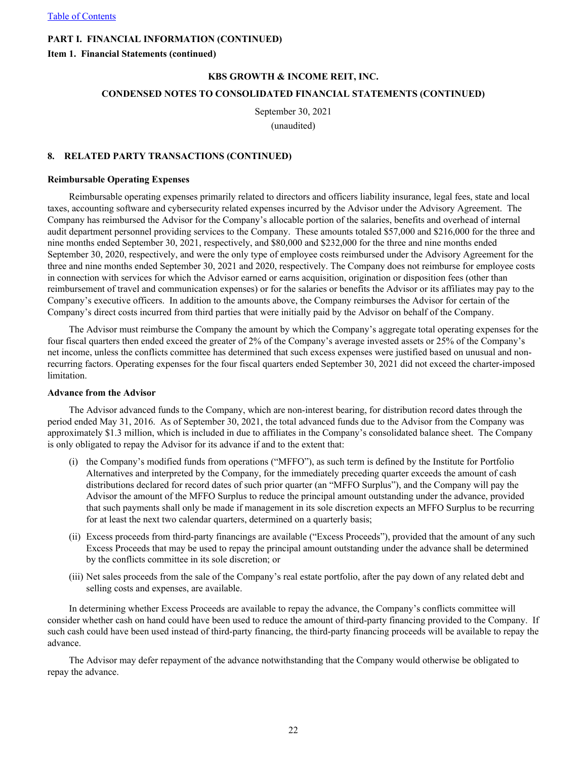**PART I. FINANCIAL INFORMATION (CONTINUED)**

**Item 1. Financial Statements (continued)**

**KBS GROWTH & INCOME REIT, INC.**

**CONDENSED NOTES TO CONSOLIDATED FINANCIAL STATEMENTS (CONTINUED)**

September 30, 2021

(unaudited)

**8. RELATED PARTY TRANSACTIONS (CONTINUED)**

**Reimbursable Operating Expenses**

Reimbursable operating expenses primarily related to directors and officers liability insurance, legal fees, state and local taxes, accounting software and cybersecurity related expenses incurred by the Advisor under the Advisory Agreement. The Company has reimbursed the Advisor for the Company's allocable portion of the salaries, benefits and overhead of internal audit department personnel providing services to the Company. These amounts totaled $57,000 and $216,000 for the three and nine months ended September 30, 2021, respectively, and $80,000 and $232,000 for the three and nine months ended September 30, 2020, respectively, and were the only type of employee costs reimbursed under the Advisory Agreement for the three and nine months ended September 30, 2021 and 2020, respectively. The Company does not reimburse for employee costs in connection with services for which the Advisor earned or earns acquisition, origination or disposition fees (other than reimbursement of travel and communication expenses) or for the salaries or benefits the Advisor or its affiliates may pay to the Company's executive officers. In addition to the amounts above, the Company reimburses the Advisor for certain of the Company's direct costs incurred from third parties that were initially paid by the Advisor on behalf of the Company.

The Advisor must reimburse the Company the amount by which the Company's aggregate total operating expenses for the four fiscal quarters then ended exceed the greater of 2% of the Company's average invested assets or 25% of the Company's net income, unless the conflicts committee has determined that such excess expenses were justified based on unusual and non-recurring factors. Operating expenses for the four fiscal quarters ended September 30, 2021 did not exceed the charter-imposed limitation.

**Advance from the Advisor**

The Advisor advanced funds to the Company, which are non-interest bearing, for distribution record dates through the period ended May 31, 2016. As of September 30, 2021, the total advanced funds due to the Advisor from the Company was approximately $1.3 million, which is included in due to affiliates in the Company's consolidated balance sheet. The Company is only obligated to repay the Advisor for its advance if and to the extent that:

(i) the Company's modified funds from operations ("MFFO"), as such term is defined by the Institute for Portfolio Alternatives and interpreted by the Company, for the immediately preceding quarter exceeds the amount of cash distributions declared for record dates of such prior quarter (an "MFFO Surplus"), and the Company will pay the Advisor the amount of the MFFO Surplus to reduce the principal amount outstanding under the advance, provided that such payments shall only be made if management in its sole discretion expects an MFFO Surplus to be recurring for at least the next two calendar quarters, determined on a quarterly basis;

(ii) Excess proceeds from third-party financings are available ("Excess Proceeds"), provided that the amount of any such Excess Proceeds that may be used to repay the principal amount outstanding under the advance shall be determined by the conflicts committee in its sole discretion; or

(iii) Net sales proceeds from the sale of the Company's real estate portfolio, after the pay down of any related debt and selling costs and expenses, are available.

In determining whether Excess Proceeds are available to repay the advance, the Company's conflicts committee will consider whether cash on hand could have been used to reduce the amount of third-party financing provided to the Company. If such cash could have been used instead of third-party financing, the third-party financing proceeds will be available to repay the advance.

The Advisor may defer repayment of the advance notwithstanding that the Company would otherwise be obligated to repay the advance.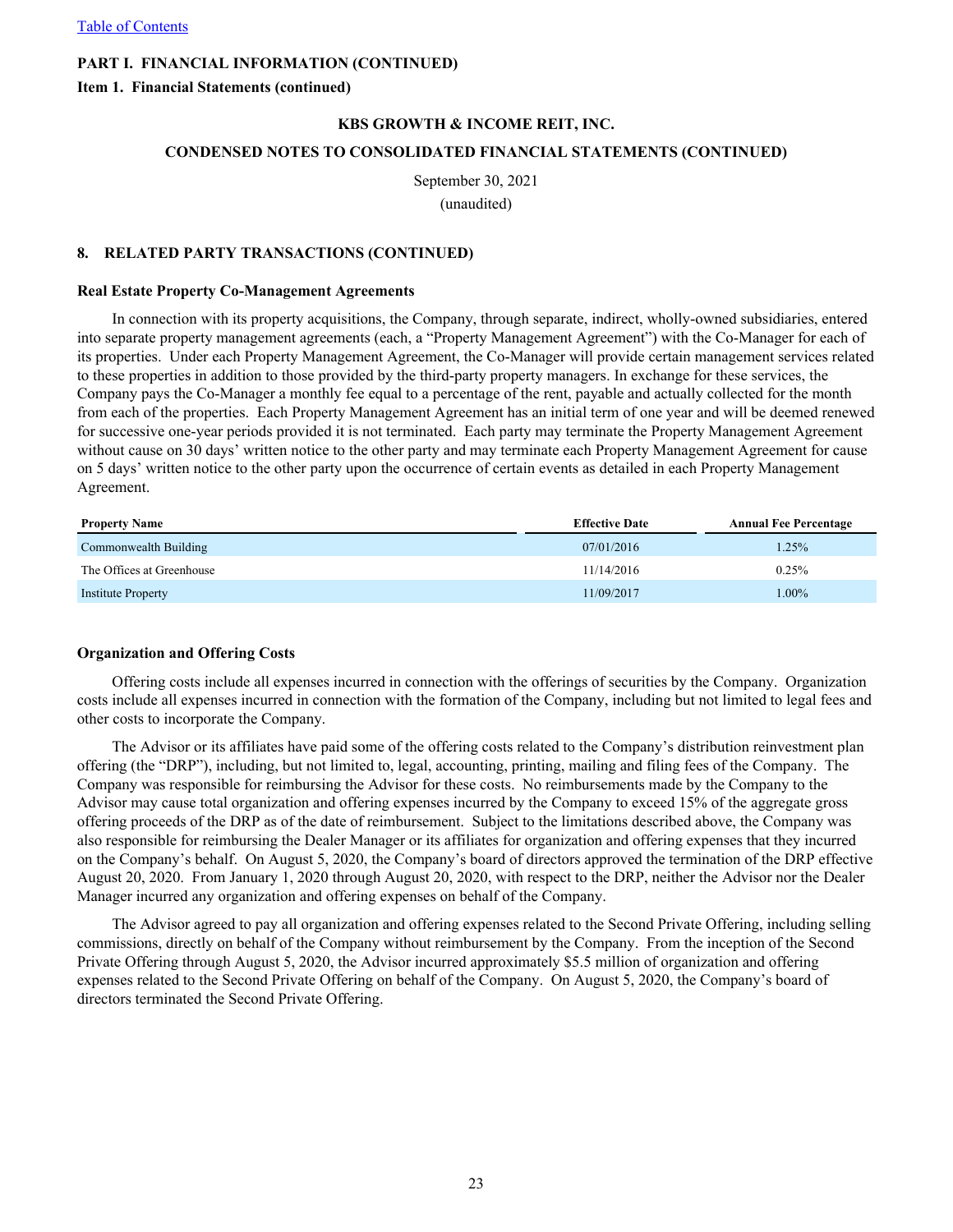PART I. FINANCIAL INFORMATION (CONTINUED)

Item 1. Financial Statements (continued)

KBS GROWTH & INCOME REIT, INC.

CONDENSED NOTES TO CONSOLIDATED FINANCIAL STATEMENTS (CONTINUED)

September 30, 2021

(unaudited)

## 8. RELATED PARTY TRANSACTIONS (CONTINUED)

### Real Estate Property Co-Management Agreements

In connection with its property acquisitions, the Company, through separate, indirect, wholly-owned subsidiaries, entered into separate property management agreements (each, a "Property Management Agreement") with the Co-Manager for each of its properties. Under each Property Management Agreement, the Co-Manager will provide certain management services related to these properties in addition to those provided by the third-party property managers. In exchange for these services, the Company pays the Co-Manager a monthly fee equal to a percentage of the rent, payable and actually collected for the month from each of the properties. Each Property Management Agreement has an initial term of one year and will be deemed renewed for successive one-year periods provided it is not terminated. Each party may terminate the Property Management Agreement without cause on 30 days' written notice to the other party and may terminate each Property Management Agreement for cause on 5 days' written notice to the other party upon the occurrence of certain events as detailed in each Property Management Agreement.

| Property Name | Effective Date | Annual Fee Percentage |
|---|---|---|
| Commonwealth Building | 07/01/2016 | 1.25% |
| The Offices at Greenhouse | 11/14/2016 | 0.25% |
| Institute Property | 11/09/2017 | 1.00% |

### Organization and Offering Costs

Offering costs include all expenses incurred in connection with the offerings of securities by the Company. Organization costs include all expenses incurred in connection with the formation of the Company, including but not limited to legal fees and other costs to incorporate the Company.

The Advisor or its affiliates have paid some of the offering costs related to the Company's distribution reinvestment plan offering (the "DRP"), including, but not limited to, legal, accounting, printing, mailing and filing fees of the Company. The Company was responsible for reimbursing the Advisor for these costs. No reimbursements made by the Company to the Advisor may cause total organization and offering expenses incurred by the Company to exceed 15% of the aggregate gross offering proceeds of the DRP as of the date of reimbursement. Subject to the limitations described above, the Company was also responsible for reimbursing the Dealer Manager or its affiliates for organization and offering expenses that they incurred on the Company's behalf. On August 5, 2020, the Company's board of directors approved the termination of the DRP effective August 20, 2020. From January 1, 2020 through August 20, 2020, with respect to the DRP, neither the Advisor nor the Dealer Manager incurred any organization and offering expenses on behalf of the Company.

The Advisor agreed to pay all organization and offering expenses related to the Second Private Offering, including selling commissions, directly on behalf of the Company without reimbursement by the Company. From the inception of the Second Private Offering through August 5, 2020, the Advisor incurred approximately $5.5 million of organization and offering expenses related to the Second Private Offering on behalf of the Company. On August 5, 2020, the Company's board of directors terminated the Second Private Offering.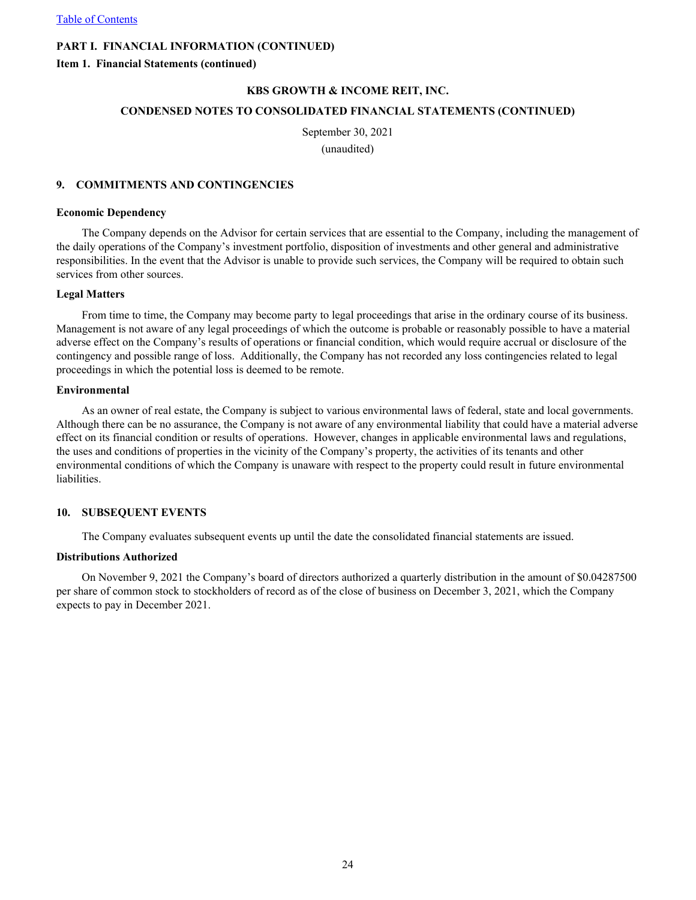PART I. FINANCIAL INFORMATION (CONTINUED)

Item 1. Financial Statements (continued)

KBS GROWTH & INCOME REIT, INC.

CONDENSED NOTES TO CONSOLIDATED FINANCIAL STATEMENTS (CONTINUED)

September 30, 2021

(unaudited)

## 9. COMMITMENTS AND CONTINGENCIES

### Economic Dependency

The Company depends on the Advisor for certain services that are essential to the Company, including the management of the daily operations of the Company's investment portfolio, disposition of investments and other general and administrative responsibilities. In the event that the Advisor is unable to provide such services, the Company will be required to obtain such services from other sources.

### Legal Matters

From time to time, the Company may become party to legal proceedings that arise in the ordinary course of its business. Management is not aware of any legal proceedings of which the outcome is probable or reasonably possible to have a material adverse effect on the Company's results of operations or financial condition, which would require accrual or disclosure of the contingency and possible range of loss. Additionally, the Company has not recorded any loss contingencies related to legal proceedings in which the potential loss is deemed to be remote.

### Environmental

As an owner of real estate, the Company is subject to various environmental laws of federal, state and local governments. Although there can be no assurance, the Company is not aware of any environmental liability that could have a material adverse effect on its financial condition or results of operations. However, changes in applicable environmental laws and regulations, the uses and conditions of properties in the vicinity of the Company's property, the activities of its tenants and other environmental conditions of which the Company is unaware with respect to the property could result in future environmental liabilities.

## 10. SUBSEQUENT EVENTS

The Company evaluates subsequent events up until the date the consolidated financial statements are issued.

### Distributions Authorized

On November 9, 2021 the Company's board of directors authorized a quarterly distribution in the amount of $0.04287500 per share of common stock to stockholders of record as of the close of business on December 3, 2021, which the Company expects to pay in December 2021.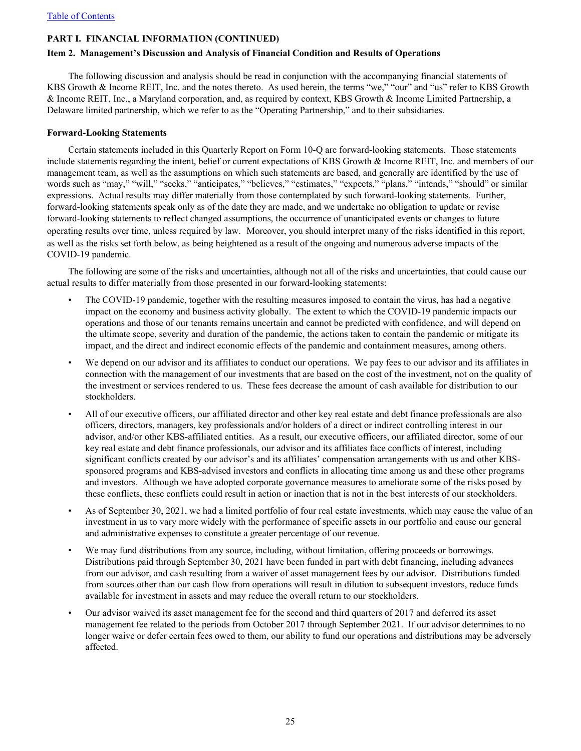## PART I. FINANCIAL INFORMATION (CONTINUED)

### Item 2. Management's Discussion and Analysis of Financial Condition and Results of Operations

The following discussion and analysis should be read in conjunction with the accompanying financial statements of KBS Growth & Income REIT, Inc. and the notes thereto. As used herein, the terms "we," "our" and "us" refer to KBS Growth & Income REIT, Inc., a Maryland corporation, and, as required by context, KBS Growth & Income Limited Partnership, a Delaware limited partnership, which we refer to as the "Operating Partnership," and to their subsidiaries.

**Forward-Looking Statements**

Certain statements included in this Quarterly Report on Form 10-Q are forward-looking statements. Those statements include statements regarding the intent, belief or current expectations of KBS Growth & Income REIT, Inc. and members of our management team, as well as the assumptions on which such statements are based, and generally are identified by the use of words such as "may," "will," "seeks," "anticipates," "believes," "estimates," "expects," "plans," "intends," "should" or similar expressions. Actual results may differ materially from those contemplated by such forward-looking statements. Further, forward-looking statements speak only as of the date they are made, and we undertake no obligation to update or revise forward-looking statements to reflect changed assumptions, the occurrence of unanticipated events or changes to future operating results over time, unless required by law. Moreover, you should interpret many of the risks identified in this report, as well as the risks set forth below, as being heightened as a result of the ongoing and numerous adverse impacts of the COVID-19 pandemic.

The following are some of the risks and uncertainties, although not all of the risks and uncertainties, that could cause our actual results to differ materially from those presented in our forward-looking statements:

- The COVID-19 pandemic, together with the resulting measures imposed to contain the virus, has had a negative impact on the economy and business activity globally. The extent to which the COVID-19 pandemic impacts our operations and those of our tenants remains uncertain and cannot be predicted with confidence, and will depend on the ultimate scope, severity and duration of the pandemic, the actions taken to contain the pandemic or mitigate its impact, and the direct and indirect economic effects of the pandemic and containment measures, among others.
- We depend on our advisor and its affiliates to conduct our operations. We pay fees to our advisor and its affiliates in connection with the management of our investments that are based on the cost of the investment, not on the quality of the investment or services rendered to us. These fees decrease the amount of cash available for distribution to our stockholders.
- All of our executive officers, our affiliated director and other key real estate and debt finance professionals are also officers, directors, managers, key professionals and/or holders of a direct or indirect controlling interest in our advisor, and/or other KBS-affiliated entities. As a result, our executive officers, our affiliated director, some of our key real estate and debt finance professionals, our advisor and its affiliates face conflicts of interest, including significant conflicts created by our advisor's and its affiliates' compensation arrangements with us and other KBS-sponsored programs and KBS-advised investors and conflicts in allocating time among us and these other programs and investors. Although we have adopted corporate governance measures to ameliorate some of the risks posed by these conflicts, these conflicts could result in action or inaction that is not in the best interests of our stockholders.
- As of September 30, 2021, we had a limited portfolio of four real estate investments, which may cause the value of an investment in us to vary more widely with the performance of specific assets in our portfolio and cause our general and administrative expenses to constitute a greater percentage of our revenue.
- We may fund distributions from any source, including, without limitation, offering proceeds or borrowings. Distributions paid through September 30, 2021 have been funded in part with debt financing, including advances from our advisor, and cash resulting from a waiver of asset management fees by our advisor. Distributions funded from sources other than our cash flow from operations will result in dilution to subsequent investors, reduce funds available for investment in assets and may reduce the overall return to our stockholders.
- Our advisor waived its asset management fee for the second and third quarters of 2017 and deferred its asset management fee related to the periods from October 2017 through September 2021. If our advisor determines to no longer waive or defer certain fees owed to them, our ability to fund our operations and distributions may be adversely affected.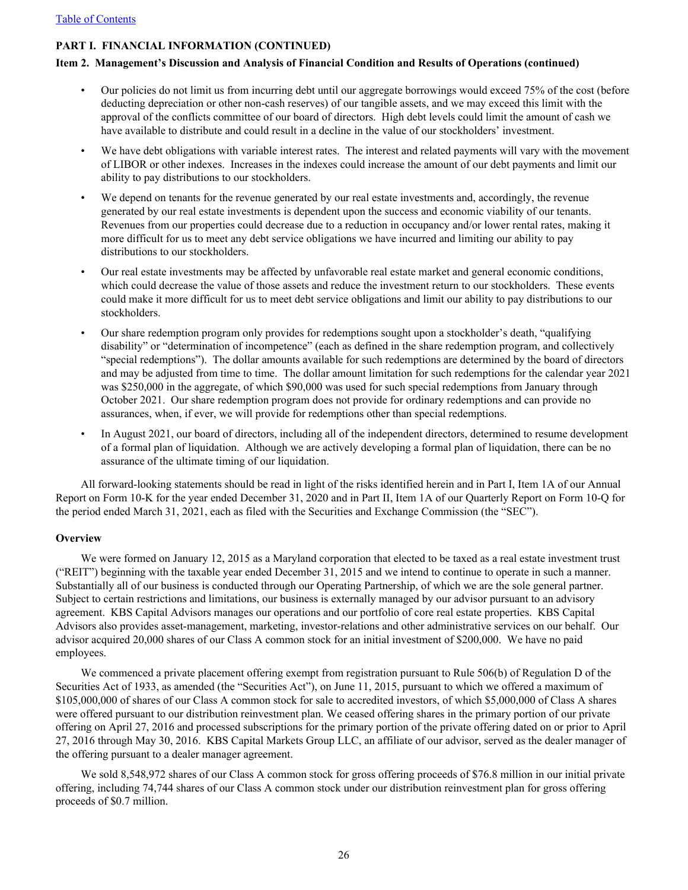[Table of Contents](#)

**PART I. FINANCIAL INFORMATION (CONTINUED)**

**Item 2. Management's Discussion and Analysis of Financial Condition and Results of Operations (continued)**

- Our policies do not limit us from incurring debt until our aggregate borrowings would exceed 75% of the cost (before deducting depreciation or other non-cash reserves) of our tangible assets, and we may exceed this limit with the approval of the conflicts committee of our board of directors. High debt levels could limit the amount of cash we have available to distribute and could result in a decline in the value of our stockholders' investment.
- We have debt obligations with variable interest rates. The interest and related payments will vary with the movement of LIBOR or other indexes. Increases in the indexes could increase the amount of our debt payments and limit our ability to pay distributions to our stockholders.
- We depend on tenants for the revenue generated by our real estate investments and, accordingly, the revenue generated by our real estate investments is dependent upon the success and economic viability of our tenants. Revenues from our properties could decrease due to a reduction in occupancy and/or lower rental rates, making it more difficult for us to meet any debt service obligations we have incurred and limiting our ability to pay distributions to our stockholders.
- Our real estate investments may be affected by unfavorable real estate market and general economic conditions, which could decrease the value of those assets and reduce the investment return to our stockholders. These events could make it more difficult for us to meet debt service obligations and limit our ability to pay distributions to our stockholders.
- Our share redemption program only provides for redemptions sought upon a stockholder's death, "qualifying disability" or "determination of incompetence" (each as defined in the share redemption program, and collectively "special redemptions"). The dollar amounts available for such redemptions are determined by the board of directors and may be adjusted from time to time. The dollar amount limitation for such redemptions for the calendar year 2021 was $250,000 in the aggregate, of which $90,000 was used for such special redemptions from January through October 2021. Our share redemption program does not provide for ordinary redemptions and can provide no assurances, when, if ever, we will provide for redemptions other than special redemptions.
- In August 2021, our board of directors, including all of the independent directors, determined to resume development of a formal plan of liquidation. Although we are actively developing a formal plan of liquidation, there can be no assurance of the ultimate timing of our liquidation.

All forward-looking statements should be read in light of the risks identified herein and in Part I, Item 1A of our Annual Report on Form 10-K for the year ended December 31, 2020 and in Part II, Item 1A of our Quarterly Report on Form 10-Q for the period ended March 31, 2021, each as filed with the Securities and Exchange Commission (the "SEC").

### Overview

We were formed on January 12, 2015 as a Maryland corporation that elected to be taxed as a real estate investment trust ("REIT") beginning with the taxable year ended December 31, 2015 and we intend to continue to operate in such a manner. Substantially all of our business is conducted through our Operating Partnership, of which we are the sole general partner. Subject to certain restrictions and limitations, our business is externally managed by our advisor pursuant to an advisory agreement. KBS Capital Advisors manages our operations and our portfolio of core real estate properties. KBS Capital Advisors also provides asset-management, marketing, investor-relations and other administrative services on our behalf. Our advisor acquired 20,000 shares of our Class A common stock for an initial investment of $200,000. We have no paid employees.

We commenced a private placement offering exempt from registration pursuant to Rule 506(b) of Regulation D of the Securities Act of 1933, as amended (the "Securities Act"), on June 11, 2015, pursuant to which we offered a maximum of $105,000,000 of shares of our Class A common stock for sale to accredited investors, of which $5,000,000 of Class A shares were offered pursuant to our distribution reinvestment plan. We ceased offering shares in the primary portion of our private offering on April 27, 2016 and processed subscriptions for the primary portion of the private offering dated on or prior to April 27, 2016 through May 30, 2016. KBS Capital Markets Group LLC, an affiliate of our advisor, served as the dealer manager of the offering pursuant to a dealer manager agreement.

We sold 8,548,972 shares of our Class A common stock for gross offering proceeds of $76.8 million in our initial private offering, including 74,744 shares of our Class A common stock under our distribution reinvestment plan for gross offering proceeds of $0.7 million.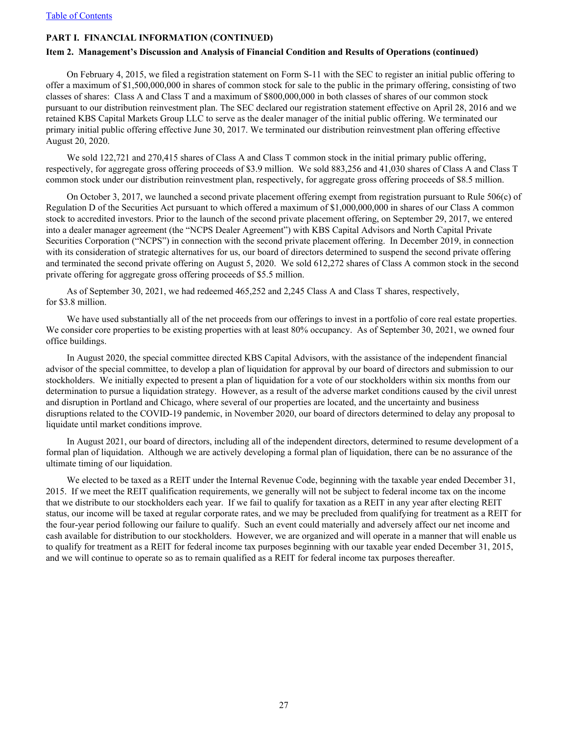**PART I. FINANCIAL INFORMATION (CONTINUED)**

**Item 2. Management's Discussion and Analysis of Financial Condition and Results of Operations (continued)**

On February 4, 2015, we filed a registration statement on Form S-11 with the SEC to register an initial public offering to offer a maximum of $1,500,000,000 in shares of common stock for sale to the public in the primary offering, consisting of two classes of shares: Class A and Class T and a maximum of $800,000,000 in both classes of shares of our common stock pursuant to our distribution reinvestment plan. The SEC declared our registration statement effective on April 28, 2016 and we retained KBS Capital Markets Group LLC to serve as the dealer manager of the initial public offering. We terminated our primary initial public offering effective June 30, 2017. We terminated our distribution reinvestment plan offering effective August 20, 2020.

We sold 122,721 and 270,415 shares of Class A and Class T common stock in the initial primary public offering, respectively, for aggregate gross offering proceeds of $3.9 million. We sold 883,256 and 41,030 shares of Class A and Class T common stock under our distribution reinvestment plan, respectively, for aggregate gross offering proceeds of $8.5 million.

On October 3, 2017, we launched a second private placement offering exempt from registration pursuant to Rule 506(c) of Regulation D of the Securities Act pursuant to which offered a maximum of $1,000,000,000 in shares of our Class A common stock to accredited investors. Prior to the launch of the second private placement offering, on September 29, 2017, we entered into a dealer manager agreement (the "NCPS Dealer Agreement") with KBS Capital Advisors and North Capital Private Securities Corporation ("NCPS") in connection with the second private placement offering. In December 2019, in connection with its consideration of strategic alternatives for us, our board of directors determined to suspend the second private offering and terminated the second private offering on August 5, 2020. We sold 612,272 shares of Class A common stock in the second private offering for aggregate gross offering proceeds of $5.5 million.

As of September 30, 2021, we had redeemed 465,252 and 2,245 Class A and Class T shares, respectively, for $3.8 million.

We have used substantially all of the net proceeds from our offerings to invest in a portfolio of core real estate properties. We consider core properties to be existing properties with at least 80% occupancy. As of September 30, 2021, we owned four office buildings.

In August 2020, the special committee directed KBS Capital Advisors, with the assistance of the independent financial advisor of the special committee, to develop a plan of liquidation for approval by our board of directors and submission to our stockholders. We initially expected to present a plan of liquidation for a vote of our stockholders within six months from our determination to pursue a liquidation strategy. However, as a result of the adverse market conditions caused by the civil unrest and disruption in Portland and Chicago, where several of our properties are located, and the uncertainty and business disruptions related to the COVID-19 pandemic, in November 2020, our board of directors determined to delay any proposal to liquidate until market conditions improve.

In August 2021, our board of directors, including all of the independent directors, determined to resume development of a formal plan of liquidation. Although we are actively developing a formal plan of liquidation, there can be no assurance of the ultimate timing of our liquidation.

We elected to be taxed as a REIT under the Internal Revenue Code, beginning with the taxable year ended December 31, 2015. If we meet the REIT qualification requirements, we generally will not be subject to federal income tax on the income that we distribute to our stockholders each year. If we fail to qualify for taxation as a REIT in any year after electing REIT status, our income will be taxed at regular corporate rates, and we may be precluded from qualifying for treatment as a REIT for the four-year period following our failure to qualify. Such an event could materially and adversely affect our net income and cash available for distribution to our stockholders. However, we are organized and will operate in a manner that will enable us to qualify for treatment as a REIT for federal income tax purposes beginning with our taxable year ended December 31, 2015, and we will continue to operate so as to remain qualified as a REIT for federal income tax purposes thereafter.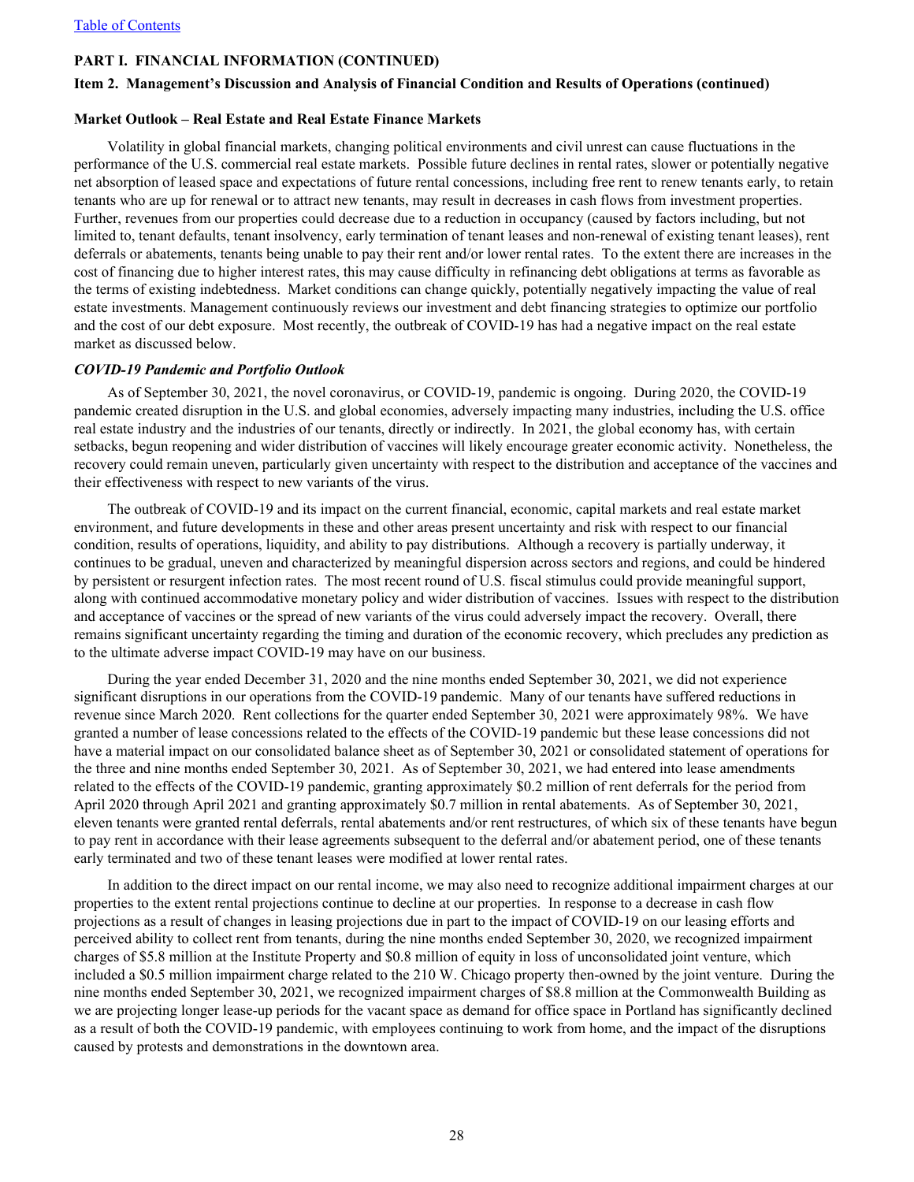[Table of Contents](#)

**PART I. FINANCIAL INFORMATION (CONTINUED)**

**Item 2. Management's Discussion and Analysis of Financial Condition and Results of Operations (continued)**

**Market Outlook – Real Estate and Real Estate Finance Markets**

Volatility in global financial markets, changing political environments and civil unrest can cause fluctuations in the performance of the U.S. commercial real estate markets. Possible future declines in rental rates, slower or potentially negative net absorption of leased space and expectations of future rental concessions, including free rent to renew tenants early, to retain tenants who are up for renewal or to attract new tenants, may result in decreases in cash flows from investment properties. Further, revenues from our properties could decrease due to a reduction in occupancy (caused by factors including, but not limited to, tenant defaults, tenant insolvency, early termination of tenant leases and non-renewal of existing tenant leases), rent deferrals or abatements, tenants being unable to pay their rent and/or lower rental rates. To the extent there are increases in the cost of financing due to higher interest rates, this may cause difficulty in refinancing debt obligations at terms as favorable as the terms of existing indebtedness. Market conditions can change quickly, potentially negatively impacting the value of real estate investments. Management continuously reviews our investment and debt financing strategies to optimize our portfolio and the cost of our debt exposure. Most recently, the outbreak of COVID-19 has had a negative impact on the real estate market as discussed below.

***COVID-19 Pandemic and Portfolio Outlook***

As of September 30, 2021, the novel coronavirus, or COVID-19, pandemic is ongoing. During 2020, the COVID-19 pandemic created disruption in the U.S. and global economies, adversely impacting many industries, including the U.S. office real estate industry and the industries of our tenants, directly or indirectly. In 2021, the global economy has, with certain setbacks, begun reopening and wider distribution of vaccines will likely encourage greater economic activity. Nonetheless, the recovery could remain uneven, particularly given uncertainty with respect to the distribution and acceptance of the vaccines and their effectiveness with respect to new variants of the virus.

The outbreak of COVID-19 and its impact on the current financial, economic, capital markets and real estate market environment, and future developments in these and other areas present uncertainty and risk with respect to our financial condition, results of operations, liquidity, and ability to pay distributions. Although a recovery is partially underway, it continues to be gradual, uneven and characterized by meaningful dispersion across sectors and regions, and could be hindered by persistent or resurgent infection rates. The most recent round of U.S. fiscal stimulus could provide meaningful support, along with continued accommodative monetary policy and wider distribution of vaccines. Issues with respect to the distribution and acceptance of vaccines or the spread of new variants of the virus could adversely impact the recovery. Overall, there remains significant uncertainty regarding the timing and duration of the economic recovery, which precludes any prediction as to the ultimate adverse impact COVID-19 may have on our business.

During the year ended December 31, 2020 and the nine months ended September 30, 2021, we did not experience significant disruptions in our operations from the COVID-19 pandemic. Many of our tenants have suffered reductions in revenue since March 2020. Rent collections for the quarter ended September 30, 2021 were approximately 98%. We have granted a number of lease concessions related to the effects of the COVID-19 pandemic but these lease concessions did not have a material impact on our consolidated balance sheet as of September 30, 2021 or consolidated statement of operations for the three and nine months ended September 30, 2021. As of September 30, 2021, we had entered into lease amendments related to the effects of the COVID-19 pandemic, granting approximately $0.2 million of rent deferrals for the period from April 2020 through April 2021 and granting approximately $0.7 million in rental abatements. As of September 30, 2021, eleven tenants were granted rental deferrals, rental abatements and/or rent restructures, of which six of these tenants have begun to pay rent in accordance with their lease agreements subsequent to the deferral and/or abatement period, one of these tenants early terminated and two of these tenant leases were modified at lower rental rates.

In addition to the direct impact on our rental income, we may also need to recognize additional impairment charges at our properties to the extent rental projections continue to decline at our properties. In response to a decrease in cash flow projections as a result of changes in leasing projections due in part to the impact of COVID-19 on our leasing efforts and perceived ability to collect rent from tenants, during the nine months ended September 30, 2020, we recognized impairment charges of $5.8 million at the Institute Property and $0.8 million of equity in loss of unconsolidated joint venture, which included a $0.5 million impairment charge related to the 210 W. Chicago property then-owned by the joint venture. During the nine months ended September 30, 2021, we recognized impairment charges of $8.8 million at the Commonwealth Building as we are projecting longer lease-up periods for the vacant space as demand for office space in Portland has significantly declined as a result of both the COVID-19 pandemic, with employees continuing to work from home, and the impact of the disruptions caused by protests and demonstrations in the downtown area.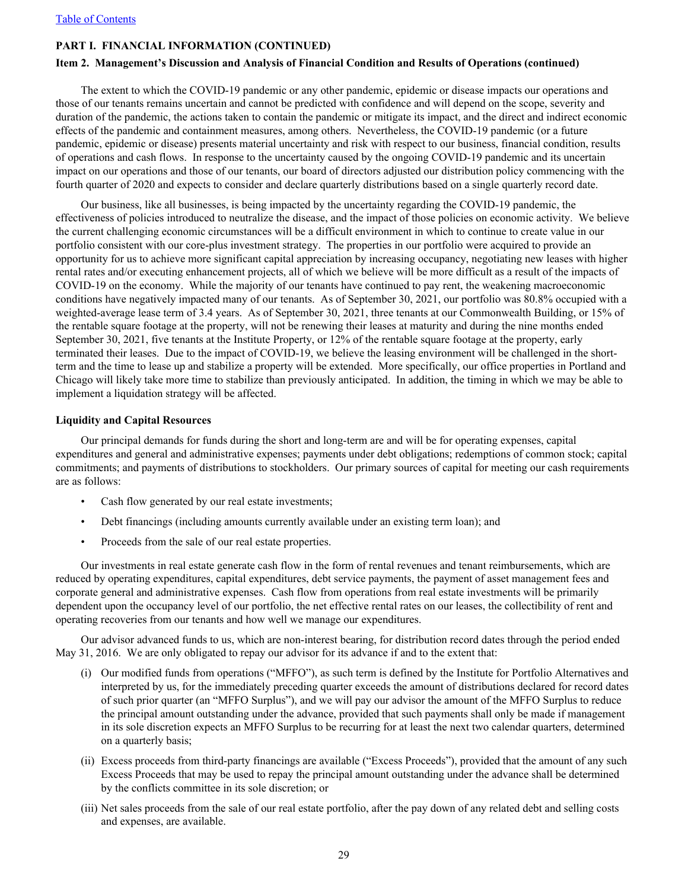**PART I. FINANCIAL INFORMATION (CONTINUED)**

**Item 2. Management's Discussion and Analysis of Financial Condition and Results of Operations (continued)**

The extent to which the COVID-19 pandemic or any other pandemic, epidemic or disease impacts our operations and those of our tenants remains uncertain and cannot be predicted with confidence and will depend on the scope, severity and duration of the pandemic, the actions taken to contain the pandemic or mitigate its impact, and the direct and indirect economic effects of the pandemic and containment measures, among others. Nevertheless, the COVID-19 pandemic (or a future pandemic, epidemic or disease) presents material uncertainty and risk with respect to our business, financial condition, results of operations and cash flows. In response to the uncertainty caused by the ongoing COVID-19 pandemic and its uncertain impact on our operations and those of our tenants, our board of directors adjusted our distribution policy commencing with the fourth quarter of 2020 and expects to consider and declare quarterly distributions based on a single quarterly record date.

Our business, like all businesses, is being impacted by the uncertainty regarding the COVID-19 pandemic, the effectiveness of policies introduced to neutralize the disease, and the impact of those policies on economic activity. We believe the current challenging economic circumstances will be a difficult environment in which to continue to create value in our portfolio consistent with our core-plus investment strategy. The properties in our portfolio were acquired to provide an opportunity for us to achieve more significant capital appreciation by increasing occupancy, negotiating new leases with higher rental rates and/or executing enhancement projects, all of which we believe will be more difficult as a result of the impacts of COVID-19 on the economy. While the majority of our tenants have continued to pay rent, the weakening macroeconomic conditions have negatively impacted many of our tenants. As of September 30, 2021, our portfolio was 80.8% occupied with a weighted-average lease term of 3.4 years. As of September 30, 2021, three tenants at our Commonwealth Building, or 15% of the rentable square footage at the property, will not be renewing their leases at maturity and during the nine months ended September 30, 2021, five tenants at the Institute Property, or 12% of the rentable square footage at the property, early terminated their leases. Due to the impact of COVID-19, we believe the leasing environment will be challenged in the short-term and the time to lease up and stabilize a property will be extended. More specifically, our office properties in Portland and Chicago will likely take more time to stabilize than previously anticipated. In addition, the timing in which we may be able to implement a liquidation strategy will be affected.

**Liquidity and Capital Resources**

Our principal demands for funds during the short and long-term are and will be for operating expenses, capital expenditures and general and administrative expenses; payments under debt obligations; redemptions of common stock; capital commitments; and payments of distributions to stockholders. Our primary sources of capital for meeting our cash requirements are as follows:

- Cash flow generated by our real estate investments;
- Debt financings (including amounts currently available under an existing term loan); and
- Proceeds from the sale of our real estate properties.

Our investments in real estate generate cash flow in the form of rental revenues and tenant reimbursements, which are reduced by operating expenditures, capital expenditures, debt service payments, the payment of asset management fees and corporate general and administrative expenses. Cash flow from operations from real estate investments will be primarily dependent upon the occupancy level of our portfolio, the net effective rental rates on our leases, the collectibility of rent and operating recoveries from our tenants and how well we manage our expenditures.

Our advisor advanced funds to us, which are non-interest bearing, for distribution record dates through the period ended May 31, 2016. We are only obligated to repay our advisor for its advance if and to the extent that:

(i) Our modified funds from operations ("MFFO"), as such term is defined by the Institute for Portfolio Alternatives and interpreted by us, for the immediately preceding quarter exceeds the amount of distributions declared for record dates of such prior quarter (an "MFFO Surplus"), and we will pay our advisor the amount of the MFFO Surplus to reduce the principal amount outstanding under the advance, provided that such payments shall only be made if management in its sole discretion expects an MFFO Surplus to be recurring for at least the next two calendar quarters, determined on a quarterly basis;

(ii) Excess proceeds from third-party financings are available ("Excess Proceeds"), provided that the amount of any such Excess Proceeds that may be used to repay the principal amount outstanding under the advance shall be determined by the conflicts committee in its sole discretion; or

(iii) Net sales proceeds from the sale of our real estate portfolio, after the pay down of any related debt and selling costs and expenses, are available.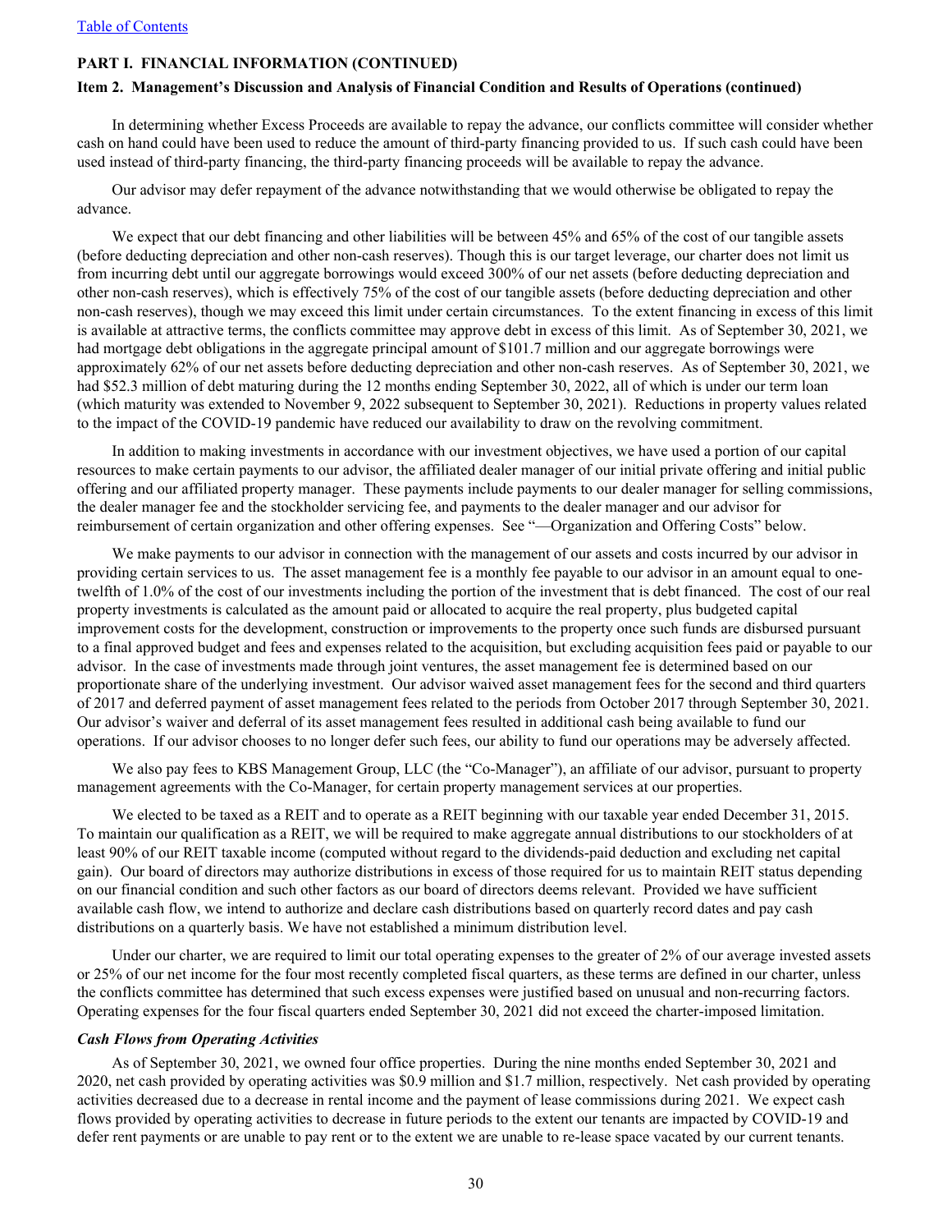## PART I. FINANCIAL INFORMATION (CONTINUED)

### Item 2. Management's Discussion and Analysis of Financial Condition and Results of Operations (continued)

In determining whether Excess Proceeds are available to repay the advance, our conflicts committee will consider whether cash on hand could have been used to reduce the amount of third-party financing provided to us. If such cash could have been used instead of third-party financing, the third-party financing proceeds will be available to repay the advance.

Our advisor may defer repayment of the advance notwithstanding that we would otherwise be obligated to repay the advance.

We expect that our debt financing and other liabilities will be between 45% and 65% of the cost of our tangible assets (before deducting depreciation and other non-cash reserves). Though this is our target leverage, our charter does not limit us from incurring debt until our aggregate borrowings would exceed 300% of our net assets (before deducting depreciation and other non-cash reserves), which is effectively 75% of the cost of our tangible assets (before deducting depreciation and other non-cash reserves), though we may exceed this limit under certain circumstances. To the extent financing in excess of this limit is available at attractive terms, the conflicts committee may approve debt in excess of this limit. As of September 30, 2021, we had mortgage debt obligations in the aggregate principal amount of $101.7 million and our aggregate borrowings were approximately 62% of our net assets before deducting depreciation and other non-cash reserves. As of September 30, 2021, we had $52.3 million of debt maturing during the 12 months ending September 30, 2022, all of which is under our term loan (which maturity was extended to November 9, 2022 subsequent to September 30, 2021). Reductions in property values related to the impact of the COVID-19 pandemic have reduced our availability to draw on the revolving commitment.

In addition to making investments in accordance with our investment objectives, we have used a portion of our capital resources to make certain payments to our advisor, the affiliated dealer manager of our initial private offering and initial public offering and our affiliated property manager. These payments include payments to our dealer manager for selling commissions, the dealer manager fee and the stockholder servicing fee, and payments to the dealer manager and our advisor for reimbursement of certain organization and other offering expenses. See "—Organization and Offering Costs" below.

We make payments to our advisor in connection with the management of our assets and costs incurred by our advisor in providing certain services to us. The asset management fee is a monthly fee payable to our advisor in an amount equal to one-twelfth of 1.0% of the cost of our investments including the portion of the investment that is debt financed. The cost of our real property investments is calculated as the amount paid or allocated to acquire the real property, plus budgeted capital improvement costs for the development, construction or improvements to the property once such funds are disbursed pursuant to a final approved budget and fees and expenses related to the acquisition, but excluding acquisition fees paid or payable to our advisor. In the case of investments made through joint ventures, the asset management fee is determined based on our proportionate share of the underlying investment. Our advisor waived asset management fees for the second and third quarters of 2017 and deferred payment of asset management fees related to the periods from October 2017 through September 30, 2021. Our advisor's waiver and deferral of its asset management fees resulted in additional cash being available to fund our operations. If our advisor chooses to no longer defer such fees, our ability to fund our operations may be adversely affected.

We also pay fees to KBS Management Group, LLC (the "Co-Manager"), an affiliate of our advisor, pursuant to property management agreements with the Co-Manager, for certain property management services at our properties.

We elected to be taxed as a REIT and to operate as a REIT beginning with our taxable year ended December 31, 2015. To maintain our qualification as a REIT, we will be required to make aggregate annual distributions to our stockholders of at least 90% of our REIT taxable income (computed without regard to the dividends-paid deduction and excluding net capital gain). Our board of directors may authorize distributions in excess of those required for us to maintain REIT status depending on our financial condition and such other factors as our board of directors deems relevant. Provided we have sufficient available cash flow, we intend to authorize and declare cash distributions based on quarterly record dates and pay cash distributions on a quarterly basis. We have not established a minimum distribution level.

Under our charter, we are required to limit our total operating expenses to the greater of 2% of our average invested assets or 25% of our net income for the four most recently completed fiscal quarters, as these terms are defined in our charter, unless the conflicts committee has determined that such excess expenses were justified based on unusual and non-recurring factors. Operating expenses for the four fiscal quarters ended September 30, 2021 did not exceed the charter-imposed limitation.

#### *Cash Flows from Operating Activities*

As of September 30, 2021, we owned four office properties. During the nine months ended September 30, 2021 and 2020, net cash provided by operating activities was $0.9 million and $1.7 million, respectively. Net cash provided by operating activities decreased due to a decrease in rental income and the payment of lease commissions during 2021. We expect cash flows provided by operating activities to decrease in future periods to the extent our tenants are impacted by COVID-19 and defer rent payments or are unable to pay rent or to the extent we are unable to re-lease space vacated by our current tenants.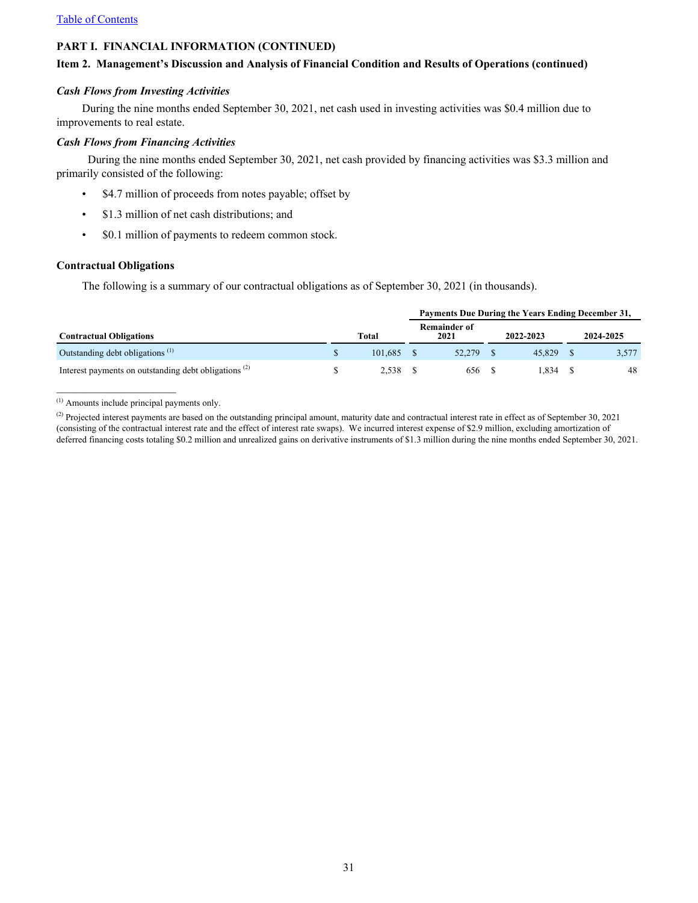[Table of Contents](#)

**PART I. FINANCIAL INFORMATION (CONTINUED)**

**Item 2. Management's Discussion and Analysis of Financial Condition and Results of Operations (continued)**

***Cash Flows from Investing Activities***

During the nine months ended September 30, 2021, net cash used in investing activities was $0.4 million due to improvements to real estate.

***Cash Flows from Financing Activities***

During the nine months ended September 30, 2021, net cash provided by financing activities was $3.3 million and primarily consisted of the following:

- $4.7 million of proceeds from notes payable; offset by
- $1.3 million of net cash distributions; and
- $0.1 million of payments to redeem common stock.

**Contractual Obligations**

The following is a summary of our contractual obligations as of September 30, 2021 (in thousands).

| | | Payments Due During the Years Ending December 31, | | |
|---|---|---|---|---|
| **Contractual Obligations** | **Total** | **Remainder of 2021** | **2022-2023** | **2024-2025** |
| Outstanding debt obligations [1] | $ 101,685 | $ 52,279 | $ 45,829 | $ 3,577 |
| Interest payments on outstanding debt obligations [2] | $ 2,538 | $ 656 | $ 1,834 | $ 48 |

[1] Amounts include principal payments only.

[2] Projected interest payments are based on the outstanding principal amount, maturity date and contractual interest rate in effect as of September 30, 2021 (consisting of the contractual interest rate and the effect of interest rate swaps). We incurred interest expense of $2.9 million, excluding amortization of deferred financing costs totaling $0.2 million and unrealized gains on derivative instruments of $1.3 million during the nine months ended September 30, 2021.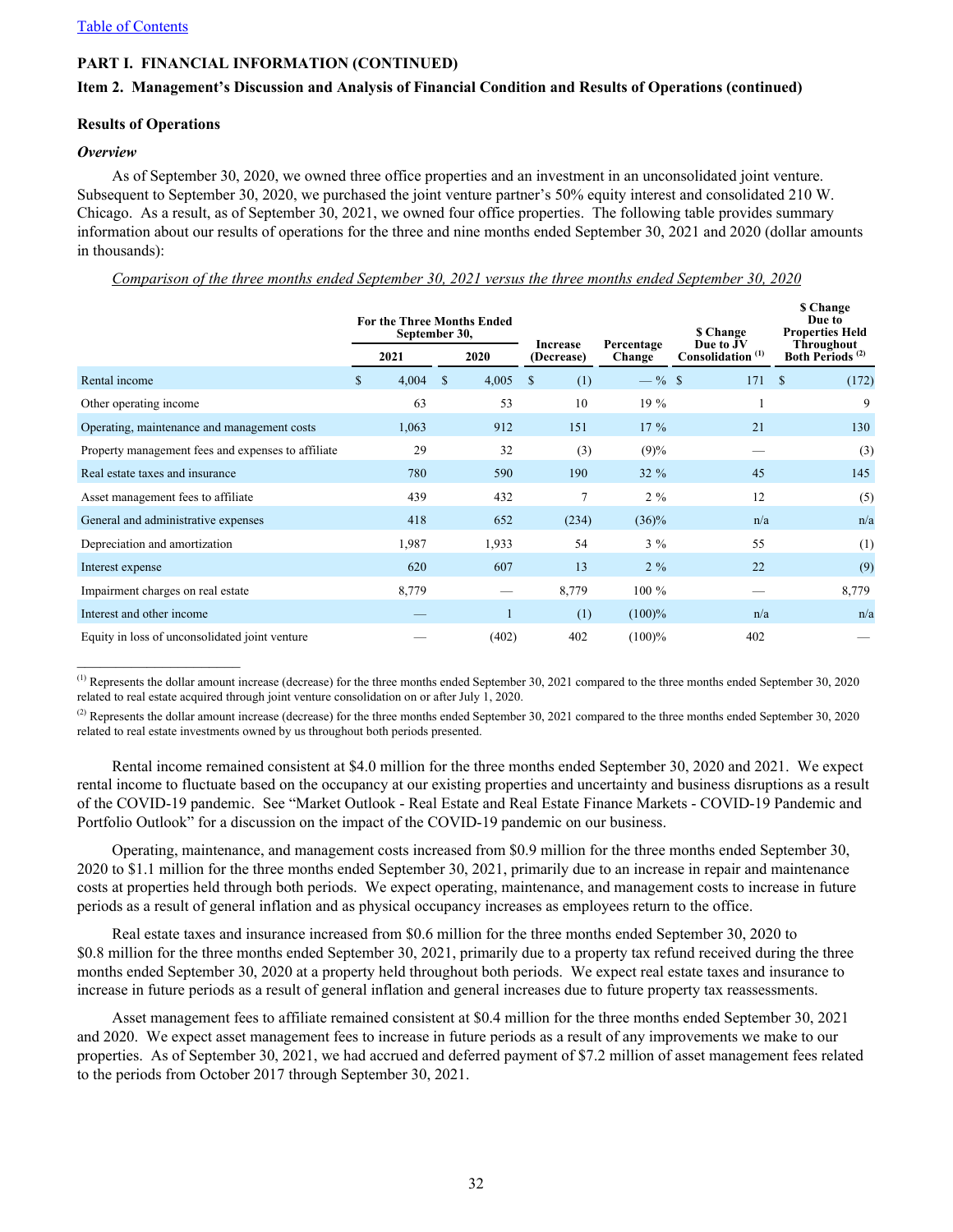[Table of Contents](#)

**PART I. FINANCIAL INFORMATION (CONTINUED)**

**Item 2. Management's Discussion and Analysis of Financial Condition and Results of Operations (continued)**

**Results of Operations**

***Overview***

As of September 30, 2020, we owned three office properties and an investment in an unconsolidated joint venture. Subsequent to September 30, 2020, we purchased the joint venture partner's 50% equity interest and consolidated 210 W. Chicago. As a result, as of September 30, 2021, we owned four office properties. The following table provides summary information about our results of operations for the three and nine months ended September 30, 2021 and 2020 (dollar amounts in thousands):

*Comparison of the three months ended September 30, 2021 versus the three months ended September 30, 2020*

| | For the Three Months Ended September 30, | | Increase (Decrease) | Percentage Change | $ Change Due to JV Consolidation [(1)] | $ Change Due to Properties Held Throughout Both Periods [(2)] |
|---|---|---|---|---|---|---|
| | 2021 | 2020 | | | | |
| Rental income | $ 4,004 | $ 4,005 | $ (1) | — % | $ 171 | $ (172) |
| Other operating income | 63 | 53 | 10 | 19 % | 1 | 9 |
| Operating, maintenance and management costs | 1,063 | 912 | 151 | 17 % | 21 | 130 |
| Property management fees and expenses to affiliate | 29 | 32 | (3) | (9)% | — | (3) |
| Real estate taxes and insurance | 780 | 590 | 190 | 32 % | 45 | 145 |
| Asset management fees to affiliate | 439 | 432 | 7 | 2 % | 12 | (5) |
| General and administrative expenses | 418 | 652 | (234) | (36)% | n/a | n/a |
| Depreciation and amortization | 1,987 | 1,933 | 54 | 3 % | 55 | (1) |
| Interest expense | 620 | 607 | 13 | 2 % | 22 | (9) |
| Impairment charges on real estate | 8,779 | — | 8,779 | 100 % | — | 8,779 |
| Interest and other income | — | 1 | (1) | (100)% | n/a | n/a |
| Equity in loss of unconsolidated joint venture | — | (402) | 402 | (100)% | 402 | — |

[(1)] Represents the dollar amount increase (decrease) for the three months ended September 30, 2021 compared to the three months ended September 30, 2020 related to real estate acquired through joint venture consolidation on or after July 1, 2020.

[(2)] Represents the dollar amount increase (decrease) for the three months ended September 30, 2021 compared to the three months ended September 30, 2020 related to real estate investments owned by us throughout both periods presented.

Rental income remained consistent at $4.0 million for the three months ended September 30, 2020 and 2021. We expect rental income to fluctuate based on the occupancy at our existing properties and uncertainty and business disruptions as a result of the COVID-19 pandemic. See "Market Outlook - Real Estate and Real Estate Finance Markets - COVID-19 Pandemic and Portfolio Outlook" for a discussion on the impact of the COVID-19 pandemic on our business.

Operating, maintenance, and management costs increased from $0.9 million for the three months ended September 30, 2020 to $1.1 million for the three months ended September 30, 2021, primarily due to an increase in repair and maintenance costs at properties held through both periods. We expect operating, maintenance, and management costs to increase in future periods as a result of general inflation and as physical occupancy increases as employees return to the office.

Real estate taxes and insurance increased from $0.6 million for the three months ended September 30, 2020 to $0.8 million for the three months ended September 30, 2021, primarily due to a property tax refund received during the three months ended September 30, 2020 at a property held throughout both periods. We expect real estate taxes and insurance to increase in future periods as a result of general inflation and general increases due to future property tax reassessments.

Asset management fees to affiliate remained consistent at $0.4 million for the three months ended September 30, 2021 and 2020. We expect asset management fees to increase in future periods as a result of any improvements we make to our properties. As of September 30, 2021, we had accrued and deferred payment of $7.2 million of asset management fees related to the periods from October 2017 through September 30, 2021.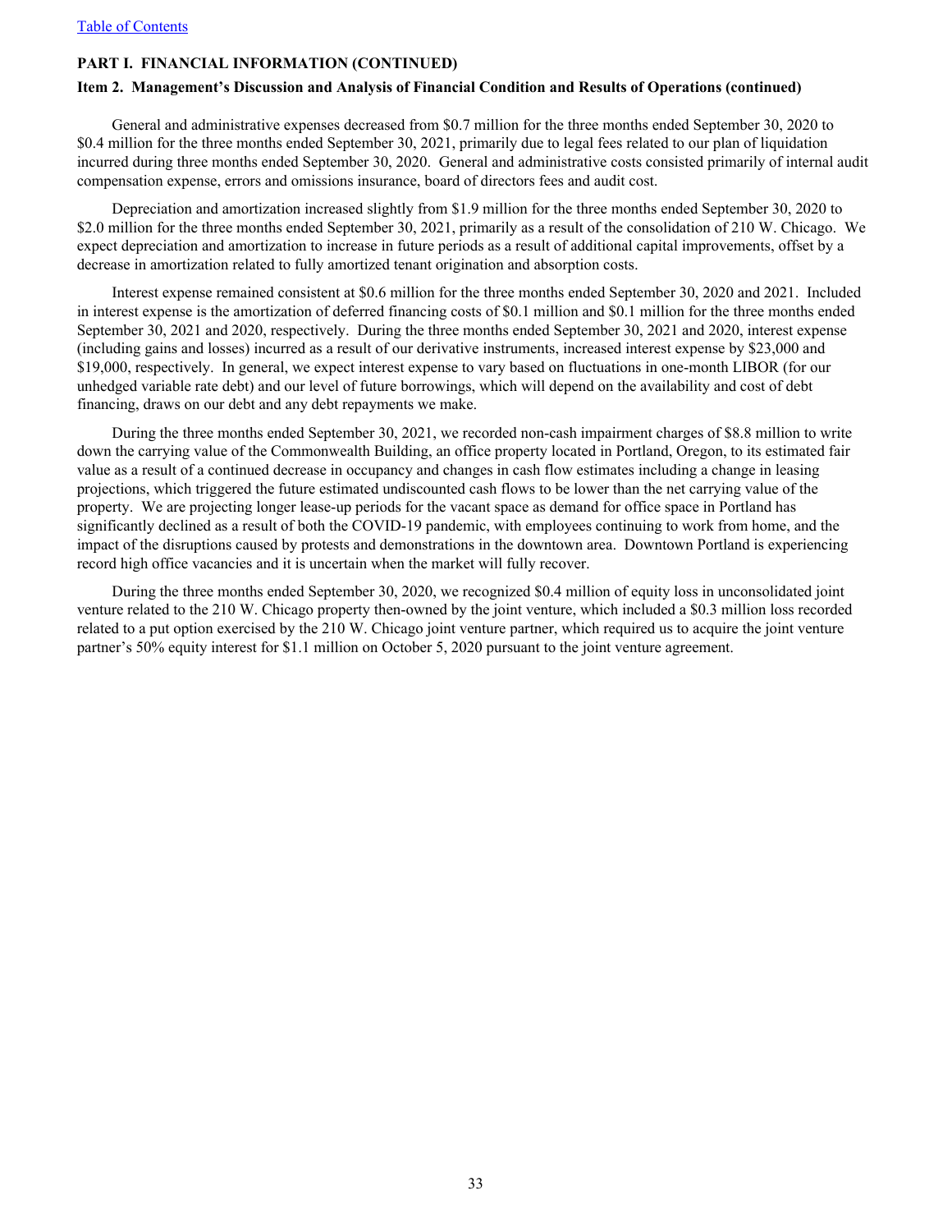**PART I. FINANCIAL INFORMATION (CONTINUED)**

**Item 2. Management's Discussion and Analysis of Financial Condition and Results of Operations (continued)**

General and administrative expenses decreased from $0.7 million for the three months ended September 30, 2020 to $0.4 million for the three months ended September 30, 2021, primarily due to legal fees related to our plan of liquidation incurred during three months ended September 30, 2020. General and administrative costs consisted primarily of internal audit compensation expense, errors and omissions insurance, board of directors fees and audit cost.

Depreciation and amortization increased slightly from $1.9 million for the three months ended September 30, 2020 to $2.0 million for the three months ended September 30, 2021, primarily as a result of the consolidation of 210 W. Chicago. We expect depreciation and amortization to increase in future periods as a result of additional capital improvements, offset by a decrease in amortization related to fully amortized tenant origination and absorption costs.

Interest expense remained consistent at $0.6 million for the three months ended September 30, 2020 and 2021. Included in interest expense is the amortization of deferred financing costs of $0.1 million and $0.1 million for the three months ended September 30, 2021 and 2020, respectively. During the three months ended September 30, 2021 and 2020, interest expense (including gains and losses) incurred as a result of our derivative instruments, increased interest expense by $23,000 and $19,000, respectively. In general, we expect interest expense to vary based on fluctuations in one-month LIBOR (for our unhedged variable rate debt) and our level of future borrowings, which will depend on the availability and cost of debt financing, draws on our debt and any debt repayments we make.

During the three months ended September 30, 2021, we recorded non-cash impairment charges of $8.8 million to write down the carrying value of the Commonwealth Building, an office property located in Portland, Oregon, to its estimated fair value as a result of a continued decrease in occupancy and changes in cash flow estimates including a change in leasing projections, which triggered the future estimated undiscounted cash flows to be lower than the net carrying value of the property. We are projecting longer lease-up periods for the vacant space as demand for office space in Portland has significantly declined as a result of both the COVID-19 pandemic, with employees continuing to work from home, and the impact of the disruptions caused by protests and demonstrations in the downtown area. Downtown Portland is experiencing record high office vacancies and it is uncertain when the market will fully recover.

During the three months ended September 30, 2020, we recognized $0.4 million of equity loss in unconsolidated joint venture related to the 210 W. Chicago property then-owned by the joint venture, which included a $0.3 million loss recorded related to a put option exercised by the 210 W. Chicago joint venture partner, which required us to acquire the joint venture partner's 50% equity interest for $1.1 million on October 5, 2020 pursuant to the joint venture agreement.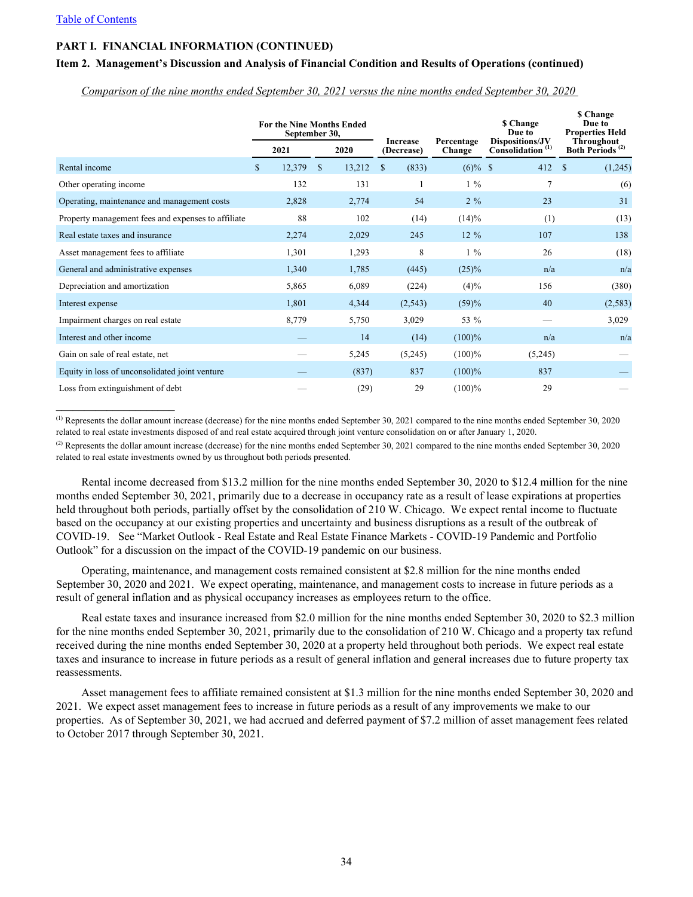[Table of Contents](#)

**PART I. FINANCIAL INFORMATION (CONTINUED)**

**Item 2. Management's Discussion and Analysis of Financial Condition and Results of Operations (continued)**

*Comparison of the nine months ended September 30, 2021 versus the nine months ended September 30, 2020*

| | For the Nine Months Ended September 30, | | Increase (Decrease) | Percentage Change | $ Change Due to Dispositions/JV Consolidation [1] | $ Change Due to Properties Held Throughout Both Periods [2] |
|---|---|---|---|---|---|---|
| | 2021 | 2020 | | | | |
| Rental income | $ 12,379 | $ 13,212 | $ (833) | (6)% | $ 412 | $ (1,245) |
| Other operating income | 132 | 131 | 1 | 1 % | 7 | (6) |
| Operating, maintenance and management costs | 2,828 | 2,774 | 54 | 2 % | 23 | 31 |
| Property management fees and expenses to affiliate | 88 | 102 | (14) | (14)% | (1) | (13) |
| Real estate taxes and insurance | 2,274 | 2,029 | 245 | 12 % | 107 | 138 |
| Asset management fees to affiliate | 1,301 | 1,293 | 8 | 1 % | 26 | (18) |
| General and administrative expenses | 1,340 | 1,785 | (445) | (25)% | n/a | n/a |
| Depreciation and amortization | 5,865 | 6,089 | (224) | (4)% | 156 | (380) |
| Interest expense | 1,801 | 4,344 | (2,543) | (59)% | 40 | (2,583) |
| Impairment charges on real estate | 8,779 | 5,750 | 3,029 | 53 % | — | 3,029 |
| Interest and other income | — | 14 | (14) | (100)% | n/a | n/a |
| Gain on sale of real estate, net | — | 5,245 | (5,245) | (100)% | (5,245) | — |
| Equity in loss of unconsolidated joint venture | — | (837) | 837 | (100)% | 837 | — |
| Loss from extinguishment of debt | — | (29) | 29 | (100)% | 29 | — |

[1] Represents the dollar amount increase (decrease) for the nine months ended September 30, 2021 compared to the nine months ended September 30, 2020 related to real estate investments disposed of and real estate acquired through joint venture consolidation on or after January 1, 2020.

[2] Represents the dollar amount increase (decrease) for the nine months ended September 30, 2021 compared to the nine months ended September 30, 2020 related to real estate investments owned by us throughout both periods presented.

Rental income decreased from $13.2 million for the nine months ended September 30, 2020 to $12.4 million for the nine months ended September 30, 2021, primarily due to a decrease in occupancy rate as a result of lease expirations at properties held throughout both periods, partially offset by the consolidation of 210 W. Chicago. We expect rental income to fluctuate based on the occupancy at our existing properties and uncertainty and business disruptions as a result of the outbreak of COVID-19. See "Market Outlook - Real Estate and Real Estate Finance Markets - COVID-19 Pandemic and Portfolio Outlook" for a discussion on the impact of the COVID-19 pandemic on our business.

Operating, maintenance, and management costs remained consistent at $2.8 million for the nine months ended September 30, 2020 and 2021. We expect operating, maintenance, and management costs to increase in future periods as a result of general inflation and as physical occupancy increases as employees return to the office.

Real estate taxes and insurance increased from $2.0 million for the nine months ended September 30, 2020 to $2.3 million for the nine months ended September 30, 2021, primarily due to the consolidation of 210 W. Chicago and a property tax refund received during the nine months ended September 30, 2020 at a property held throughout both periods. We expect real estate taxes and insurance to increase in future periods as a result of general inflation and general increases due to future property tax reassessments.

Asset management fees to affiliate remained consistent at $1.3 million for the nine months ended September 30, 2020 and 2021. We expect asset management fees to increase in future periods as a result of any improvements we make to our properties. As of September 30, 2021, we had accrued and deferred payment of $7.2 million of asset management fees related to October 2017 through September 30, 2021.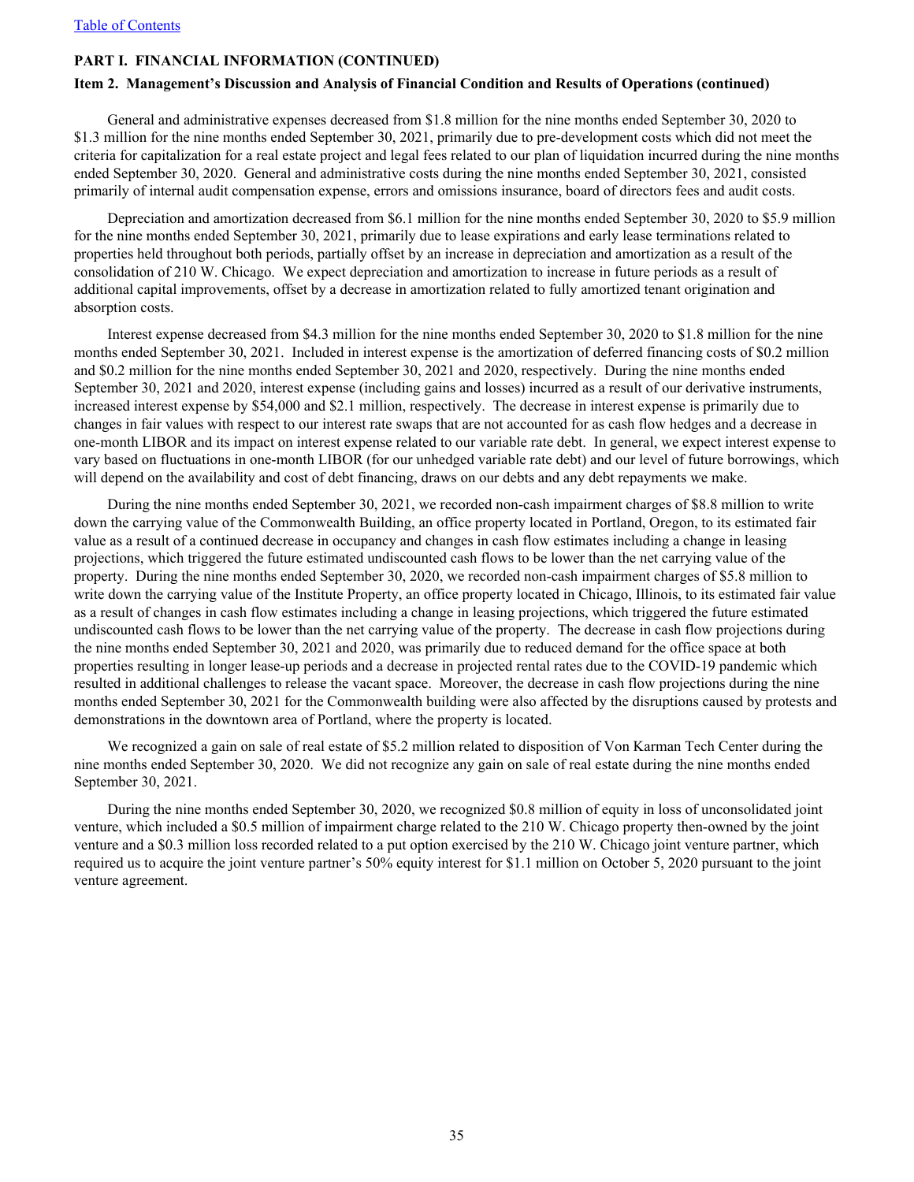**PART I. FINANCIAL INFORMATION (CONTINUED)**

**Item 2. Management's Discussion and Analysis of Financial Condition and Results of Operations (continued)**

General and administrative expenses decreased from $1.8 million for the nine months ended September 30, 2020 to $1.3 million for the nine months ended September 30, 2021, primarily due to pre-development costs which did not meet the criteria for capitalization for a real estate project and legal fees related to our plan of liquidation incurred during the nine months ended September 30, 2020. General and administrative costs during the nine months ended September 30, 2021, consisted primarily of internal audit compensation expense, errors and omissions insurance, board of directors fees and audit costs.

Depreciation and amortization decreased from $6.1 million for the nine months ended September 30, 2020 to $5.9 million for the nine months ended September 30, 2021, primarily due to lease expirations and early lease terminations related to properties held throughout both periods, partially offset by an increase in depreciation and amortization as a result of the consolidation of 210 W. Chicago. We expect depreciation and amortization to increase in future periods as a result of additional capital improvements, offset by a decrease in amortization related to fully amortized tenant origination and absorption costs.

Interest expense decreased from $4.3 million for the nine months ended September 30, 2020 to $1.8 million for the nine months ended September 30, 2021. Included in interest expense is the amortization of deferred financing costs of $0.2 million and $0.2 million for the nine months ended September 30, 2021 and 2020, respectively. During the nine months ended September 30, 2021 and 2020, interest expense (including gains and losses) incurred as a result of our derivative instruments, increased interest expense by $54,000 and $2.1 million, respectively. The decrease in interest expense is primarily due to changes in fair values with respect to our interest rate swaps that are not accounted for as cash flow hedges and a decrease in one-month LIBOR and its impact on interest expense related to our variable rate debt. In general, we expect interest expense to vary based on fluctuations in one-month LIBOR (for our unhedged variable rate debt) and our level of future borrowings, which will depend on the availability and cost of debt financing, draws on our debts and any debt repayments we make.

During the nine months ended September 30, 2021, we recorded non-cash impairment charges of $8.8 million to write down the carrying value of the Commonwealth Building, an office property located in Portland, Oregon, to its estimated fair value as a result of a continued decrease in occupancy and changes in cash flow estimates including a change in leasing projections, which triggered the future estimated undiscounted cash flows to be lower than the net carrying value of the property. During the nine months ended September 30, 2020, we recorded non-cash impairment charges of $5.8 million to write down the carrying value of the Institute Property, an office property located in Chicago, Illinois, to its estimated fair value as a result of changes in cash flow estimates including a change in leasing projections, which triggered the future estimated undiscounted cash flows to be lower than the net carrying value of the property. The decrease in cash flow projections during the nine months ended September 30, 2021 and 2020, was primarily due to reduced demand for the office space at both properties resulting in longer lease-up periods and a decrease in projected rental rates due to the COVID-19 pandemic which resulted in additional challenges to release the vacant space. Moreover, the decrease in cash flow projections during the nine months ended September 30, 2021 for the Commonwealth building were also affected by the disruptions caused by protests and demonstrations in the downtown area of Portland, where the property is located.

We recognized a gain on sale of real estate of $5.2 million related to disposition of Von Karman Tech Center during the nine months ended September 30, 2020. We did not recognize any gain on sale of real estate during the nine months ended September 30, 2021.

During the nine months ended September 30, 2020, we recognized $0.8 million of equity in loss of unconsolidated joint venture, which included a $0.5 million of impairment charge related to the 210 W. Chicago property then-owned by the joint venture and a $0.3 million loss recorded related to a put option exercised by the 210 W. Chicago joint venture partner, which required us to acquire the joint venture partner's 50% equity interest for $1.1 million on October 5, 2020 pursuant to the joint venture agreement.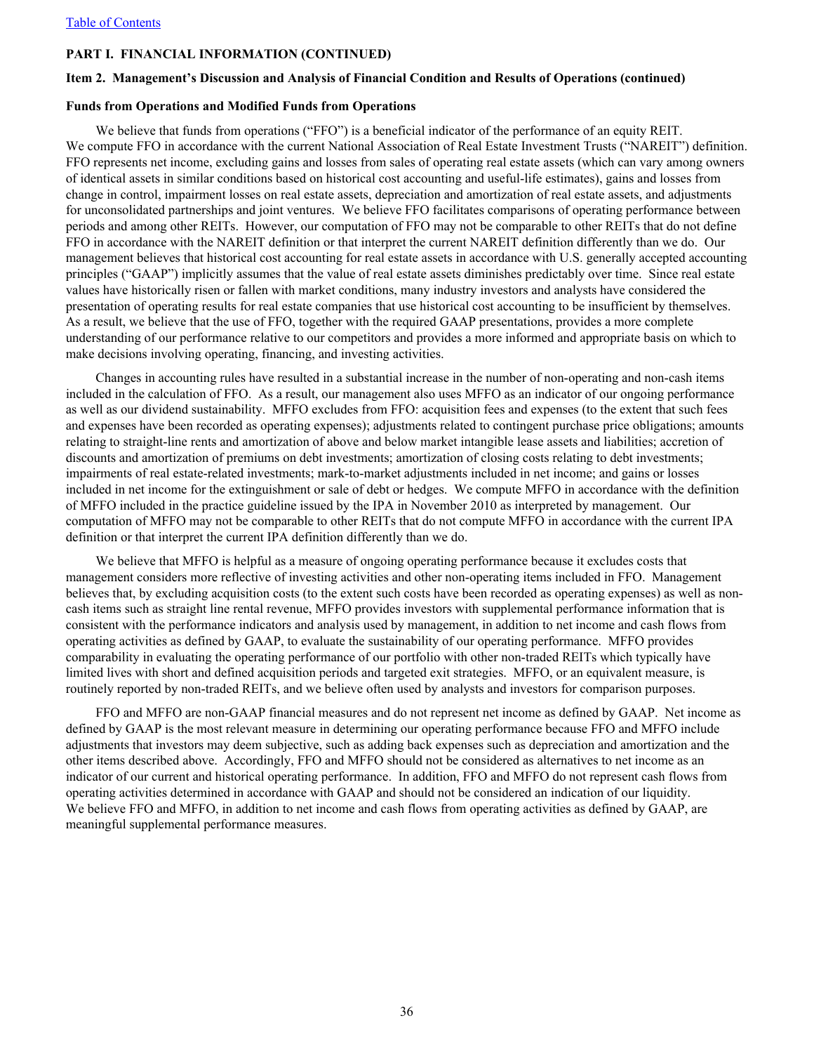PART I. FINANCIAL INFORMATION (CONTINUED)

**Item 2. Management's Discussion and Analysis of Financial Condition and Results of Operations (continued)**

**Funds from Operations and Modified Funds from Operations**

We believe that funds from operations ("FFO") is a beneficial indicator of the performance of an equity REIT. We compute FFO in accordance with the current National Association of Real Estate Investment Trusts ("NAREIT") definition. FFO represents net income, excluding gains and losses from sales of operating real estate assets (which can vary among owners of identical assets in similar conditions based on historical cost accounting and useful-life estimates), gains and losses from change in control, impairment losses on real estate assets, depreciation and amortization of real estate assets, and adjustments for unconsolidated partnerships and joint ventures. We believe FFO facilitates comparisons of operating performance between periods and among other REITs. However, our computation of FFO may not be comparable to other REITs that do not define FFO in accordance with the NAREIT definition or that interpret the current NAREIT definition differently than we do. Our management believes that historical cost accounting for real estate assets in accordance with U.S. generally accepted accounting principles ("GAAP") implicitly assumes that the value of real estate assets diminishes predictably over time. Since real estate values have historically risen or fallen with market conditions, many industry investors and analysts have considered the presentation of operating results for real estate companies that use historical cost accounting to be insufficient by themselves. As a result, we believe that the use of FFO, together with the required GAAP presentations, provides a more complete understanding of our performance relative to our competitors and provides a more informed and appropriate basis on which to make decisions involving operating, financing, and investing activities.

Changes in accounting rules have resulted in a substantial increase in the number of non-operating and non-cash items included in the calculation of FFO. As a result, our management also uses MFFO as an indicator of our ongoing performance as well as our dividend sustainability. MFFO excludes from FFO: acquisition fees and expenses (to the extent that such fees and expenses have been recorded as operating expenses); adjustments related to contingent purchase price obligations; amounts relating to straight-line rents and amortization of above and below market intangible lease assets and liabilities; accretion of discounts and amortization of premiums on debt investments; amortization of closing costs relating to debt investments; impairments of real estate-related investments; mark-to-market adjustments included in net income; and gains or losses included in net income for the extinguishment or sale of debt or hedges. We compute MFFO in accordance with the definition of MFFO included in the practice guideline issued by the IPA in November 2010 as interpreted by management. Our computation of MFFO may not be comparable to other REITs that do not compute MFFO in accordance with the current IPA definition or that interpret the current IPA definition differently than we do.

We believe that MFFO is helpful as a measure of ongoing operating performance because it excludes costs that management considers more reflective of investing activities and other non-operating items included in FFO. Management believes that, by excluding acquisition costs (to the extent such costs have been recorded as operating expenses) as well as non-cash items such as straight line rental revenue, MFFO provides investors with supplemental performance information that is consistent with the performance indicators and analysis used by management, in addition to net income and cash flows from operating activities as defined by GAAP, to evaluate the sustainability of our operating performance. MFFO provides comparability in evaluating the operating performance of our portfolio with other non-traded REITs which typically have limited lives with short and defined acquisition periods and targeted exit strategies. MFFO, or an equivalent measure, is routinely reported by non-traded REITs, and we believe often used by analysts and investors for comparison purposes.

FFO and MFFO are non-GAAP financial measures and do not represent net income as defined by GAAP. Net income as defined by GAAP is the most relevant measure in determining our operating performance because FFO and MFFO include adjustments that investors may deem subjective, such as adding back expenses such as depreciation and amortization and the other items described above. Accordingly, FFO and MFFO should not be considered as alternatives to net income as an indicator of our current and historical operating performance. In addition, FFO and MFFO do not represent cash flows from operating activities determined in accordance with GAAP and should not be considered an indication of our liquidity. We believe FFO and MFFO, in addition to net income and cash flows from operating activities as defined by GAAP, are meaningful supplemental performance measures.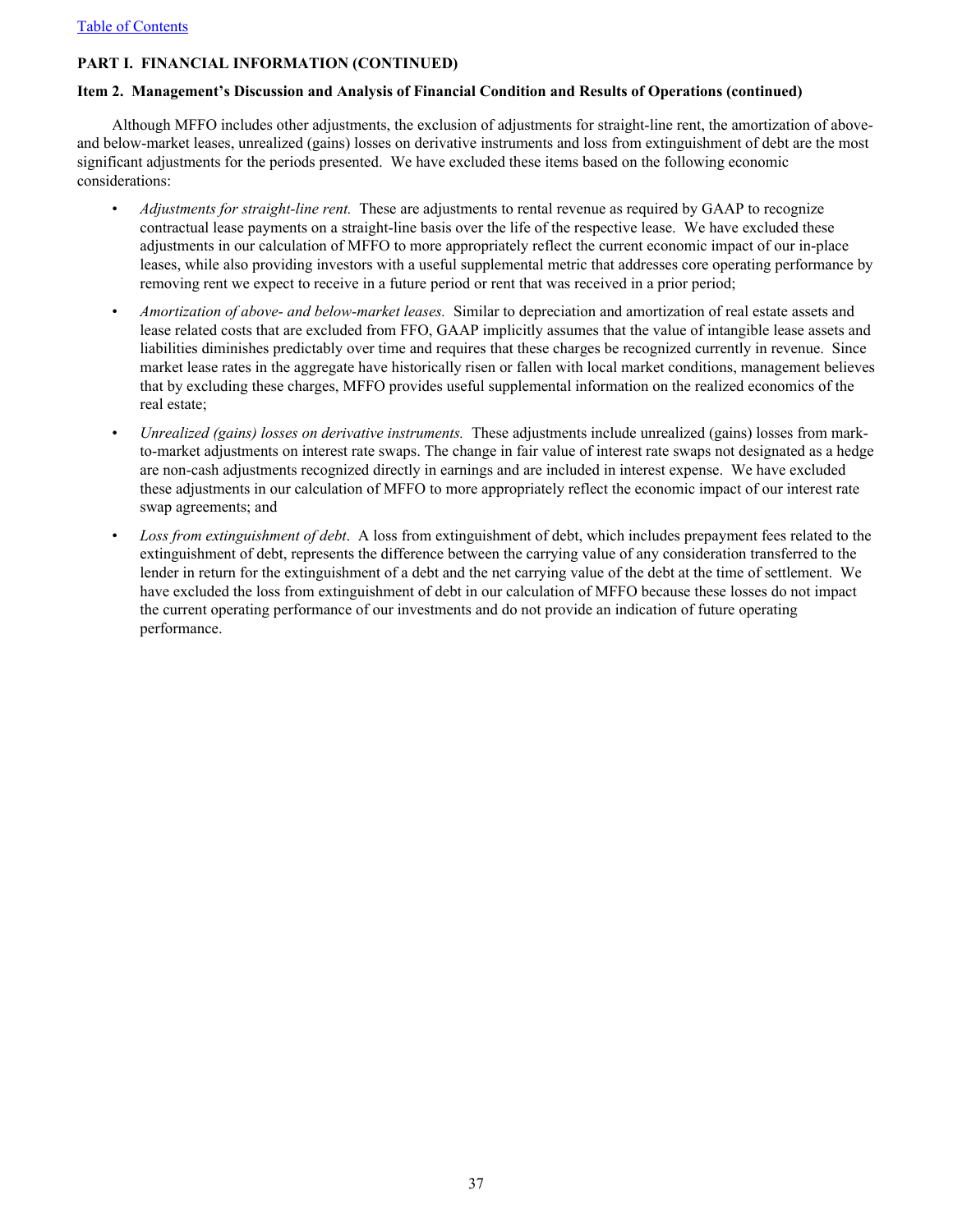**PART I. FINANCIAL INFORMATION (CONTINUED)**

**Item 2. Management's Discussion and Analysis of Financial Condition and Results of Operations (continued)**

Although MFFO includes other adjustments, the exclusion of adjustments for straight-line rent, the amortization of above- and below-market leases, unrealized (gains) losses on derivative instruments and loss from extinguishment of debt are the most significant adjustments for the periods presented. We have excluded these items based on the following economic considerations:

- *Adjustments for straight-line rent.* These are adjustments to rental revenue as required by GAAP to recognize contractual lease payments on a straight-line basis over the life of the respective lease. We have excluded these adjustments in our calculation of MFFO to more appropriately reflect the current economic impact of our in-place leases, while also providing investors with a useful supplemental metric that addresses core operating performance by removing rent we expect to receive in a future period or rent that was received in a prior period;
- *Amortization of above- and below-market leases.* Similar to depreciation and amortization of real estate assets and lease related costs that are excluded from FFO, GAAP implicitly assumes that the value of intangible lease assets and liabilities diminishes predictably over time and requires that these charges be recognized currently in revenue. Since market lease rates in the aggregate have historically risen or fallen with local market conditions, management believes that by excluding these charges, MFFO provides useful supplemental information on the realized economics of the real estate;
- *Unrealized (gains) losses on derivative instruments.* These adjustments include unrealized (gains) losses from mark-to-market adjustments on interest rate swaps. The change in fair value of interest rate swaps not designated as a hedge are non-cash adjustments recognized directly in earnings and are included in interest expense. We have excluded these adjustments in our calculation of MFFO to more appropriately reflect the economic impact of our interest rate swap agreements; and
- *Loss from extinguishment of debt*. A loss from extinguishment of debt, which includes prepayment fees related to the extinguishment of debt, represents the difference between the carrying value of any consideration transferred to the lender in return for the extinguishment of a debt and the net carrying value of the debt at the time of settlement. We have excluded the loss from extinguishment of debt in our calculation of MFFO because these losses do not impact the current operating performance of our investments and do not provide an indication of future operating performance.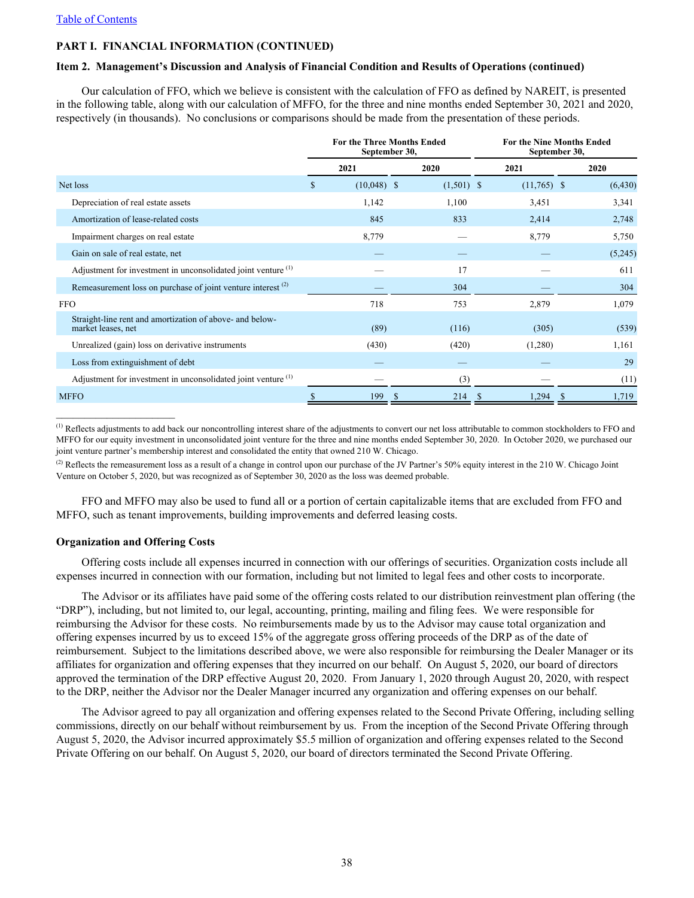[Table of Contents]

**PART I. FINANCIAL INFORMATION (CONTINUED)**

**Item 2. Management's Discussion and Analysis of Financial Condition and Results of Operations (continued)**

Our calculation of FFO, which we believe is consistent with the calculation of FFO as defined by NAREIT, is presented in the following table, along with our calculation of MFFO, for the three and nine months ended September 30, 2021 and 2020, respectively (in thousands). No conclusions or comparisons should be made from the presentation of these periods.

| | For the Three Months Ended September 30, | | For the Nine Months Ended September 30, | |
|---|---|---|---|---|
| | 2021 | 2020 | 2021 | 2020 |
| Net loss | $ (10,048) | $ (1,501) | $ (11,765) | $ (6,430) |
| Depreciation of real estate assets | 1,142 | 1,100 | 3,451 | 3,341 |
| Amortization of lease-related costs | 845 | 833 | 2,414 | 2,748 |
| Impairment charges on real estate | 8,779 | — | 8,779 | 5,750 |
| Gain on sale of real estate, net | — | — | — | (5,245) |
| Adjustment for investment in unconsolidated joint venture [(1)] | — | 17 | — | 611 |
| Remeasurement loss on purchase of joint venture interest [(2)] | — | 304 | — | 304 |
| FFO | 718 | 753 | 2,879 | 1,079 |
| Straight-line rent and amortization of above- and below-market leases, net | (89) | (116) | (305) | (539) |
| Unrealized (gain) loss on derivative instruments | (430) | (420) | (1,280) | 1,161 |
| Loss from extinguishment of debt | — | — | — | 29 |
| Adjustment for investment in unconsolidated joint venture [(1)] | — | (3) | — | (11) |
| MFFO | $ 199 | $ 214 | $ 1,294 | $ 1,719 |

[(1)] Reflects adjustments to add back our noncontrolling interest share of the adjustments to convert our net loss attributable to common stockholders to FFO and MFFO for our equity investment in unconsolidated joint venture for the three and nine months ended September 30, 2020. In October 2020, we purchased our joint venture partner's membership interest and consolidated the entity that owned 210 W. Chicago.

[(2)] Reflects the remeasurement loss as a result of a change in control upon our purchase of the JV Partner's 50% equity interest in the 210 W. Chicago Joint Venture on October 5, 2020, but was recognized as of September 30, 2020 as the loss was deemed probable.

FFO and MFFO may also be used to fund all or a portion of certain capitalizable items that are excluded from FFO and MFFO, such as tenant improvements, building improvements and deferred leasing costs.

**Organization and Offering Costs**

Offering costs include all expenses incurred in connection with our offerings of securities. Organization costs include all expenses incurred in connection with our formation, including but not limited to legal fees and other costs to incorporate.

The Advisor or its affiliates have paid some of the offering costs related to our distribution reinvestment plan offering (the "DRP"), including, but not limited to, our legal, accounting, printing, mailing and filing fees. We were responsible for reimbursing the Advisor for these costs. No reimbursements made by us to the Advisor may cause total organization and offering expenses incurred by us to exceed 15% of the aggregate gross offering proceeds of the DRP as of the date of reimbursement. Subject to the limitations described above, we were also responsible for reimbursing the Dealer Manager or its affiliates for organization and offering expenses that they incurred on our behalf. On August 5, 2020, our board of directors approved the termination of the DRP effective August 20, 2020. From January 1, 2020 through August 20, 2020, with respect to the DRP, neither the Advisor nor the Dealer Manager incurred any organization and offering expenses on our behalf.

The Advisor agreed to pay all organization and offering expenses related to the Second Private Offering, including selling commissions, directly on our behalf without reimbursement by us. From the inception of the Second Private Offering through August 5, 2020, the Advisor incurred approximately $5.5 million of organization and offering expenses related to the Second Private Offering on our behalf. On August 5, 2020, our board of directors terminated the Second Private Offering.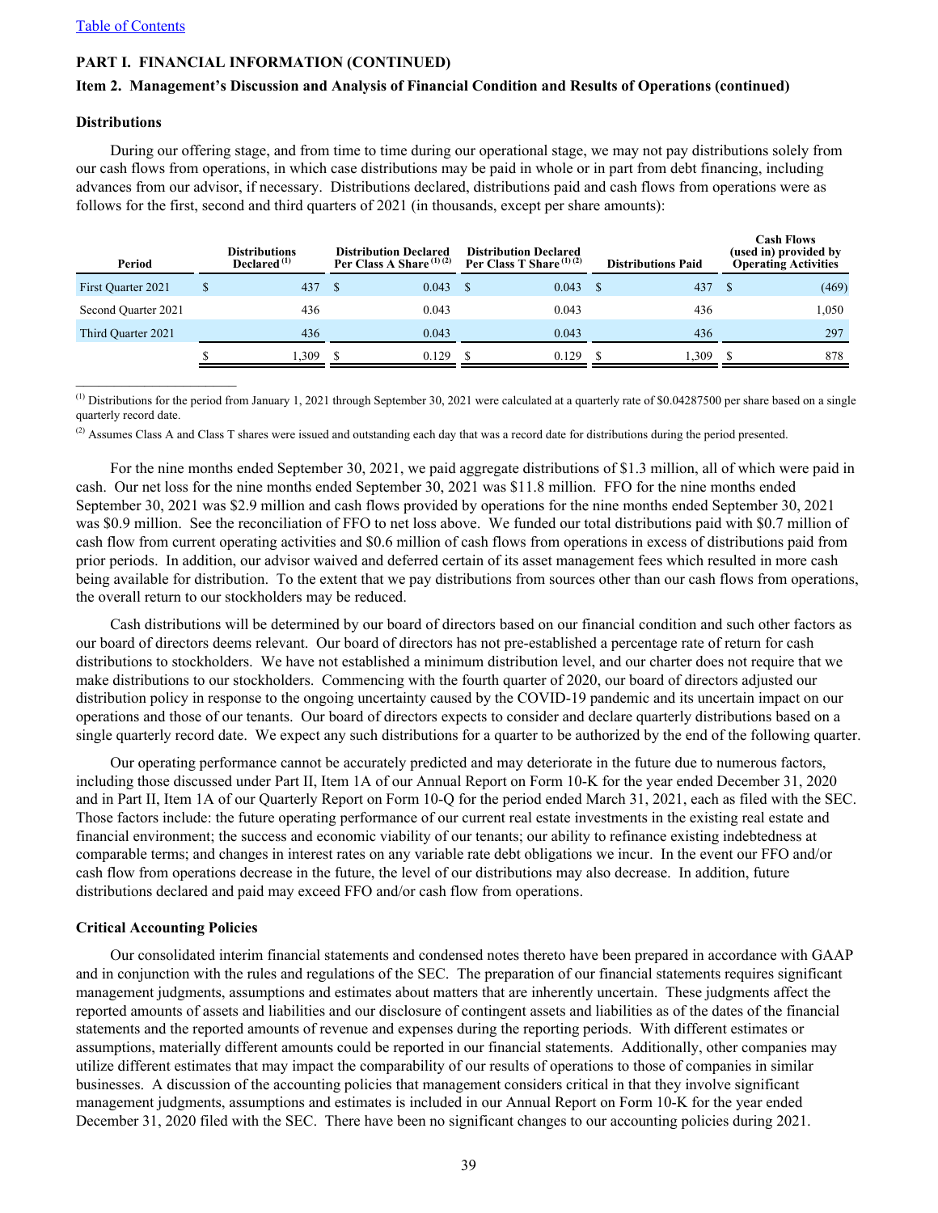[Table of Contents](#)

## PART I. FINANCIAL INFORMATION (CONTINUED)

### Item 2. Management's Discussion and Analysis of Financial Condition and Results of Operations (continued)

#### Distributions

During our offering stage, and from time to time during our operational stage, we may not pay distributions solely from our cash flows from operations, in which case distributions may be paid in whole or in part from debt financing, including advances from our advisor, if necessary. Distributions declared, distributions paid and cash flows from operations were as follows for the first, second and third quarters of 2021 (in thousands, except per share amounts):

| Period | Distributions Declared [1] | Distribution Declared Per Class A Share [1] [2] | Distribution Declared Per Class T Share [1] [2] | Distributions Paid | Cash Flows (used in) provided by Operating Activities |
|---|---|---|---|---|---|
| First Quarter 2021 | $ 437 | $ 0.043 | $ 0.043 | $ 437 | $ (469) |
| Second Quarter 2021 | 436 | 0.043 | 0.043 | 436 | 1,050 |
| Third Quarter 2021 | 436 | 0.043 | 0.043 | 436 | 297 |
| | $ 1,309 | $ 0.129 | $ 0.129 | $ 1,309 | $ 878 |

[1] Distributions for the period from January 1, 2021 through September 30, 2021 were calculated at a quarterly rate of $0.04287500 per share based on a single quarterly record date.

[2] Assumes Class A and Class T shares were issued and outstanding each day that was a record date for distributions during the period presented.

For the nine months ended September 30, 2021, we paid aggregate distributions of $1.3 million, all of which were paid in cash. Our net loss for the nine months ended September 30, 2021 was $11.8 million. FFO for the nine months ended September 30, 2021 was $2.9 million and cash flows provided by operations for the nine months ended September 30, 2021 was $0.9 million. See the reconciliation of FFO to net loss above. We funded our total distributions paid with $0.7 million of cash flow from current operating activities and $0.6 million of cash flows from operations in excess of distributions paid from prior periods. In addition, our advisor waived and deferred certain of its asset management fees which resulted in more cash being available for distribution. To the extent that we pay distributions from sources other than our cash flows from operations, the overall return to our stockholders may be reduced.

Cash distributions will be determined by our board of directors based on our financial condition and such other factors as our board of directors deems relevant. Our board of directors has not pre-established a percentage rate of return for cash distributions to stockholders. We have not established a minimum distribution level, and our charter does not require that we make distributions to our stockholders. Commencing with the fourth quarter of 2020, our board of directors adjusted our distribution policy in response to the ongoing uncertainty caused by the COVID-19 pandemic and its uncertain impact on our operations and those of our tenants. Our board of directors expects to consider and declare quarterly distributions based on a single quarterly record date. We expect any such distributions for a quarter to be authorized by the end of the following quarter.

Our operating performance cannot be accurately predicted and may deteriorate in the future due to numerous factors, including those discussed under Part II, Item 1A of our Annual Report on Form 10-K for the year ended December 31, 2020 and in Part II, Item 1A of our Quarterly Report on Form 10-Q for the period ended March 31, 2021, each as filed with the SEC. Those factors include: the future operating performance of our current real estate investments in the existing real estate and financial environment; the success and economic viability of our tenants; our ability to refinance existing indebtedness at comparable terms; and changes in interest rates on any variable rate debt obligations we incur. In the event our FFO and/or cash flow from operations decrease in the future, the level of our distributions may also decrease. In addition, future distributions declared and paid may exceed FFO and/or cash flow from operations.

#### Critical Accounting Policies

Our consolidated interim financial statements and condensed notes thereto have been prepared in accordance with GAAP and in conjunction with the rules and regulations of the SEC. The preparation of our financial statements requires significant management judgments, assumptions and estimates about matters that are inherently uncertain. These judgments affect the reported amounts of assets and liabilities and our disclosure of contingent assets and liabilities as of the dates of the financial statements and the reported amounts of revenue and expenses during the reporting periods. With different estimates or assumptions, materially different amounts could be reported in our financial statements. Additionally, other companies may utilize different estimates that may impact the comparability of our results of operations to those of companies in similar businesses. A discussion of the accounting policies that management considers critical in that they involve significant management judgments, assumptions and estimates is included in our Annual Report on Form 10-K for the year ended December 31, 2020 filed with the SEC. There have been no significant changes to our accounting policies during 2021.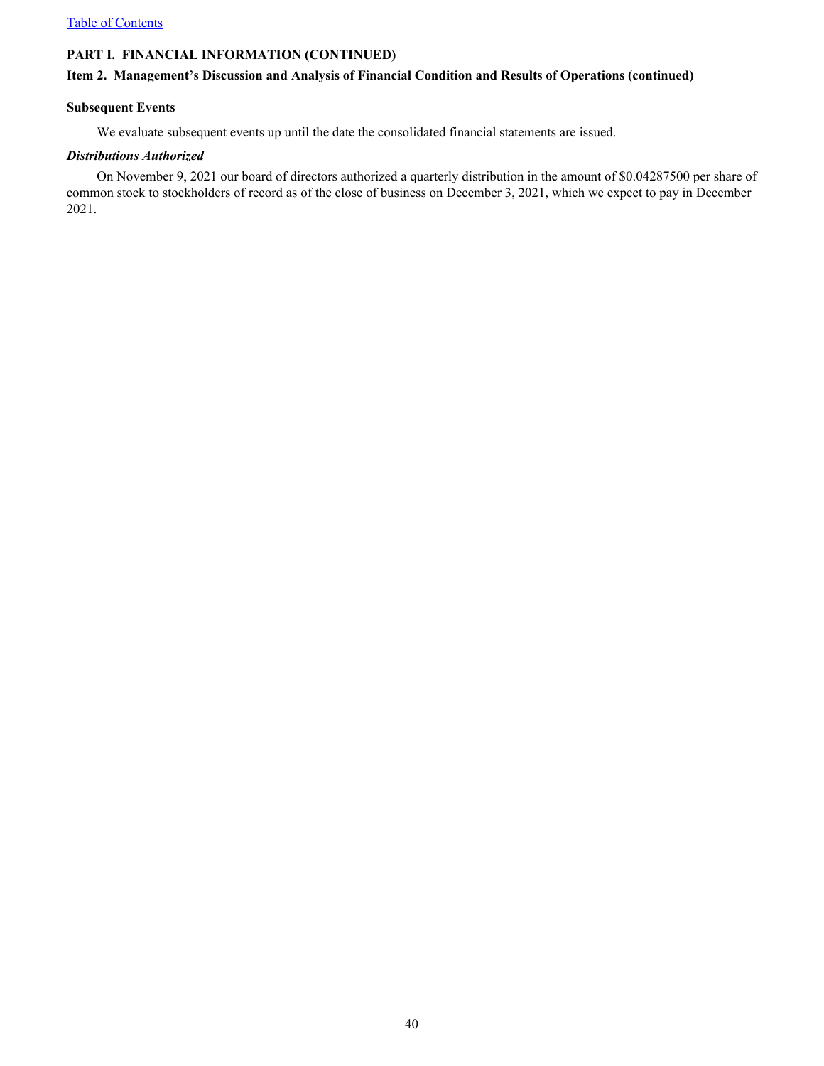## PART I. FINANCIAL INFORMATION (CONTINUED)

### Item 2. Management’s Discussion and Analysis of Financial Condition and Results of Operations (continued)

#### Subsequent Events

We evaluate subsequent events up until the date the consolidated financial statements are issued.

***Distributions Authorized***

On November 9, 2021 our board of directors authorized a quarterly distribution in the amount of $0.04287500 per share of common stock to stockholders of record as of the close of business on December 3, 2021, which we expect to pay in December 2021.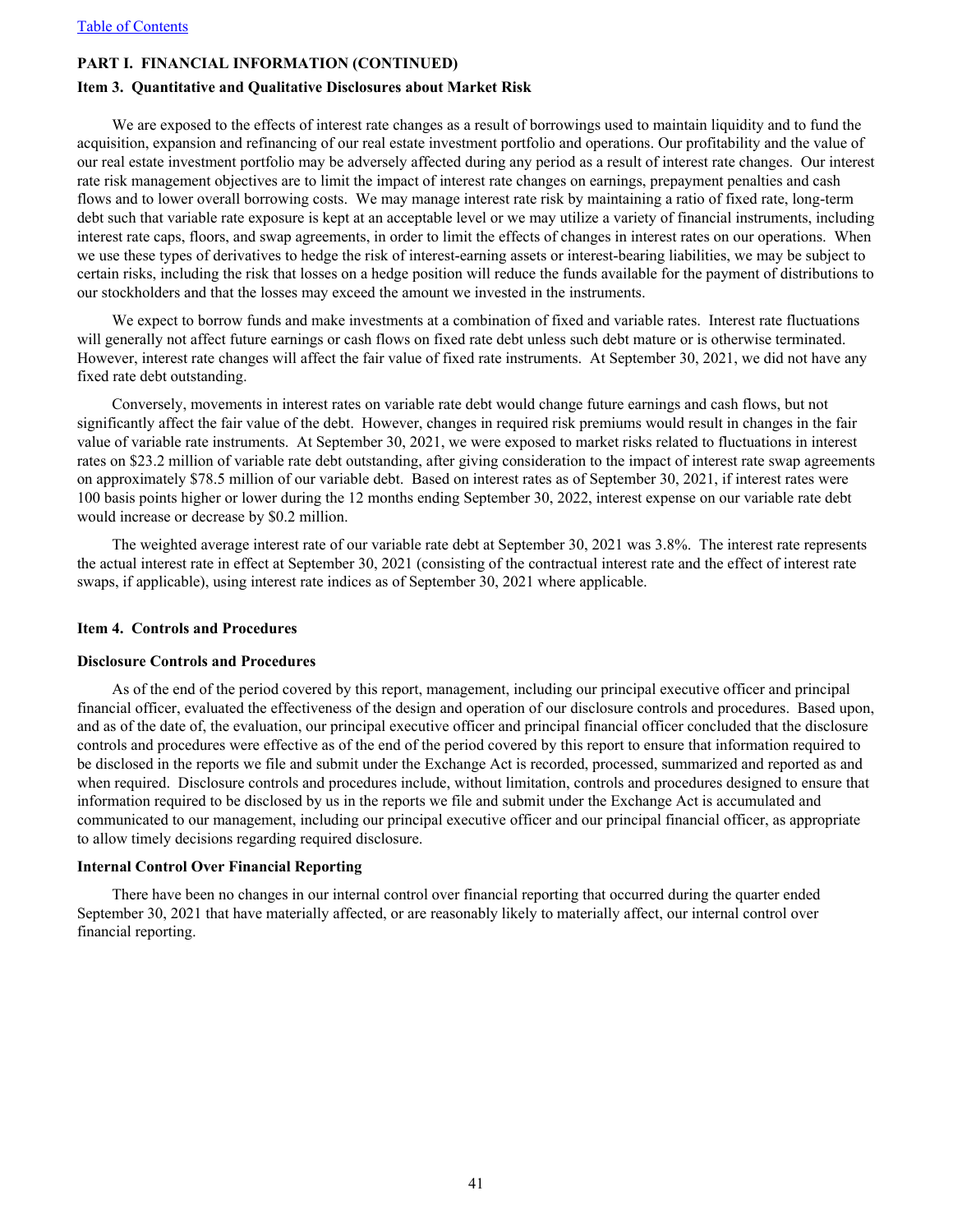## PART I. FINANCIAL INFORMATION (CONTINUED)

### Item 3. Quantitative and Qualitative Disclosures about Market Risk

We are exposed to the effects of interest rate changes as a result of borrowings used to maintain liquidity and to fund the acquisition, expansion and refinancing of our real estate investment portfolio and operations. Our profitability and the value of our real estate investment portfolio may be adversely affected during any period as a result of interest rate changes. Our interest rate risk management objectives are to limit the impact of interest rate changes on earnings, prepayment penalties and cash flows and to lower overall borrowing costs. We may manage interest rate risk by maintaining a ratio of fixed rate, long-term debt such that variable rate exposure is kept at an acceptable level or we may utilize a variety of financial instruments, including interest rate caps, floors, and swap agreements, in order to limit the effects of changes in interest rates on our operations. When we use these types of derivatives to hedge the risk of interest-earning assets or interest-bearing liabilities, we may be subject to certain risks, including the risk that losses on a hedge position will reduce the funds available for the payment of distributions to our stockholders and that the losses may exceed the amount we invested in the instruments.

We expect to borrow funds and make investments at a combination of fixed and variable rates. Interest rate fluctuations will generally not affect future earnings or cash flows on fixed rate debt unless such debt mature or is otherwise terminated. However, interest rate changes will affect the fair value of fixed rate instruments. At September 30, 2021, we did not have any fixed rate debt outstanding.

Conversely, movements in interest rates on variable rate debt would change future earnings and cash flows, but not significantly affect the fair value of the debt. However, changes in required risk premiums would result in changes in the fair value of variable rate instruments. At September 30, 2021, we were exposed to market risks related to fluctuations in interest rates on $23.2 million of variable rate debt outstanding, after giving consideration to the impact of interest rate swap agreements on approximately $78.5 million of our variable debt. Based on interest rates as of September 30, 2021, if interest rates were 100 basis points higher or lower during the 12 months ending September 30, 2022, interest expense on our variable rate debt would increase or decrease by $0.2 million.

The weighted average interest rate of our variable rate debt at September 30, 2021 was 3.8%. The interest rate represents the actual interest rate in effect at September 30, 2021 (consisting of the contractual interest rate and the effect of interest rate swaps, if applicable), using interest rate indices as of September 30, 2021 where applicable.

### Item 4. Controls and Procedures

#### Disclosure Controls and Procedures

As of the end of the period covered by this report, management, including our principal executive officer and principal financial officer, evaluated the effectiveness of the design and operation of our disclosure controls and procedures. Based upon, and as of the date of, the evaluation, our principal executive officer and principal financial officer concluded that the disclosure controls and procedures were effective as of the end of the period covered by this report to ensure that information required to be disclosed in the reports we file and submit under the Exchange Act is recorded, processed, summarized and reported as and when required. Disclosure controls and procedures include, without limitation, controls and procedures designed to ensure that information required to be disclosed by us in the reports we file and submit under the Exchange Act is accumulated and communicated to our management, including our principal executive officer and our principal financial officer, as appropriate to allow timely decisions regarding required disclosure.

#### Internal Control Over Financial Reporting

There have been no changes in our internal control over financial reporting that occurred during the quarter ended September 30, 2021 that have materially affected, or are reasonably likely to materially affect, our internal control over financial reporting.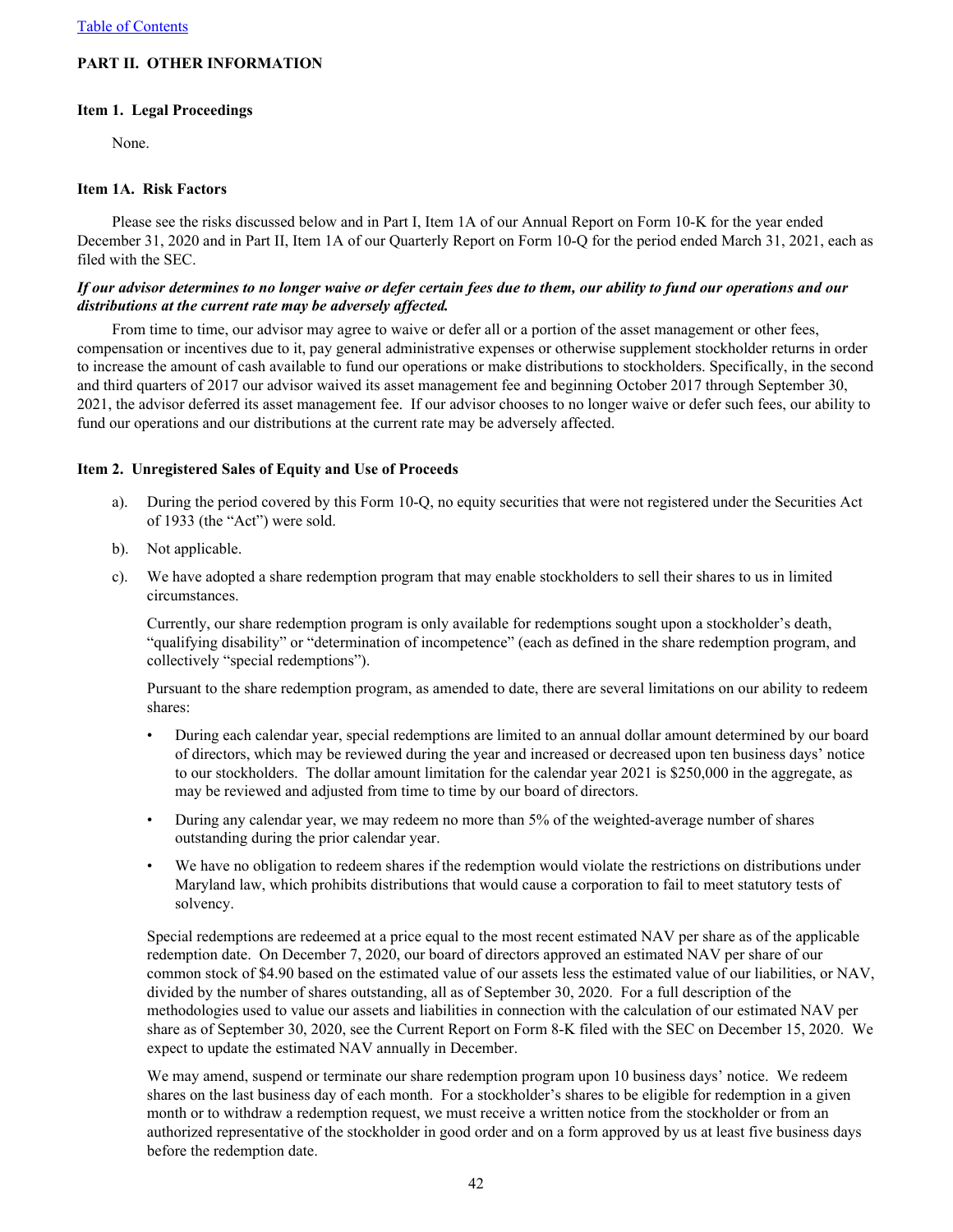## PART II. OTHER INFORMATION

### Item 1. Legal Proceedings

None.

### Item 1A. Risk Factors

Please see the risks discussed below and in Part I, Item 1A of our Annual Report on Form 10-K for the year ended December 31, 2020 and in Part II, Item 1A of our Quarterly Report on Form 10-Q for the period ended March 31, 2021, each as filed with the SEC.

***If our advisor determines to no longer waive or defer certain fees due to them, our ability to fund our operations and our distributions at the current rate may be adversely affected.***

From time to time, our advisor may agree to waive or defer all or a portion of the asset management or other fees, compensation or incentives due to it, pay general administrative expenses or otherwise supplement stockholder returns in order to increase the amount of cash available to fund our operations or make distributions to stockholders. Specifically, in the second and third quarters of 2017 our advisor waived its asset management fee and beginning October 2017 through September 30, 2021, the advisor deferred its asset management fee. If our advisor chooses to no longer waive or defer such fees, our ability to fund our operations and our distributions at the current rate may be adversely affected.

### Item 2. Unregistered Sales of Equity and Use of Proceeds

a). During the period covered by this Form 10-Q, no equity securities that were not registered under the Securities Act of 1933 (the "Act") were sold.

b). Not applicable.

c). We have adopted a share redemption program that may enable stockholders to sell their shares to us in limited circumstances.

Currently, our share redemption program is only available for redemptions sought upon a stockholder's death, "qualifying disability" or "determination of incompetence" (each as defined in the share redemption program, and collectively "special redemptions").

Pursuant to the share redemption program, as amended to date, there are several limitations on our ability to redeem shares:

- During each calendar year, special redemptions are limited to an annual dollar amount determined by our board of directors, which may be reviewed during the year and increased or decreased upon ten business days' notice to our stockholders. The dollar amount limitation for the calendar year 2021 is $250,000 in the aggregate, as may be reviewed and adjusted from time to time by our board of directors.
- During any calendar year, we may redeem no more than 5% of the weighted-average number of shares outstanding during the prior calendar year.
- We have no obligation to redeem shares if the redemption would violate the restrictions on distributions under Maryland law, which prohibits distributions that would cause a corporation to fail to meet statutory tests of solvency.

Special redemptions are redeemed at a price equal to the most recent estimated NAV per share as of the applicable redemption date. On December 7, 2020, our board of directors approved an estimated NAV per share of our common stock of $4.90 based on the estimated value of our assets less the estimated value of our liabilities, or NAV, divided by the number of shares outstanding, all as of September 30, 2020. For a full description of the methodologies used to value our assets and liabilities in connection with the calculation of our estimated NAV per share as of September 30, 2020, see the Current Report on Form 8-K filed with the SEC on December 15, 2020. We expect to update the estimated NAV annually in December.

We may amend, suspend or terminate our share redemption program upon 10 business days' notice. We redeem shares on the last business day of each month. For a stockholder's shares to be eligible for redemption in a given month or to withdraw a redemption request, we must receive a written notice from the stockholder or from an authorized representative of the stockholder in good order and on a form approved by us at least five business days before the redemption date.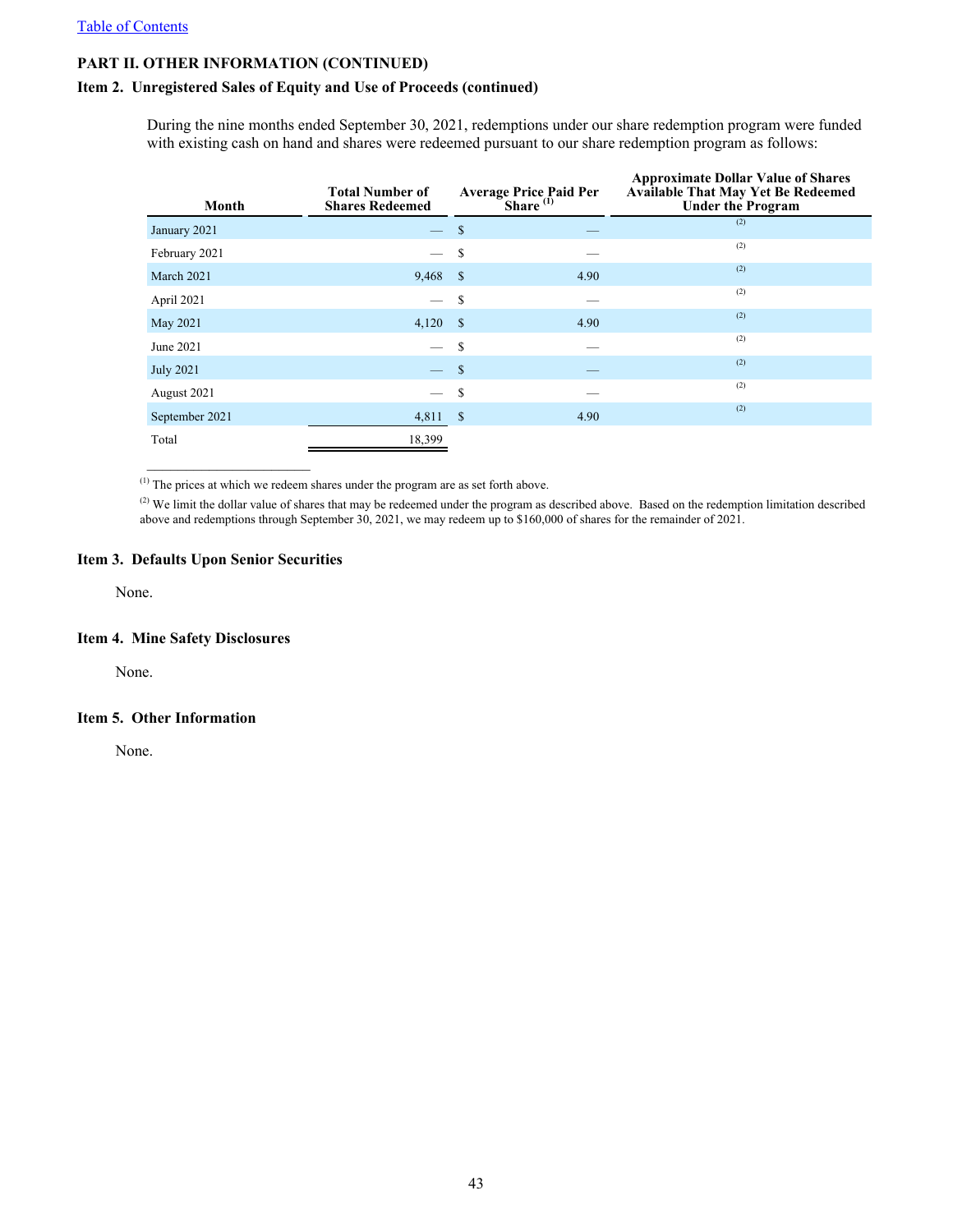[Table of Contents](#)

**PART II. OTHER INFORMATION (CONTINUED)**

**Item 2. Unregistered Sales of Equity and Use of Proceeds (continued)**

During the nine months ended September 30, 2021, redemptions under our share redemption program were funded with existing cash on hand and shares were redeemed pursuant to our share redemption program as follows:

| Month | Total Number of Shares Redeemed | Average Price Paid Per Share [(1)] | Approximate Dollar Value of Shares Available That May Yet Be Redeemed Under the Program |
|---|---|---|---|
| January 2021 | — | $ — | [(2)] |
| February 2021 | — | $ — | [(2)] |
| March 2021 | 9,468 | $ 4.90 | [(2)] |
| April 2021 | — | $ — | [(2)] |
| May 2021 | 4,120 | $ 4.90 | [(2)] |
| June 2021 | — | $ — | [(2)] |
| July 2021 | — | $ — | [(2)] |
| August 2021 | — | $ — | [(2)] |
| September 2021 | 4,811 | $ 4.90 | [(2)] |
| Total | 18,399 | | |

[(1)] The prices at which we redeem shares under the program are as set forth above.

[(2)] We limit the dollar value of shares that may be redeemed under the program as described above. Based on the redemption limitation described above and redemptions through September 30, 2021, we may redeem up to $160,000 of shares for the remainder of 2021.

**Item 3. Defaults Upon Senior Securities**

None.

**Item 4. Mine Safety Disclosures**

None.

**Item 5. Other Information**

None.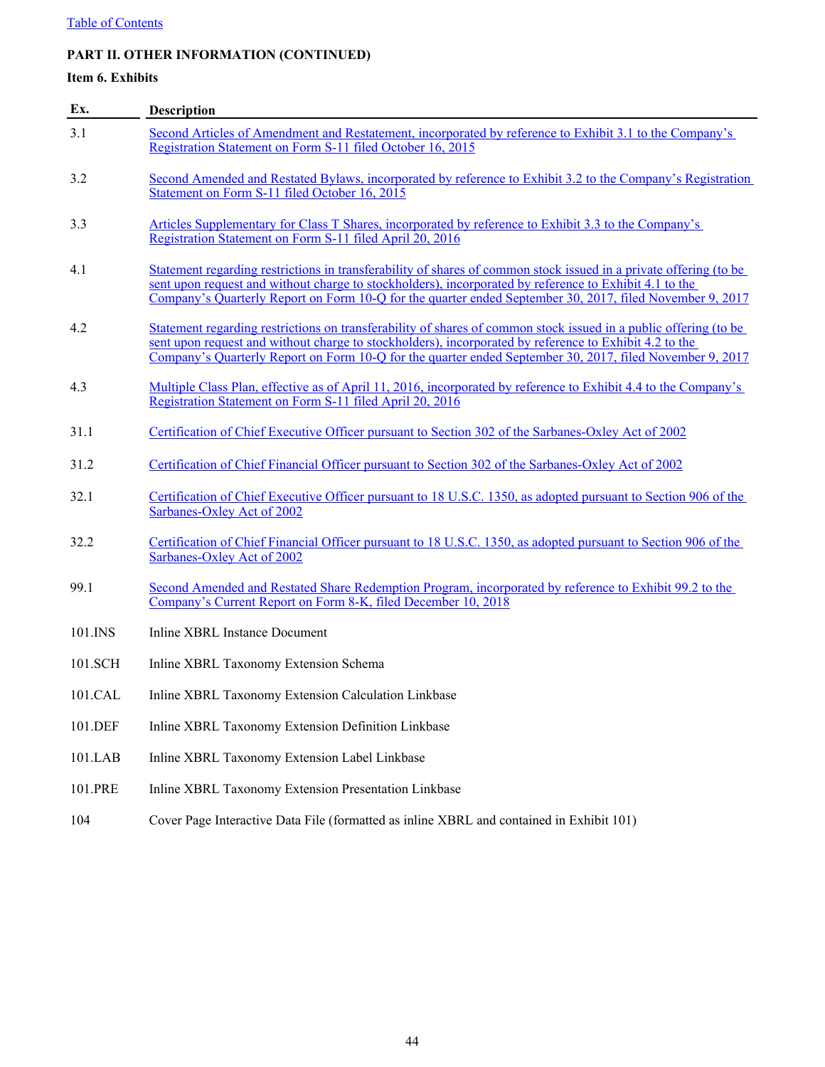[Table of Contents](#)

**PART II. OTHER INFORMATION (CONTINUED)**

**Item 6. Exhibits**

| Ex. | Description |
|---|---|
| 3.1 | Second Articles of Amendment and Restatement, incorporated by reference to Exhibit 3.1 to the Company's Registration Statement on Form S-11 filed October 16, 2015 |
| 3.2 | Second Amended and Restated Bylaws, incorporated by reference to Exhibit 3.2 to the Company's Registration Statement on Form S-11 filed October 16, 2015 |
| 3.3 | Articles Supplementary for Class T Shares, incorporated by reference to Exhibit 3.3 to the Company's Registration Statement on Form S-11 filed April 20, 2016 |
| 4.1 | Statement regarding restrictions in transferability of shares of common stock issued in a private offering (to be sent upon request and without charge to stockholders), incorporated by reference to Exhibit 4.1 to the Company's Quarterly Report on Form 10-Q for the quarter ended September 30, 2017, filed November 9, 2017 |
| 4.2 | Statement regarding restrictions on transferability of shares of common stock issued in a public offering (to be sent upon request and without charge to stockholders), incorporated by reference to Exhibit 4.2 to the Company's Quarterly Report on Form 10-Q for the quarter ended September 30, 2017, filed November 9, 2017 |
| 4.3 | Multiple Class Plan, effective as of April 11, 2016, incorporated by reference to Exhibit 4.4 to the Company's Registration Statement on Form S-11 filed April 20, 2016 |
| 31.1 | Certification of Chief Executive Officer pursuant to Section 302 of the Sarbanes-Oxley Act of 2002 |
| 31.2 | Certification of Chief Financial Officer pursuant to Section 302 of the Sarbanes-Oxley Act of 2002 |
| 32.1 | Certification of Chief Executive Officer pursuant to 18 U.S.C. 1350, as adopted pursuant to Section 906 of the Sarbanes-Oxley Act of 2002 |
| 32.2 | Certification of Chief Financial Officer pursuant to 18 U.S.C. 1350, as adopted pursuant to Section 906 of the Sarbanes-Oxley Act of 2002 |
| 99.1 | Second Amended and Restated Share Redemption Program, incorporated by reference to Exhibit 99.2 to the Company's Current Report on Form 8-K, filed December 10, 2018 |
| 101.INS | Inline XBRL Instance Document |
| 101.SCH | Inline XBRL Taxonomy Extension Schema |
| 101.CAL | Inline XBRL Taxonomy Extension Calculation Linkbase |
| 101.DEF | Inline XBRL Taxonomy Extension Definition Linkbase |
| 101.LAB | Inline XBRL Taxonomy Extension Label Linkbase |
| 101.PRE | Inline XBRL Taxonomy Extension Presentation Linkbase |
| 104 | Cover Page Interactive Data File (formatted as inline XBRL and contained in Exhibit 101) |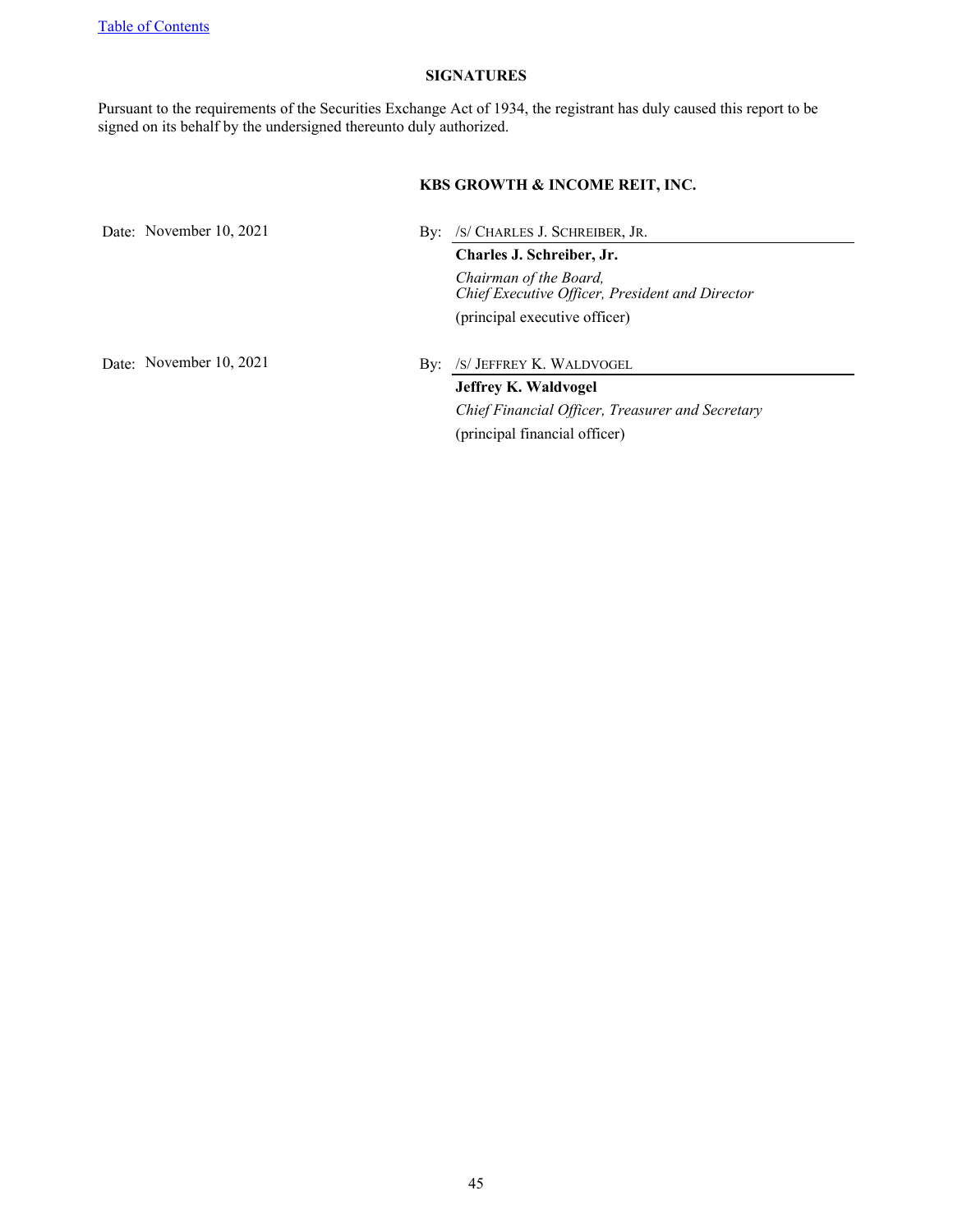## SIGNATURES

Pursuant to the requirements of the Securities Exchange Act of 1934, the registrant has duly caused this report to be signed on its behalf by the undersigned thereunto duly authorized.

**KBS GROWTH & INCOME REIT, INC.**

| | |
|---|---|
| Date: November 10, 2021 | By: /S/ CHARLES J. SCHREIBER, JR. |
| | **Charles J. Schreiber, Jr.** |
| | *Chairman of the Board, Chief Executive Officer, President and Director* |
| | (principal executive officer) |
| Date: November 10, 2021 | By: /S/ JEFFREY K. WALDVOGEL |
| | **Jeffrey K. Waldvogel** |
| | *Chief Financial Officer, Treasurer and Secretary* |
| | (principal financial officer) |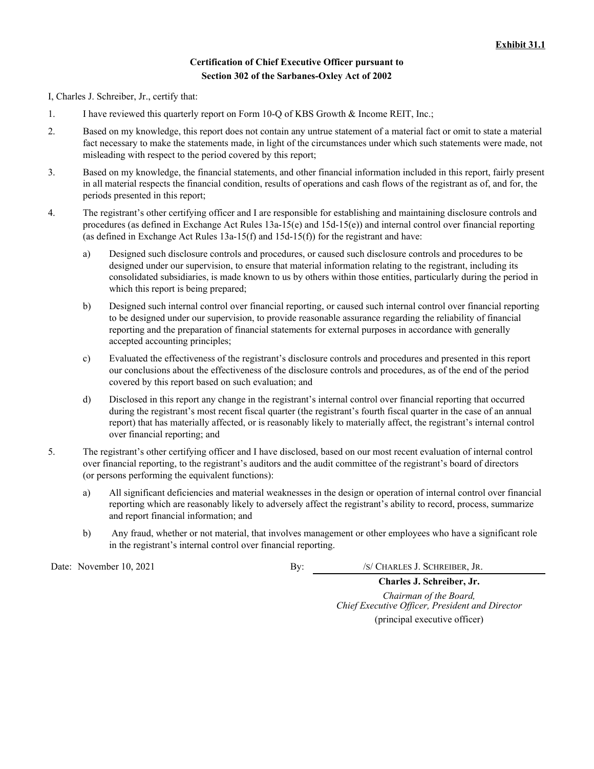**Exhibit 31.1**

**Certification of Chief Executive Officer pursuant to Section 302 of the Sarbanes-Oxley Act of 2002**

I, Charles J. Schreiber, Jr., certify that:

1. I have reviewed this quarterly report on Form 10-Q of KBS Growth & Income REIT, Inc.;

2. Based on my knowledge, this report does not contain any untrue statement of a material fact or omit to state a material fact necessary to make the statements made, in light of the circumstances under which such statements were made, not misleading with respect to the period covered by this report;

3. Based on my knowledge, the financial statements, and other financial information included in this report, fairly present in all material respects the financial condition, results of operations and cash flows of the registrant as of, and for, the periods presented in this report;

4. The registrant's other certifying officer and I are responsible for establishing and maintaining disclosure controls and procedures (as defined in Exchange Act Rules 13a-15(e) and 15d-15(e)) and internal control over financial reporting (as defined in Exchange Act Rules 13a-15(f) and 15d-15(f)) for the registrant and have:

   a) Designed such disclosure controls and procedures, or caused such disclosure controls and procedures to be designed under our supervision, to ensure that material information relating to the registrant, including its consolidated subsidiaries, is made known to us by others within those entities, particularly during the period in which this report is being prepared;

   b) Designed such internal control over financial reporting, or caused such internal control over financial reporting to be designed under our supervision, to provide reasonable assurance regarding the reliability of financial reporting and the preparation of financial statements for external purposes in accordance with generally accepted accounting principles;

   c) Evaluated the effectiveness of the registrant's disclosure controls and procedures and presented in this report our conclusions about the effectiveness of the disclosure controls and procedures, as of the end of the period covered by this report based on such evaluation; and

   d) Disclosed in this report any change in the registrant's internal control over financial reporting that occurred during the registrant's most recent fiscal quarter (the registrant's fourth fiscal quarter in the case of an annual report) that has materially affected, or is reasonably likely to materially affect, the registrant's internal control over financial reporting; and

5. The registrant's other certifying officer and I have disclosed, based on our most recent evaluation of internal control over financial reporting, to the registrant's auditors and the audit committee of the registrant's board of directors (or persons performing the equivalent functions):

   a) All significant deficiencies and material weaknesses in the design or operation of internal control over financial reporting which are reasonably likely to adversely affect the registrant's ability to record, process, summarize and report financial information; and

   b) Any fraud, whether or not material, that involves management or other employees who have a significant role in the registrant's internal control over financial reporting.

Date: November 10, 2021

By: /S/ CHARLES J. SCHREIBER, JR.

**Charles J. Schreiber, Jr.**

*Chairman of the Board, Chief Executive Officer, President and Director*

(principal executive officer)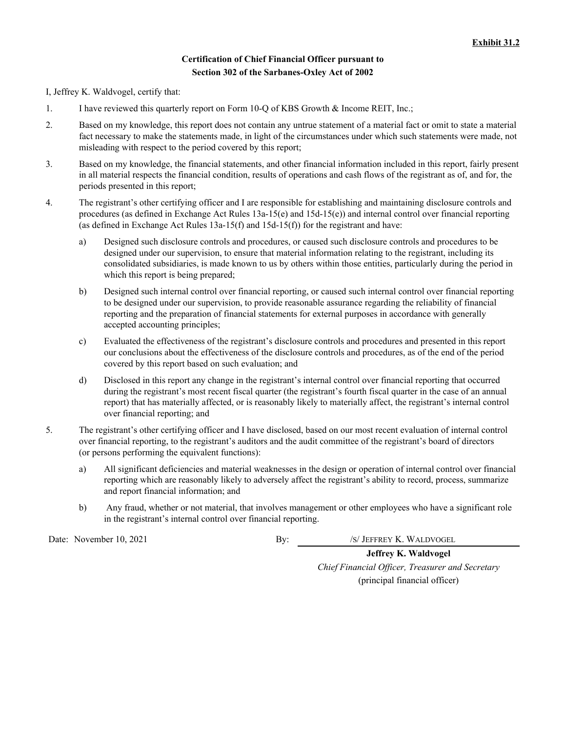**Exhibit 31.2**

**Certification of Chief Financial Officer pursuant to**
**Section 302 of the Sarbanes-Oxley Act of 2002**

I, Jeffrey K. Waldvogel, certify that:

1. I have reviewed this quarterly report on Form 10-Q of KBS Growth & Income REIT, Inc.;

2. Based on my knowledge, this report does not contain any untrue statement of a material fact or omit to state a material fact necessary to make the statements made, in light of the circumstances under which such statements were made, not misleading with respect to the period covered by this report;

3. Based on my knowledge, the financial statements, and other financial information included in this report, fairly present in all material respects the financial condition, results of operations and cash flows of the registrant as of, and for, the periods presented in this report;

4. The registrant's other certifying officer and I are responsible for establishing and maintaining disclosure controls and procedures (as defined in Exchange Act Rules 13a-15(e) and 15d-15(e)) and internal control over financial reporting (as defined in Exchange Act Rules 13a-15(f) and 15d-15(f)) for the registrant and have:

   a) Designed such disclosure controls and procedures, or caused such disclosure controls and procedures to be designed under our supervision, to ensure that material information relating to the registrant, including its consolidated subsidiaries, is made known to us by others within those entities, particularly during the period in which this report is being prepared;

   b) Designed such internal control over financial reporting, or caused such internal control over financial reporting to be designed under our supervision, to provide reasonable assurance regarding the reliability of financial reporting and the preparation of financial statements for external purposes in accordance with generally accepted accounting principles;

   c) Evaluated the effectiveness of the registrant's disclosure controls and procedures and presented in this report our conclusions about the effectiveness of the disclosure controls and procedures, as of the end of the period covered by this report based on such evaluation; and

   d) Disclosed in this report any change in the registrant's internal control over financial reporting that occurred during the registrant's most recent fiscal quarter (the registrant's fourth fiscal quarter in the case of an annual report) that has materially affected, or is reasonably likely to materially affect, the registrant's internal control over financial reporting; and

5. The registrant's other certifying officer and I have disclosed, based on our most recent evaluation of internal control over financial reporting, to the registrant's auditors and the audit committee of the registrant's board of directors (or persons performing the equivalent functions):

   a) All significant deficiencies and material weaknesses in the design or operation of internal control over financial reporting which are reasonably likely to adversely affect the registrant's ability to record, process, summarize and report financial information; and

   b) Any fraud, whether or not material, that involves management or other employees who have a significant role in the registrant's internal control over financial reporting.

Date: November 10, 2021

By: /S/ JEFFREY K. WALDVOGEL

**Jeffrey K. Waldvogel**
*Chief Financial Officer, Treasurer and Secretary*
(principal financial officer)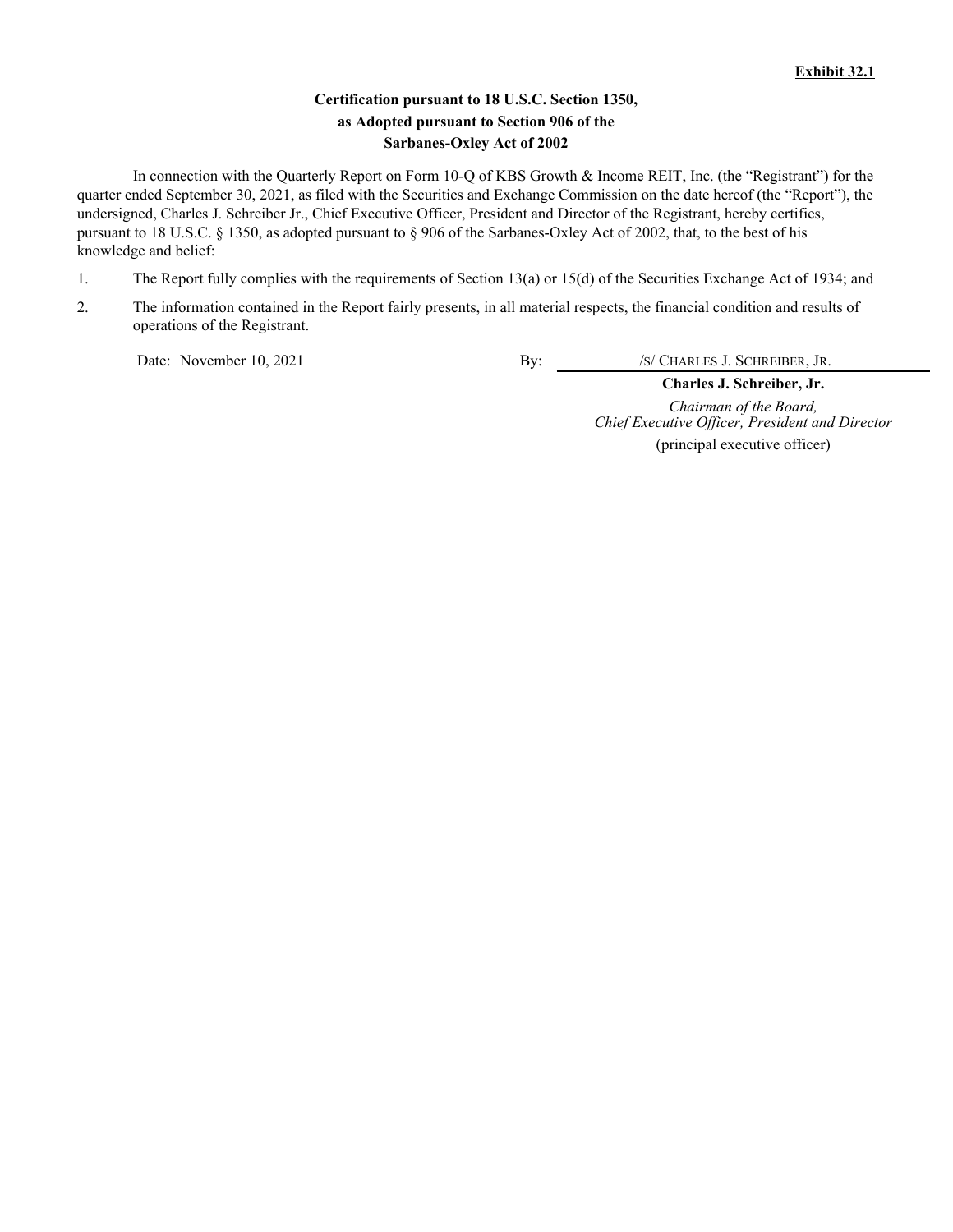**Exhibit 32.1**

**Certification pursuant to 18 U.S.C. Section 1350,**
**as Adopted pursuant to Section 906 of the**
**Sarbanes-Oxley Act of 2002**

In connection with the Quarterly Report on Form 10-Q of KBS Growth & Income REIT, Inc. (the "Registrant") for the quarter ended September 30, 2021, as filed with the Securities and Exchange Commission on the date hereof (the "Report"), the undersigned, Charles J. Schreiber Jr., Chief Executive Officer, President and Director of the Registrant, hereby certifies, pursuant to 18 U.S.C. § 1350, as adopted pursuant to § 906 of the Sarbanes-Oxley Act of 2002, that, to the best of his knowledge and belief:

1. The Report fully complies with the requirements of Section 13(a) or 15(d) of the Securities Exchange Act of 1934; and
2. The information contained in the Report fairly presents, in all material respects, the financial condition and results of operations of the Registrant.

Date: November 10, 2021

By: /S/ CHARLES J. SCHREIBER, JR.

**Charles J. Schreiber, Jr.**

*Chairman of the Board,*
*Chief Executive Officer, President and Director*
(principal executive officer)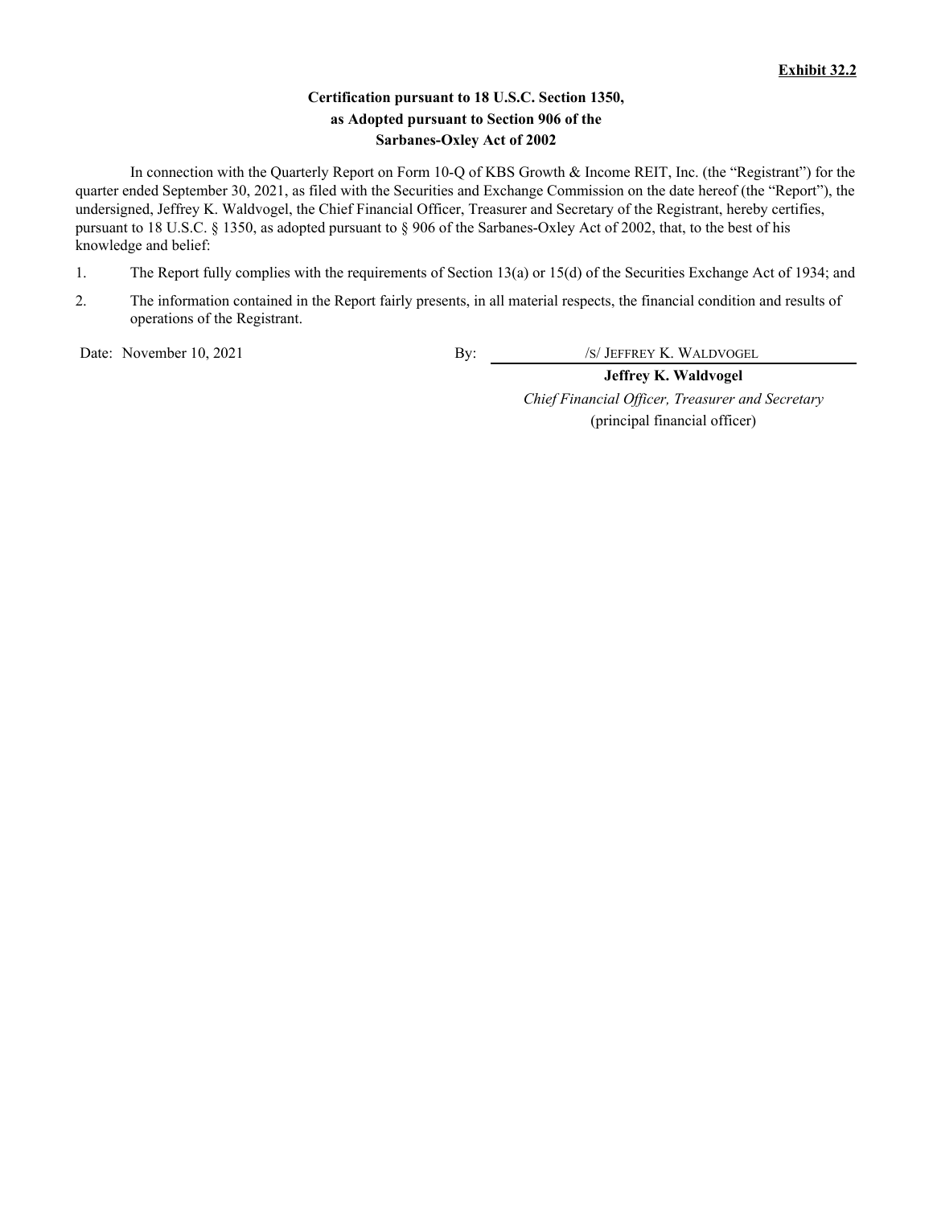**Exhibit 32.2**

**Certification pursuant to 18 U.S.C. Section 1350,**
**as Adopted pursuant to Section 906 of the**
**Sarbanes-Oxley Act of 2002**

In connection with the Quarterly Report on Form 10-Q of KBS Growth & Income REIT, Inc. (the “Registrant”) for the quarter ended September 30, 2021, as filed with the Securities and Exchange Commission on the date hereof (the “Report”), the undersigned, Jeffrey K. Waldvogel, the Chief Financial Officer, Treasurer and Secretary of the Registrant, hereby certifies, pursuant to 18 U.S.C. § 1350, as adopted pursuant to § 906 of the Sarbanes-Oxley Act of 2002, that, to the best of his knowledge and belief:

1. The Report fully complies with the requirements of Section 13(a) or 15(d) of the Securities Exchange Act of 1934; and
2. The information contained in the Report fairly presents, in all material respects, the financial condition and results of operations of the Registrant.

Date: November 10, 2021

By: /S/ JEFFREY K. WALDVOGEL

**Jeffrey K. Waldvogel**
*Chief Financial Officer, Treasurer and Secretary*
(principal financial officer)